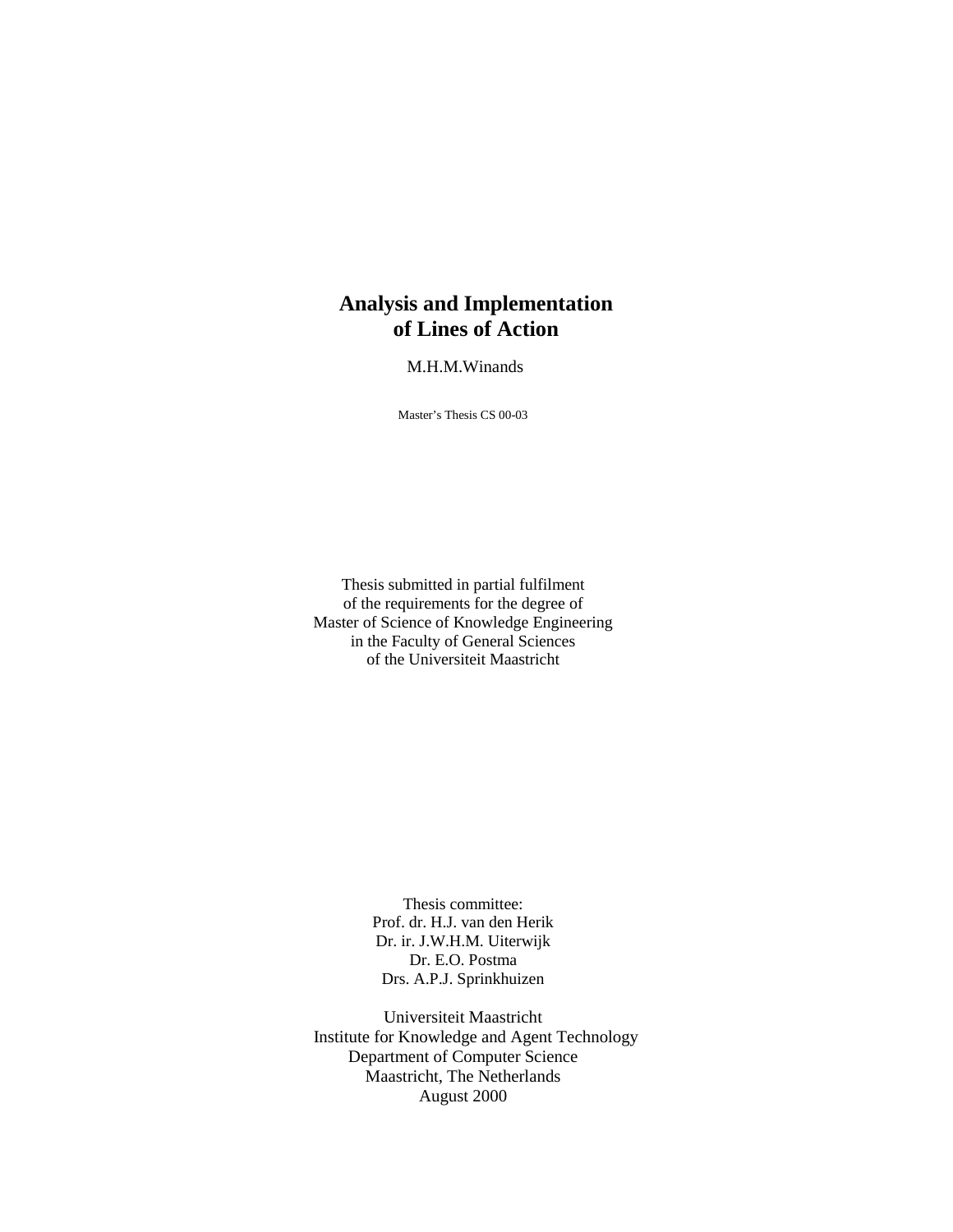# Analysis and Implementation of Lines of Action

M.H.M.Winands

Master's Thesis CS 00-03

Thesis submitted in partial fulfilment
of the requirements for the degree of
Master of Science of Knowledge Engineering
in the Faculty of General Sciences
of the Universiteit Maastricht

Thesis committee:
Prof. dr. H.J. van den Herik
Dr. ir. J.W.H.M. Uiterwijk
Dr. E.O. Postma
Drs. A.P.J. Sprinkhuizen

Universiteit Maastricht
Institute for Knowledge and Agent Technology
Department of Computer Science
Maastricht, The Netherlands
August 2000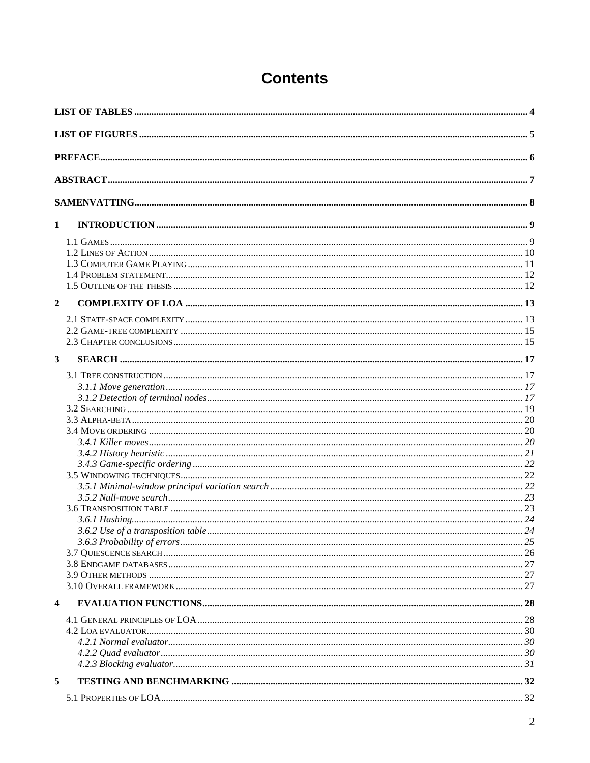# Contents

**LIST OF TABLES** ................................................................ 4

**LIST OF FIGURES** ................................................................ 5

**PREFACE** ................................................................ 6

**ABSTRACT** ................................................................ 7

**SAMENVATTING** ................................................................ 8

**1 INTRODUCTION** ................................................................ 9

1.1 GAMES ................................................................ 9
1.2 LINES OF ACTION ................................................................ 10
1.3 COMPUTER GAME PLAYING ................................................................ 11
1.4 PROBLEM STATEMENT ................................................................ 12
1.5 OUTLINE OF THE THESIS ................................................................ 12

**2 COMPLEXITY OF LOA** ................................................................ 13

2.1 STATE-SPACE COMPLEXITY ................................................................ 13
2.2 GAME-TREE COMPLEXITY ................................................................ 15
2.3 CHAPTER CONCLUSIONS ................................................................ 15

**3 SEARCH** ................................................................ 17

3.1 TREE CONSTRUCTION ................................................................ 17
*3.1.1 Move generation* ................................................................ *17*
*3.1.2 Detection of terminal nodes* ................................................................ *17*
3.2 SEARCHING ................................................................ 19
3.3 ALPHA-BETA ................................................................ 20
3.4 MOVE ORDERING ................................................................ 20
*3.4.1 Killer moves* ................................................................ *20*
*3.4.2 History heuristic* ................................................................ *21*
*3.4.3 Game-specific ordering* ................................................................ *22*
3.5 WINDOWING TECHNIQUES ................................................................ 22
*3.5.1 Minimal-window principal variation search* ................................................................ *22*
*3.5.2 Null-move search* ................................................................ *23*
3.6 TRANSPOSITION TABLE ................................................................ 23
*3.6.1 Hashing* ................................................................ *24*
*3.6.2 Use of a transposition table* ................................................................ *24*
*3.6.3 Probability of errors* ................................................................ *25*
3.7 QUIESCENCE SEARCH ................................................................ 26
3.8 ENDGAME DATABASES ................................................................ 27
3.9 OTHER METHODS ................................................................ 27
3.10 OVERALL FRAMEWORK ................................................................ 27

**4 EVALUATION FUNCTIONS** ................................................................ 28

4.1 GENERAL PRINCIPLES OF LOA ................................................................ 28
4.2 LOA EVALUATOR ................................................................ 30
*4.2.1 Normal evaluator* ................................................................ *30*
*4.2.2 Quad evaluator* ................................................................ *30*
*4.2.3 Blocking evaluator* ................................................................ *31*

**5 TESTING AND BENCHMARKING** ................................................................ 32

5.1 PROPERTIES OF LOA ................................................................ 32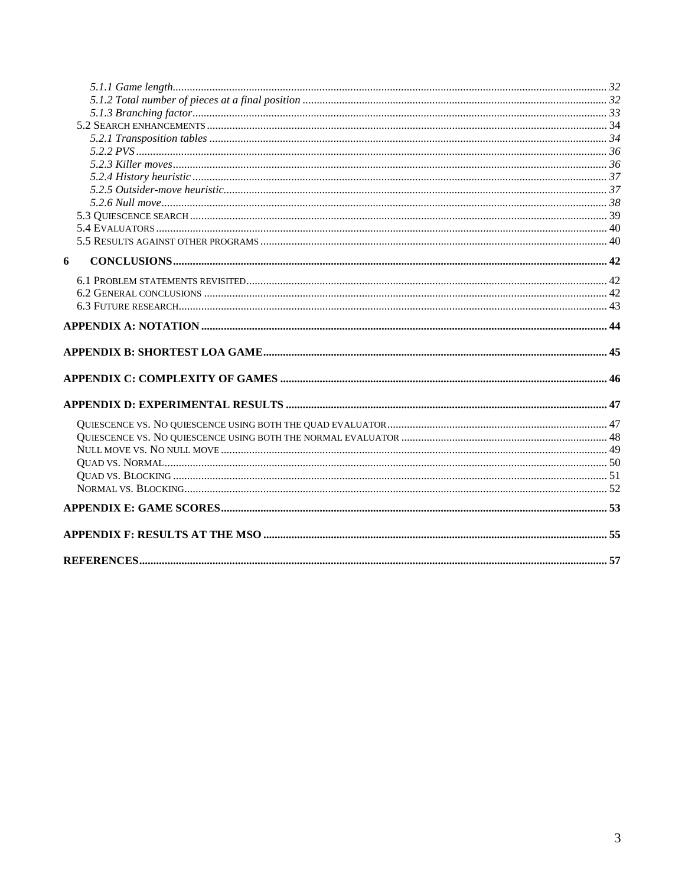*5.1.1 Game length* ..... 32
*5.1.2 Total number of pieces at a final position* ..... 32
*5.1.3 Branching factor* ..... 33
5.2 Search enhancements ..... 34
*5.2.1 Transposition tables* ..... 34
*5.2.2 PVS* ..... 36
*5.2.3 Killer moves* ..... 36
*5.2.4 History heuristic* ..... 37
*5.2.5 Outsider-move heuristic* ..... 37
*5.2.6 Null move* ..... 38
5.3 Quiescence search ..... 39
5.4 Evaluators ..... 40
5.5 Results against other programs ..... 40

**6 CONCLUSIONS ..... 42**

6.1 Problem statements revisited ..... 42
6.2 General conclusions ..... 42
6.3 Future research ..... 43

**APPENDIX A: NOTATION ..... 44**

**APPENDIX B: SHORTEST LOA GAME ..... 45**

**APPENDIX C: COMPLEXITY OF GAMES ..... 46**

**APPENDIX D: EXPERIMENTAL RESULTS ..... 47**

Quiescence vs. No quiescence using both the quad evaluator ..... 47
Quiescence vs. No quiescence using both the normal evaluator ..... 48
Null move vs. No null move ..... 49
Quad vs. Normal ..... 50
Quad vs. Blocking ..... 51
Normal vs. Blocking ..... 52

**APPENDIX E: GAME SCORES ..... 53**

**APPENDIX F: RESULTS AT THE MSO ..... 55**

**REFERENCES ..... 57**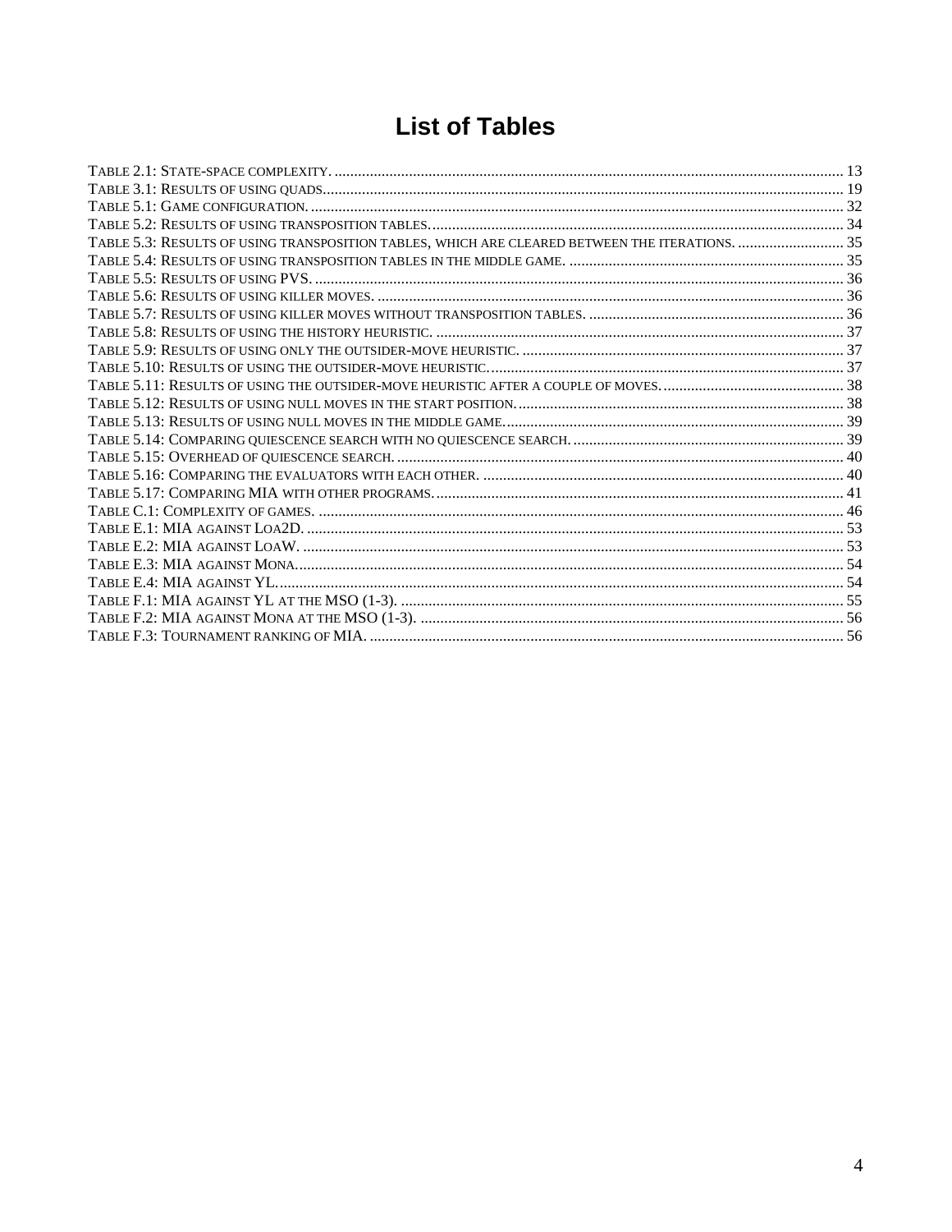# List of Tables

Table 2.1: State-space complexity. ........ 13
Table 3.1: Results of using quads. ........ 19
Table 5.1: Game configuration. ........ 32
Table 5.2: Results of using transposition tables. ........ 34
Table 5.3: Results of using transposition tables, which are cleared between the iterations. ........ 35
Table 5.4: Results of using transposition tables in the middle game. ........ 35
Table 5.5: Results of using PVS. ........ 36
Table 5.6: Results of using killer moves. ........ 36
Table 5.7: Results of using killer moves without transposition tables. ........ 36
Table 5.8: Results of using the history heuristic. ........ 37
Table 5.9: Results of using only the outsider-move heuristic. ........ 37
Table 5.10: Results of using the outsider-move heuristic. ........ 37
Table 5.11: Results of using the outsider-move heuristic after a couple of moves. ........ 38
Table 5.12: Results of using null moves in the start position. ........ 38
Table 5.13: Results of using null moves in the middle game. ........ 39
Table 5.14: Comparing quiescence search with no quiescence search. ........ 39
Table 5.15: Overhead of quiescence search. ........ 40
Table 5.16: Comparing the evaluators with each other. ........ 40
Table 5.17: Comparing MIA with other programs. ........ 41
Table C.1: Complexity of games. ........ 46
Table E.1: MIA against Loa2D. ........ 53
Table E.2: MIA against LoaW. ........ 53
Table E.3: MIA against Mona. ........ 54
Table E.4: MIA against YL. ........ 54
Table F.1: MIA against YL at the MSO (1-3). ........ 55
Table F.2: MIA against Mona at the MSO (1-3). ........ 56
Table F.3: Tournament ranking of MIA. ........ 56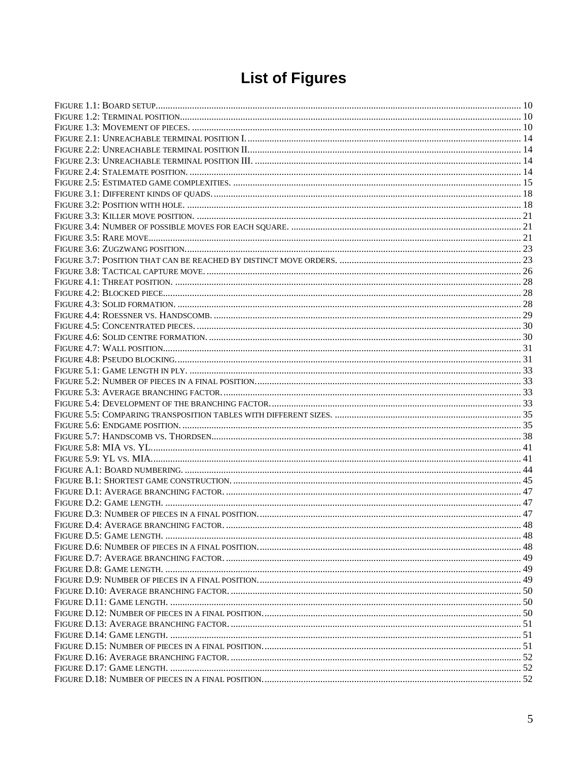# List of Figures

FIGURE 1.1: BOARD SETUP .......... 10
FIGURE 1.2: TERMINAL POSITION .......... 10
FIGURE 1.3: MOVEMENT OF PIECES. .......... 10
FIGURE 2.1: UNREACHABLE TERMINAL POSITION I. .......... 14
FIGURE 2.2: UNREACHABLE TERMINAL POSITION II. .......... 14
FIGURE 2.3: UNREACHABLE TERMINAL POSITION III. .......... 14
FIGURE 2.4: STALEMATE POSITION. .......... 14
FIGURE 2.5: ESTIMATED GAME COMPLEXITIES. .......... 15
FIGURE 3.1: DIFFERENT KINDS OF QUADS. .......... 18
FIGURE 3.2: POSITION WITH HOLE. .......... 18
FIGURE 3.3: KILLER MOVE POSITION. .......... 21
FIGURE 3.4: NUMBER OF POSSIBLE MOVES FOR EACH SQUARE. .......... 21
FIGURE 3.5: RARE MOVE .......... 21
FIGURE 3.6: ZUGZWANG POSITION. .......... 23
FIGURE 3.7: POSITION THAT CAN BE REACHED BY DISTINCT MOVE ORDERS. .......... 23
FIGURE 3.8: TACTICAL CAPTURE MOVE. .......... 26
FIGURE 4.1: THREAT POSITION. .......... 28
FIGURE 4.2: BLOCKED PIECE .......... 28
FIGURE 4.3: SOLID FORMATION. .......... 28
FIGURE 4.4: ROESSNER VS. HANDSCOMB. .......... 29
FIGURE 4.5: CONCENTRATED PIECES. .......... 30
FIGURE 4.6: SOLID CENTRE FORMATION. .......... 30
FIGURE 4.7: WALL POSITION .......... 31
FIGURE 4.8: PSEUDO BLOCKING. .......... 31
FIGURE 5.1: GAME LENGTH IN PLY. .......... 33
FIGURE 5.2: NUMBER OF PIECES IN A FINAL POSITION. .......... 33
FIGURE 5.3: AVERAGE BRANCHING FACTOR. .......... 33
FIGURE 5.4: DEVELOPMENT OF THE BRANCHING FACTOR. .......... 33
FIGURE 5.5: COMPARING TRANSPOSITION TABLES WITH DIFFERENT SIZES. .......... 35
FIGURE 5.6: ENDGAME POSITION. .......... 35
FIGURE 5.7: HANDSCOMB VS. THORDSEN .......... 38
FIGURE 5.8: MIA VS. YL. .......... 41
FIGURE 5.9: YL VS. MIA. .......... 41
FIGURE A.1: BOARD NUMBERING. .......... 44
FIGURE B.1: SHORTEST GAME CONSTRUCTION. .......... 45
FIGURE D.1: AVERAGE BRANCHING FACTOR. .......... 47
FIGURE D.2: GAME LENGTH. .......... 47
FIGURE D.3: NUMBER OF PIECES IN A FINAL POSITION. .......... 47
FIGURE D.4: AVERAGE BRANCHING FACTOR. .......... 48
FIGURE D.5: GAME LENGTH. .......... 48
FIGURE D.6: NUMBER OF PIECES IN A FINAL POSITION. .......... 48
FIGURE D.7: AVERAGE BRANCHING FACTOR. .......... 49
FIGURE D.8: GAME LENGTH. .......... 49
FIGURE D.9: NUMBER OF PIECES IN A FINAL POSITION. .......... 49
FIGURE D.10: AVERAGE BRANCHING FACTOR. .......... 50
FIGURE D.11: GAME LENGTH. .......... 50
FIGURE D.12: NUMBER OF PIECES IN A FINAL POSITION. .......... 50
FIGURE D.13: AVERAGE BRANCHING FACTOR. .......... 51
FIGURE D.14: GAME LENGTH. .......... 51
FIGURE D.15: NUMBER OF PIECES IN A FINAL POSITION. .......... 51
FIGURE D.16: AVERAGE BRANCHING FACTOR. .......... 52
FIGURE D.17: GAME LENGTH. .......... 52
FIGURE D.18: NUMBER OF PIECES IN A FINAL POSITION. .......... 52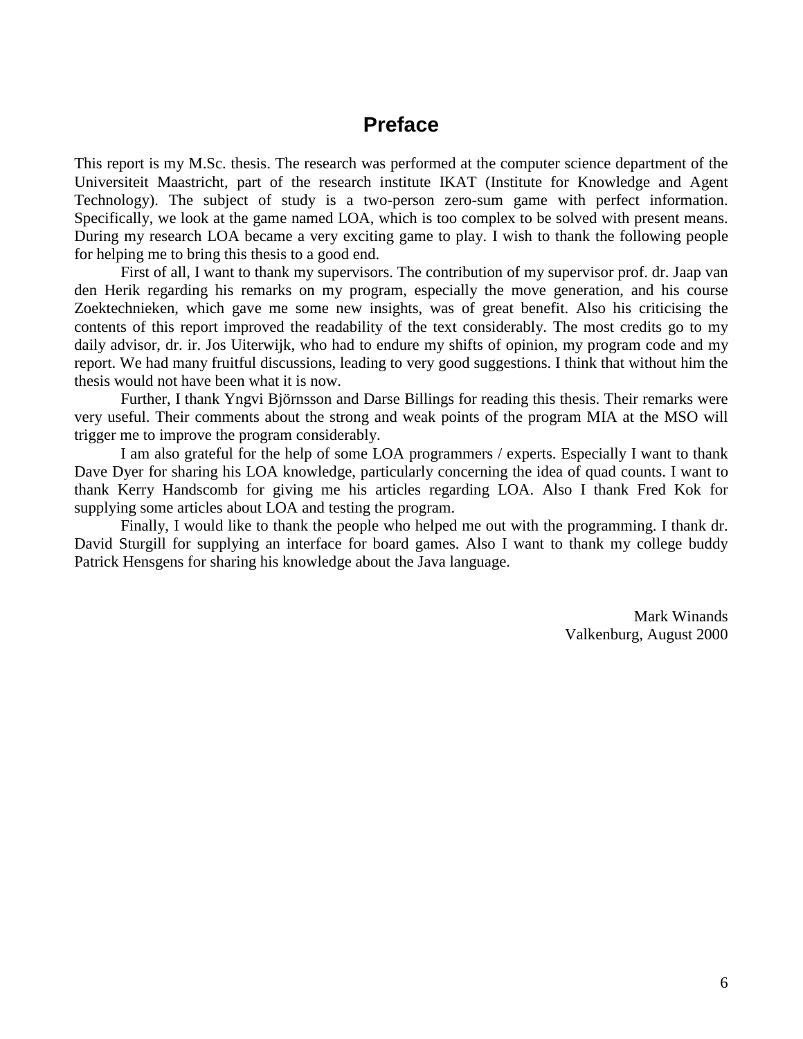# Preface

This report is my M.Sc. thesis. The research was performed at the computer science department of the Universiteit Maastricht, part of the research institute IKAT (Institute for Knowledge and Agent Technology). The subject of study is a two-person zero-sum game with perfect information. Specifically, we look at the game named LOA, which is too complex to be solved with present means. During my research LOA became a very exciting game to play. I wish to thank the following people for helping me to bring this thesis to a good end.

First of all, I want to thank my supervisors. The contribution of my supervisor prof. dr. Jaap van den Herik regarding his remarks on my program, especially the move generation, and his course Zoektechnieken, which gave me some new insights, was of great benefit. Also his criticising the contents of this report improved the readability of the text considerably. The most credits go to my daily advisor, dr. ir. Jos Uiterwijk, who had to endure my shifts of opinion, my program code and my report. We had many fruitful discussions, leading to very good suggestions. I think that without him the thesis would not have been what it is now.

Further, I thank Yngvi Björnsson and Darse Billings for reading this thesis. Their remarks were very useful. Their comments about the strong and weak points of the program MIA at the MSO will trigger me to improve the program considerably.

I am also grateful for the help of some LOA programmers / experts. Especially I want to thank Dave Dyer for sharing his LOA knowledge, particularly concerning the idea of quad counts. I want to thank Kerry Handscomb for giving me his articles regarding LOA. Also I thank Fred Kok for supplying some articles about LOA and testing the program.

Finally, I would like to thank the people who helped me out with the programming. I thank dr. David Sturgill for supplying an interface for board games. Also I want to thank my college buddy Patrick Hensgens for sharing his knowledge about the Java language.

Mark Winands
Valkenburg, August 2000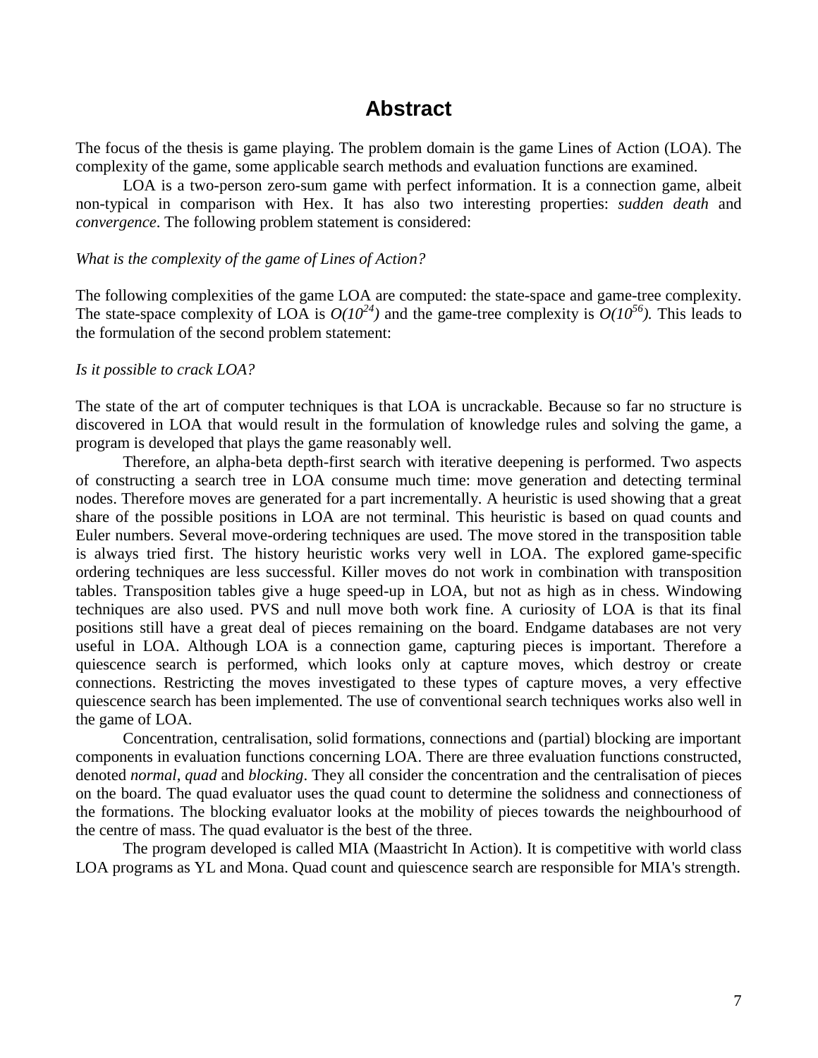# Abstract

The focus of the thesis is game playing. The problem domain is the game Lines of Action (LOA). The complexity of the game, some applicable search methods and evaluation functions are examined.

LOA is a two-person zero-sum game with perfect information. It is a connection game, albeit non-typical in comparison with Hex. It has also two interesting properties: *sudden death* and *convergence*. The following problem statement is considered:

*What is the complexity of the game of Lines of Action?*

The following complexities of the game LOA are computed: the state-space and game-tree complexity. The state-space complexity of LOA is $O(10^{24})$ and the game-tree complexity is $O(10^{56})$. This leads to the formulation of the second problem statement:

*Is it possible to crack LOA?*

The state of the art of computer techniques is that LOA is uncrackable. Because so far no structure is discovered in LOA that would result in the formulation of knowledge rules and solving the game, a program is developed that plays the game reasonably well.

Therefore, an alpha-beta depth-first search with iterative deepening is performed. Two aspects of constructing a search tree in LOA consume much time: move generation and detecting terminal nodes. Therefore moves are generated for a part incrementally. A heuristic is used showing that a great share of the possible positions in LOA are not terminal. This heuristic is based on quad counts and Euler numbers. Several move-ordering techniques are used. The move stored in the transposition table is always tried first. The history heuristic works very well in LOA. The explored game-specific ordering techniques are less successful. Killer moves do not work in combination with transposition tables. Transposition tables give a huge speed-up in LOA, but not as high as in chess. Windowing techniques are also used. PVS and null move both work fine. A curiosity of LOA is that its final positions still have a great deal of pieces remaining on the board. Endgame databases are not very useful in LOA. Although LOA is a connection game, capturing pieces is important. Therefore a quiescence search is performed, which looks only at capture moves, which destroy or create connections. Restricting the moves investigated to these types of capture moves, a very effective quiescence search has been implemented. The use of conventional search techniques works also well in the game of LOA.

Concentration, centralisation, solid formations, connections and (partial) blocking are important components in evaluation functions concerning LOA. There are three evaluation functions constructed, denoted *normal*, *quad* and *blocking*. They all consider the concentration and the centralisation of pieces on the board. The quad evaluator uses the quad count to determine the solidness and connectioness of the formations. The blocking evaluator looks at the mobility of pieces towards the neighbourhood of the centre of mass. The quad evaluator is the best of the three.

The program developed is called MIA (Maastricht In Action). It is competitive with world class LOA programs as YL and Mona. Quad count and quiescence search are responsible for MIA's strength.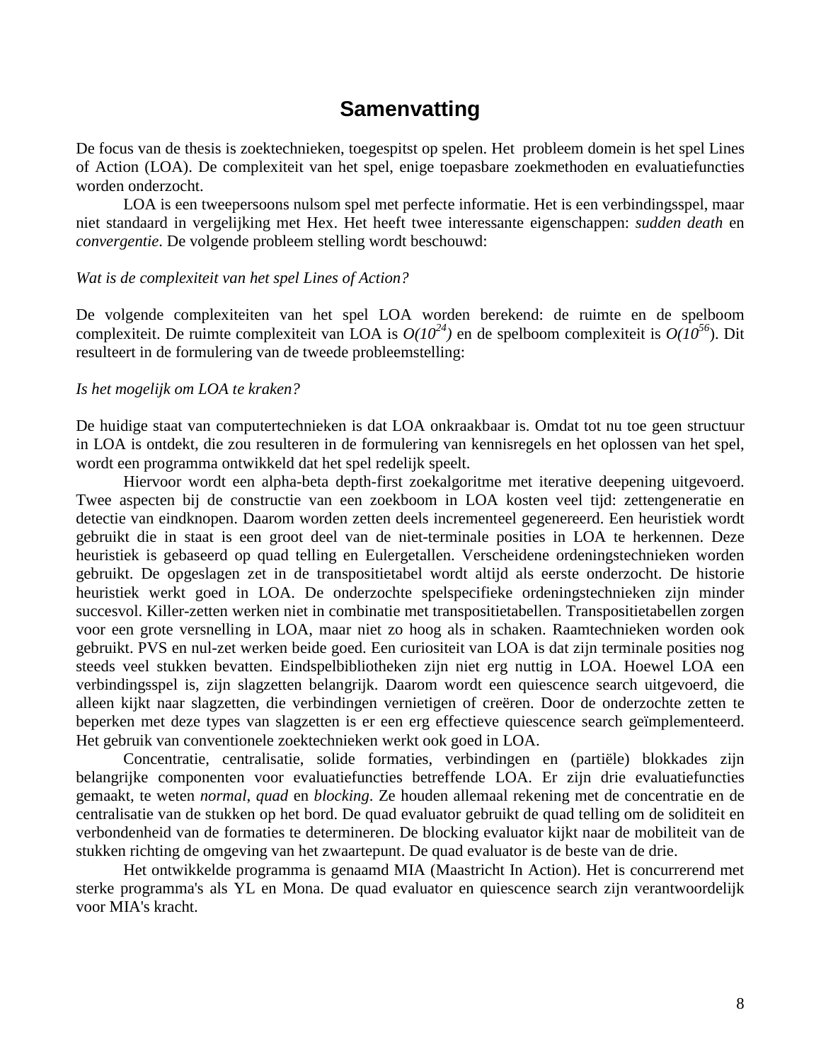# Samenvatting

De focus van de thesis is zoektechnieken, toegespitst op spelen. Het probleem domein is het spel Lines of Action (LOA). De complexiteit van het spel, enige toepasbare zoekmethoden en evaluatiefuncties worden onderzocht.

LOA is een tweepersoons nulsom spel met perfecte informatie. Het is een verbindingsspel, maar niet standaard in vergelijking met Hex. Het heeft twee interessante eigenschappen: *sudden death* en *convergentie*. De volgende probleem stelling wordt beschouwd:

*Wat is de complexiteit van het spel Lines of Action?*

De volgende complexiteiten van het spel LOA worden berekend: de ruimte en de spelboom complexiteit. De ruimte complexiteit van LOA is $O(10^{24})$ en de spelboom complexiteit is $O(10^{56})$. Dit resulteert in de formulering van de tweede probleemstelling:

*Is het mogelijk om LOA te kraken?*

De huidige staat van computertechnieken is dat LOA onkraakbaar is. Omdat tot nu toe geen structuur in LOA is ontdekt, die zou resulteren in de formulering van kennisregels en het oplossen van het spel, wordt een programma ontwikkeld dat het spel redelijk speelt.

Hiervoor wordt een alpha-beta depth-first zoekalgoritme met iterative deepening uitgevoerd. Twee aspecten bij de constructie van een zoekboom in LOA kosten veel tijd: zettengeneratie en detectie van eindknopen. Daarom worden zetten deels incrementeel gegenereerd. Een heuristiek wordt gebruikt die in staat is een groot deel van de niet-terminale posities in LOA te herkennen. Deze heuristiek is gebaseerd op quad telling en Eulergetallen. Verscheidene ordeningstechnieken worden gebruikt. De opgeslagen zet in de transpositietabel wordt altijd als eerste onderzocht. De historie heuristiek werkt goed in LOA. De onderzochte spelspecifieke ordeningstechnieken zijn minder succesvol. Killer-zetten werken niet in combinatie met transpositietabellen. Transpositietabellen zorgen voor een grote versnelling in LOA, maar niet zo hoog als in schaken. Raamtechnieken worden ook gebruikt. PVS en nul-zet werken beide goed. Een curiositeit van LOA is dat zijn terminale posities nog steeds veel stukken bevatten. Eindspelbibliotheken zijn niet erg nuttig in LOA. Hoewel LOA een verbindingsspel is, zijn slagzetten belangrijk. Daarom wordt een quiescence search uitgevoerd, die alleen kijkt naar slagzetten, die verbindingen vernietigen of creëren. Door de onderzochte zetten te beperken met deze types van slagzetten is er een erg effectieve quiescence search geïmplementeerd. Het gebruik van conventionele zoektechnieken werkt ook goed in LOA.

Concentratie, centralisatie, solide formaties, verbindingen en (partiële) blokkades zijn belangrijke componenten voor evaluatiefuncties betreffende LOA. Er zijn drie evaluatiefuncties gemaakt, te weten *normal*, *quad* en *blocking*. Ze houden allemaal rekening met de concentratie en de centralisatie van de stukken op het bord. De quad evaluator gebruikt de quad telling om de soliditeit en verbondenheid van de formaties te determineren. De blocking evaluator kijkt naar de mobiliteit van de stukken richting de omgeving van het zwaartepunt. De quad evaluator is de beste van de drie.

Het ontwikkelde programma is genaamd MIA (Maastricht In Action). Het is concurrerend met sterke programma's als YL en Mona. De quad evaluator en quiescence search zijn verantwoordelijk voor MIA's kracht.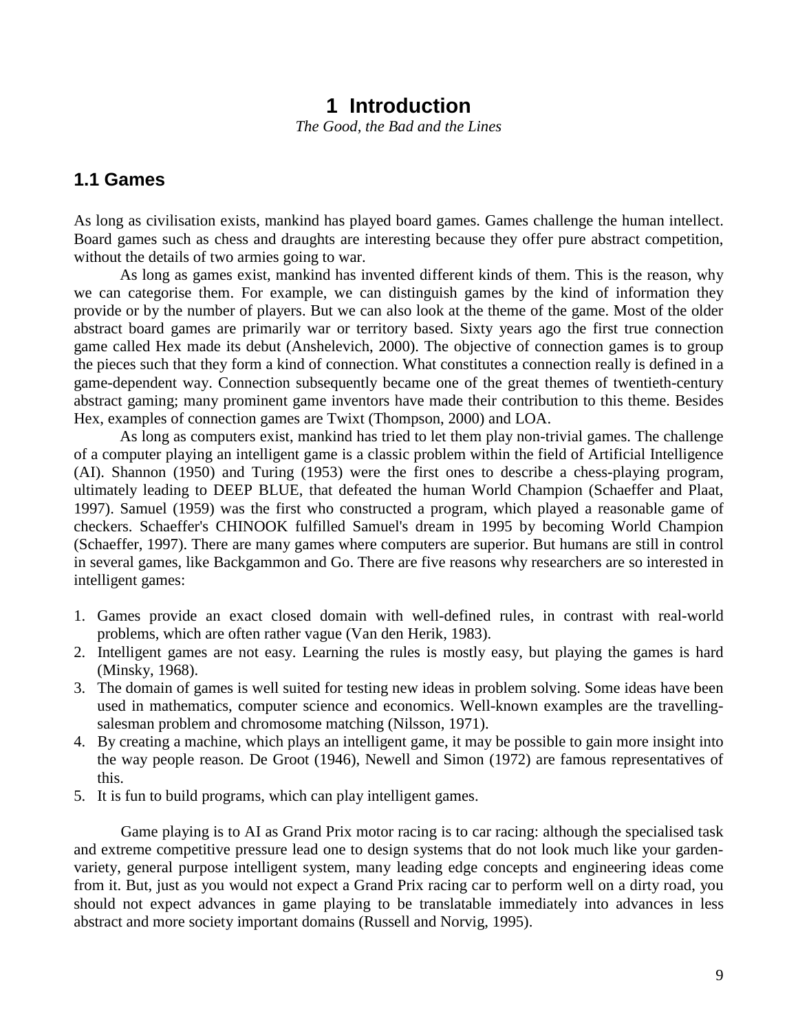# 1 Introduction

*The Good, the Bad and the Lines*

## 1.1 Games

As long as civilisation exists, mankind has played board games. Games challenge the human intellect. Board games such as chess and draughts are interesting because they offer pure abstract competition, without the details of two armies going to war.

As long as games exist, mankind has invented different kinds of them. This is the reason, why we can categorise them. For example, we can distinguish games by the kind of information they provide or by the number of players. But we can also look at the theme of the game. Most of the older abstract board games are primarily war or territory based. Sixty years ago the first true connection game called Hex made its debut (Anshelevich, 2000). The objective of connection games is to group the pieces such that they form a kind of connection. What constitutes a connection really is defined in a game-dependent way. Connection subsequently became one of the great themes of twentieth-century abstract gaming; many prominent game inventors have made their contribution to this theme. Besides Hex, examples of connection games are Twixt (Thompson, 2000) and LOA.

As long as computers exist, mankind has tried to let them play non-trivial games. The challenge of a computer playing an intelligent game is a classic problem within the field of Artificial Intelligence (AI). Shannon (1950) and Turing (1953) were the first ones to describe a chess-playing program, ultimately leading to DEEP BLUE, that defeated the human World Champion (Schaeffer and Plaat, 1997). Samuel (1959) was the first who constructed a program, which played a reasonable game of checkers. Schaeffer's CHINOOK fulfilled Samuel's dream in 1995 by becoming World Champion (Schaeffer, 1997). There are many games where computers are superior. But humans are still in control in several games, like Backgammon and Go. There are five reasons why researchers are so interested in intelligent games:

1. Games provide an exact closed domain with well-defined rules, in contrast with real-world problems, which are often rather vague (Van den Herik, 1983).
2. Intelligent games are not easy. Learning the rules is mostly easy, but playing the games is hard (Minsky, 1968).
3. The domain of games is well suited for testing new ideas in problem solving. Some ideas have been used in mathematics, computer science and economics. Well-known examples are the travelling-salesman problem and chromosome matching (Nilsson, 1971).
4. By creating a machine, which plays an intelligent game, it may be possible to gain more insight into the way people reason. De Groot (1946), Newell and Simon (1972) are famous representatives of this.
5. It is fun to build programs, which can play intelligent games.

Game playing is to AI as Grand Prix motor racing is to car racing: although the specialised task and extreme competitive pressure lead one to design systems that do not look much like your garden-variety, general purpose intelligent system, many leading edge concepts and engineering ideas come from it. But, just as you would not expect a Grand Prix racing car to perform well on a dirty road, you should not expect advances in game playing to be translatable immediately into advances in less abstract and more society important domains (Russell and Norvig, 1995).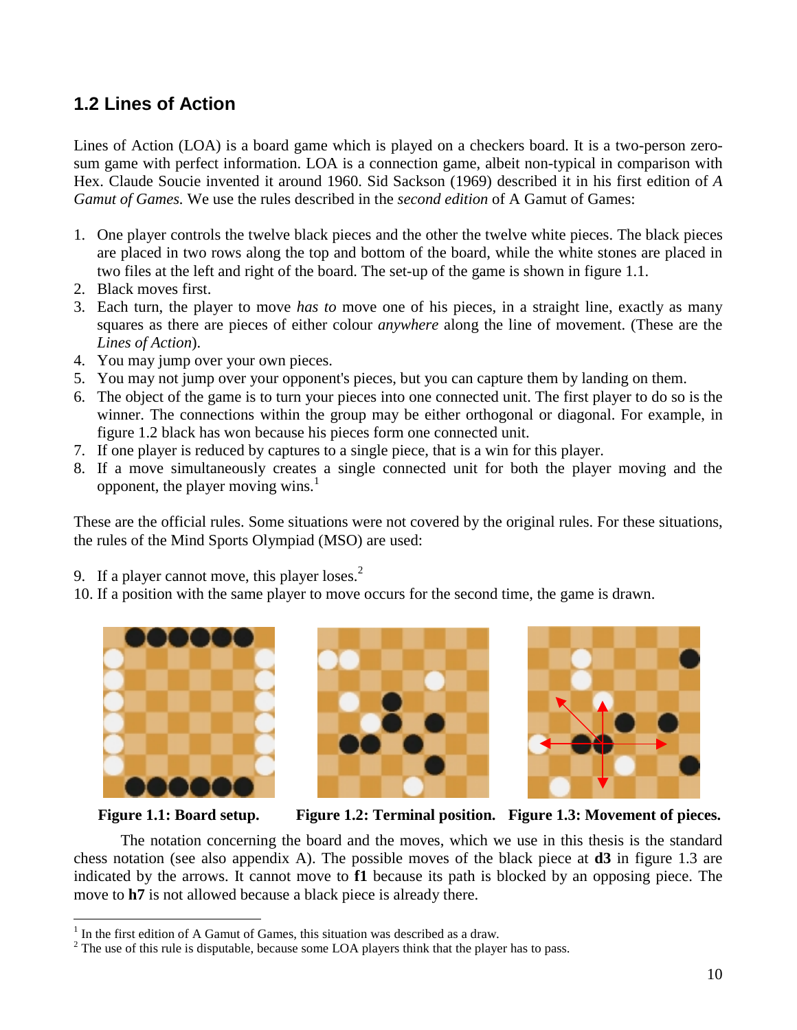## 1.2 Lines of Action

Lines of Action (LOA) is a board game which is played on a checkers board. It is a two-person zero-sum game with perfect information. LOA is a connection game, albeit non-typical in comparison with Hex. Claude Soucie invented it around 1960. Sid Sackson (1969) described it in his first edition of *A Gamut of Games*. We use the rules described in the *second edition* of A Gamut of Games:

1. One player controls the twelve black pieces and the other the twelve white pieces. The black pieces are placed in two rows along the top and bottom of the board, while the white stones are placed in two files at the left and right of the board. The set-up of the game is shown in figure 1.1.
2. Black moves first.
3. Each turn, the player to move *has to* move one of his pieces, in a straight line, exactly as many squares as there are pieces of either colour *anywhere* along the line of movement. (These are the *Lines of Action*).
4. You may jump over your own pieces.
5. You may not jump over your opponent's pieces, but you can capture them by landing on them.
6. The object of the game is to turn your pieces into one connected unit. The first player to do so is the winner. The connections within the group may be either orthogonal or diagonal. For example, in figure 1.2 black has won because his pieces form one connected unit.
7. If one player is reduced by captures to a single piece, that is a win for this player.
8. If a move simultaneously creates a single connected unit for both the player moving and the opponent, the player moving wins.[1]

These are the official rules. Some situations were not covered by the original rules. For these situations, the rules of the Mind Sports Olympiad (MSO) are used:

9. If a player cannot move, this player loses.[2]
10. If a position with the same player to move occurs for the second time, the game is drawn.

**Figure 1.1: Board setup.** **Figure 1.2: Terminal position.** **Figure 1.3: Movement of pieces.**

The notation concerning the board and the moves, which we use in this thesis is the standard chess notation (see also appendix A). The possible moves of the black piece at **d3** in figure 1.3 are indicated by the arrows. It cannot move to **f1** because its path is blocked by an opposing piece. The move to **h7** is not allowed because a black piece is already there.

[1] In the first edition of A Gamut of Games, this situation was described as a draw.
[2] The use of this rule is disputable, because some LOA players think that the player has to pass.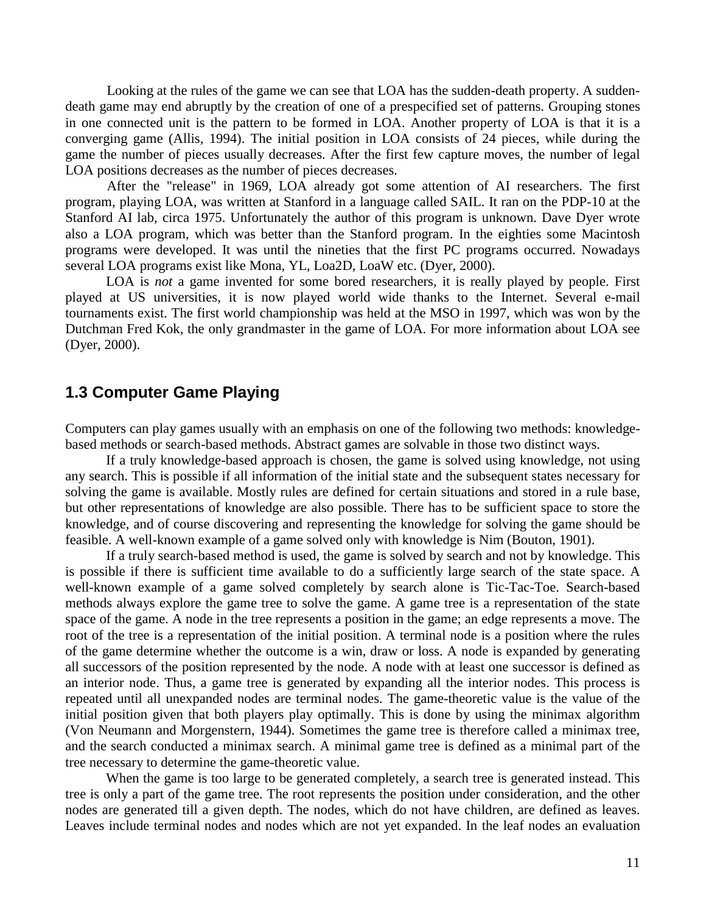Looking at the rules of the game we can see that LOA has the sudden-death property. A sudden-death game may end abruptly by the creation of one of a prespecified set of patterns. Grouping stones in one connected unit is the pattern to be formed in LOA. Another property of LOA is that it is a converging game (Allis, 1994). The initial position in LOA consists of 24 pieces, while during the game the number of pieces usually decreases. After the first few capture moves, the number of legal LOA positions decreases as the number of pieces decreases.

After the "release" in 1969, LOA already got some attention of AI researchers. The first program, playing LOA, was written at Stanford in a language called SAIL. It ran on the PDP-10 at the Stanford AI lab, circa 1975. Unfortunately the author of this program is unknown. Dave Dyer wrote also a LOA program, which was better than the Stanford program. In the eighties some Macintosh programs were developed. It was until the nineties that the first PC programs occurred. Nowadays several LOA programs exist like Mona, YL, Loa2D, LoaW etc. (Dyer, 2000).

LOA is *not* a game invented for some bored researchers, it is really played by people. First played at US universities, it is now played world wide thanks to the Internet. Several e-mail tournaments exist. The first world championship was held at the MSO in 1997, which was won by the Dutchman Fred Kok, the only grandmaster in the game of LOA. For more information about LOA see (Dyer, 2000).

## 1.3 Computer Game Playing

Computers can play games usually with an emphasis on one of the following two methods: knowledge-based methods or search-based methods. Abstract games are solvable in those two distinct ways.

If a truly knowledge-based approach is chosen, the game is solved using knowledge, not using any search. This is possible if all information of the initial state and the subsequent states necessary for solving the game is available. Mostly rules are defined for certain situations and stored in a rule base, but other representations of knowledge are also possible. There has to be sufficient space to store the knowledge, and of course discovering and representing the knowledge for solving the game should be feasible. A well-known example of a game solved only with knowledge is Nim (Bouton, 1901).

If a truly search-based method is used, the game is solved by search and not by knowledge. This is possible if there is sufficient time available to do a sufficiently large search of the state space. A well-known example of a game solved completely by search alone is Tic-Tac-Toe. Search-based methods always explore the game tree to solve the game. A game tree is a representation of the state space of the game. A node in the tree represents a position in the game; an edge represents a move. The root of the tree is a representation of the initial position. A terminal node is a position where the rules of the game determine whether the outcome is a win, draw or loss. A node is expanded by generating all successors of the position represented by the node. A node with at least one successor is defined as an interior node. Thus, a game tree is generated by expanding all the interior nodes. This process is repeated until all unexpanded nodes are terminal nodes. The game-theoretic value is the value of the initial position given that both players play optimally. This is done by using the minimax algorithm (Von Neumann and Morgenstern, 1944). Sometimes the game tree is therefore called a minimax tree, and the search conducted a minimax search. A minimal game tree is defined as a minimal part of the tree necessary to determine the game-theoretic value.

When the game is too large to be generated completely, a search tree is generated instead. This tree is only a part of the game tree. The root represents the position under consideration, and the other nodes are generated till a given depth. The nodes, which do not have children, are defined as leaves. Leaves include terminal nodes and nodes which are not yet expanded. In the leaf nodes an evaluation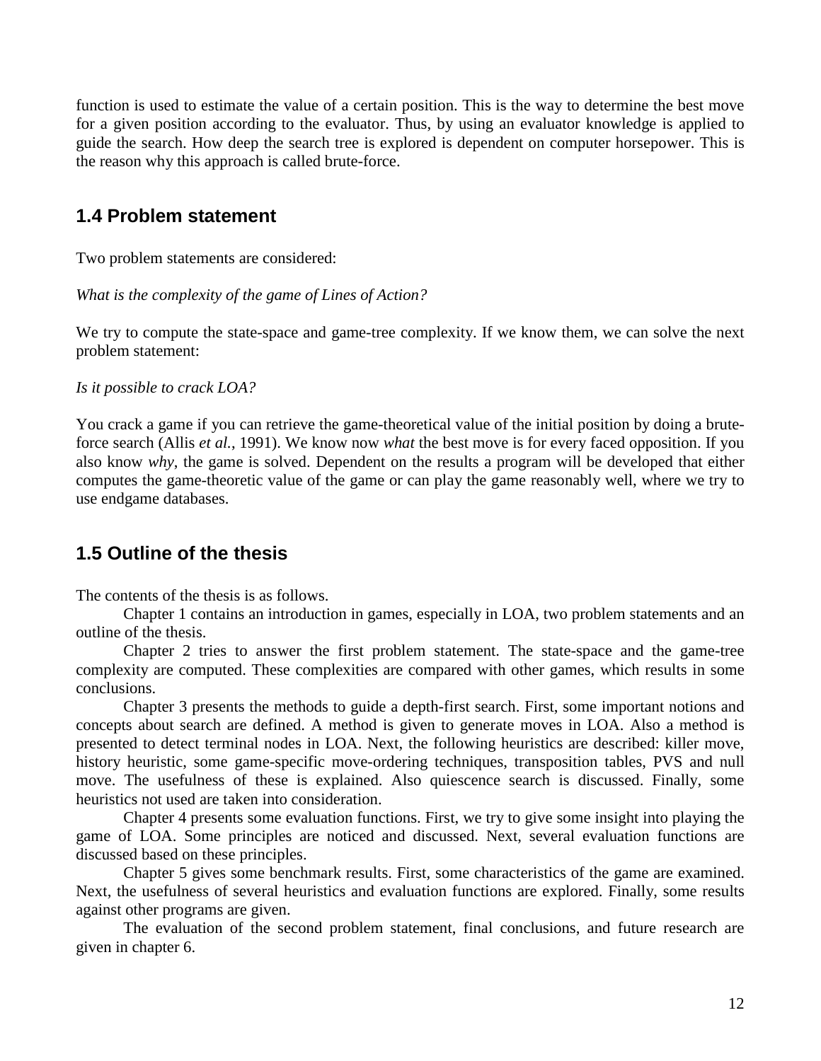function is used to estimate the value of a certain position. This is the way to determine the best move for a given position according to the evaluator. Thus, by using an evaluator knowledge is applied to guide the search. How deep the search tree is explored is dependent on computer horsepower. This is the reason why this approach is called brute-force.

## 1.4 Problem statement

Two problem statements are considered:

*What is the complexity of the game of Lines of Action?*

We try to compute the state-space and game-tree complexity. If we know them, we can solve the next problem statement:

*Is it possible to crack LOA?*

You crack a game if you can retrieve the game-theoretical value of the initial position by doing a brute-force search (Allis *et al.*, 1991). We know now *what* the best move is for every faced opposition. If you also know *why*, the game is solved. Dependent on the results a program will be developed that either computes the game-theoretic value of the game or can play the game reasonably well, where we try to use endgame databases.

## 1.5 Outline of the thesis

The contents of the thesis is as follows.

Chapter 1 contains an introduction in games, especially in LOA, two problem statements and an outline of the thesis.

Chapter 2 tries to answer the first problem statement. The state-space and the game-tree complexity are computed. These complexities are compared with other games, which results in some conclusions.

Chapter 3 presents the methods to guide a depth-first search. First, some important notions and concepts about search are defined. A method is given to generate moves in LOA. Also a method is presented to detect terminal nodes in LOA. Next, the following heuristics are described: killer move, history heuristic, some game-specific move-ordering techniques, transposition tables, PVS and null move. The usefulness of these is explained. Also quiescence search is discussed. Finally, some heuristics not used are taken into consideration.

Chapter 4 presents some evaluation functions. First, we try to give some insight into playing the game of LOA. Some principles are noticed and discussed. Next, several evaluation functions are discussed based on these principles.

Chapter 5 gives some benchmark results. First, some characteristics of the game are examined. Next, the usefulness of several heuristics and evaluation functions are explored. Finally, some results against other programs are given.

The evaluation of the second problem statement, final conclusions, and future research are given in chapter 6.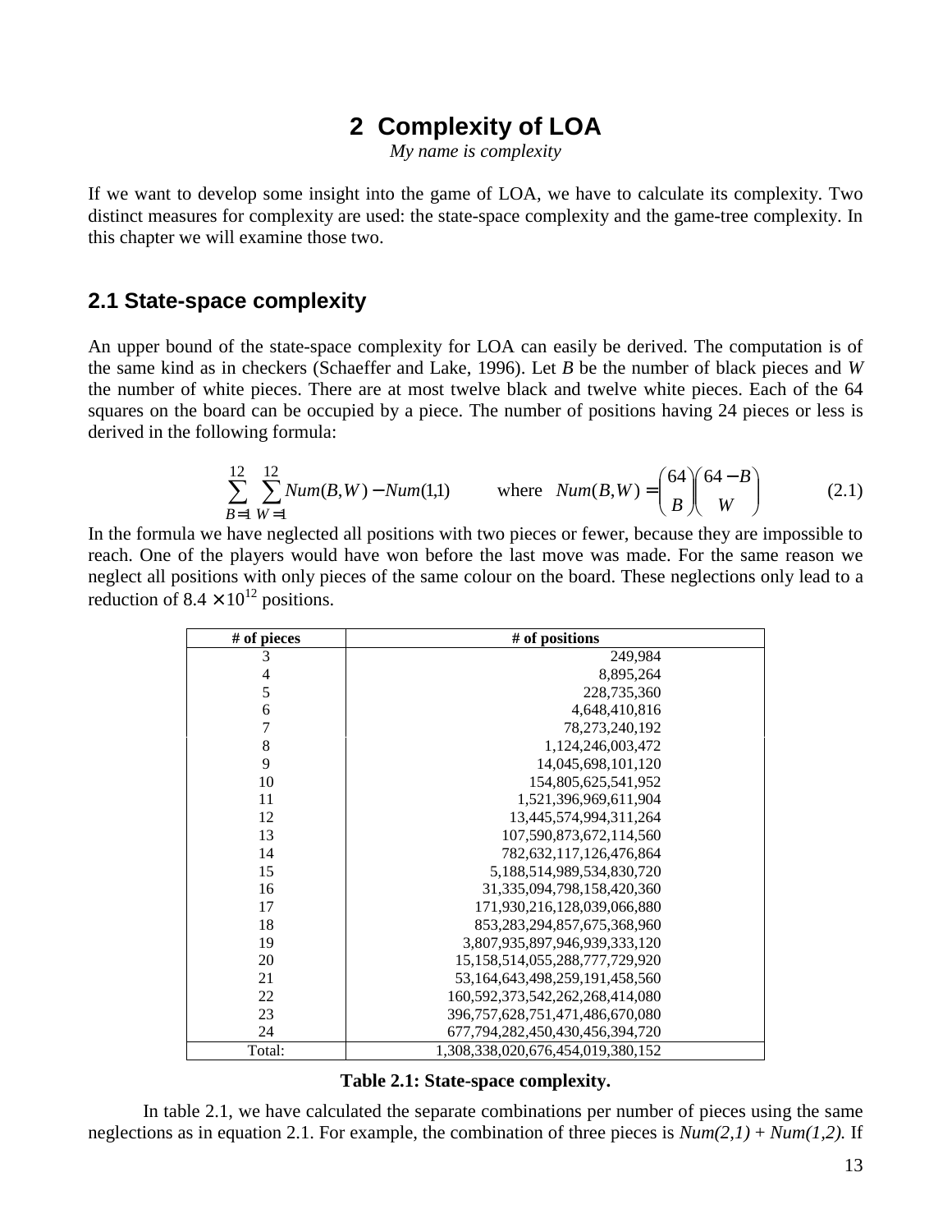# 2 Complexity of LOA

*My name is complexity*

If we want to develop some insight into the game of LOA, we have to calculate its complexity. Two distinct measures for complexity are used: the state-space complexity and the game-tree complexity. In this chapter we will examine those two.

## 2.1 State-space complexity

An upper bound of the state-space complexity for LOA can easily be derived. The computation is of the same kind as in checkers (Schaeffer and Lake, 1996). Let *B* be the number of black pieces and *W* the number of white pieces. There are at most twelve black and twelve white pieces. Each of the 64 squares on the board can be occupied by a piece. The number of positions having 24 pieces or less is derived in the following formula:

$$\sum_{B=1}^{12} \sum_{W=1}^{12} Num(B,W) - Num(1,1) \qquad \text{where} \quad Num(B,W) = \binom{64}{B}\binom{64-B}{W} \tag{2.1}$$

In the formula we have neglected all positions with two pieces or fewer, because they are impossible to reach. One of the players would have won before the last move was made. For the same reason we neglect all positions with only pieces of the same colour on the board. These neglections only lead to a reduction of $8.4 \times 10^{12}$ positions.

| # of pieces | # of positions |
|---|---|
| 3 | 249,984 |
| 4 | 8,895,264 |
| 5 | 228,735,360 |
| 6 | 4,648,410,816 |
| 7 | 78,273,240,192 |
| 8 | 1,124,246,003,472 |
| 9 | 14,045,698,101,120 |
| 10 | 154,805,625,541,952 |
| 11 | 1,521,396,969,611,904 |
| 12 | 13,445,574,994,311,264 |
| 13 | 107,590,873,672,114,560 |
| 14 | 782,632,117,126,476,864 |
| 15 | 5,188,514,989,534,830,720 |
| 16 | 31,335,094,798,158,420,360 |
| 17 | 171,930,216,128,039,066,880 |
| 18 | 853,283,294,857,675,368,960 |
| 19 | 3,807,935,897,946,939,333,120 |
| 20 | 15,158,514,055,288,777,729,920 |
| 21 | 53,164,643,498,259,191,458,560 |
| 22 | 160,592,373,542,262,268,414,080 |
| 23 | 396,757,628,751,471,486,670,080 |
| 24 | 677,794,282,450,430,456,394,720 |
| Total: | 1,308,338,020,676,454,019,380,152 |

**Table 2.1: State-space complexity.**

In table 2.1, we have calculated the separate combinations per number of pieces using the same neglections as in equation 2.1. For example, the combination of three pieces is *Num(2,1)* + *Num(1,2).* If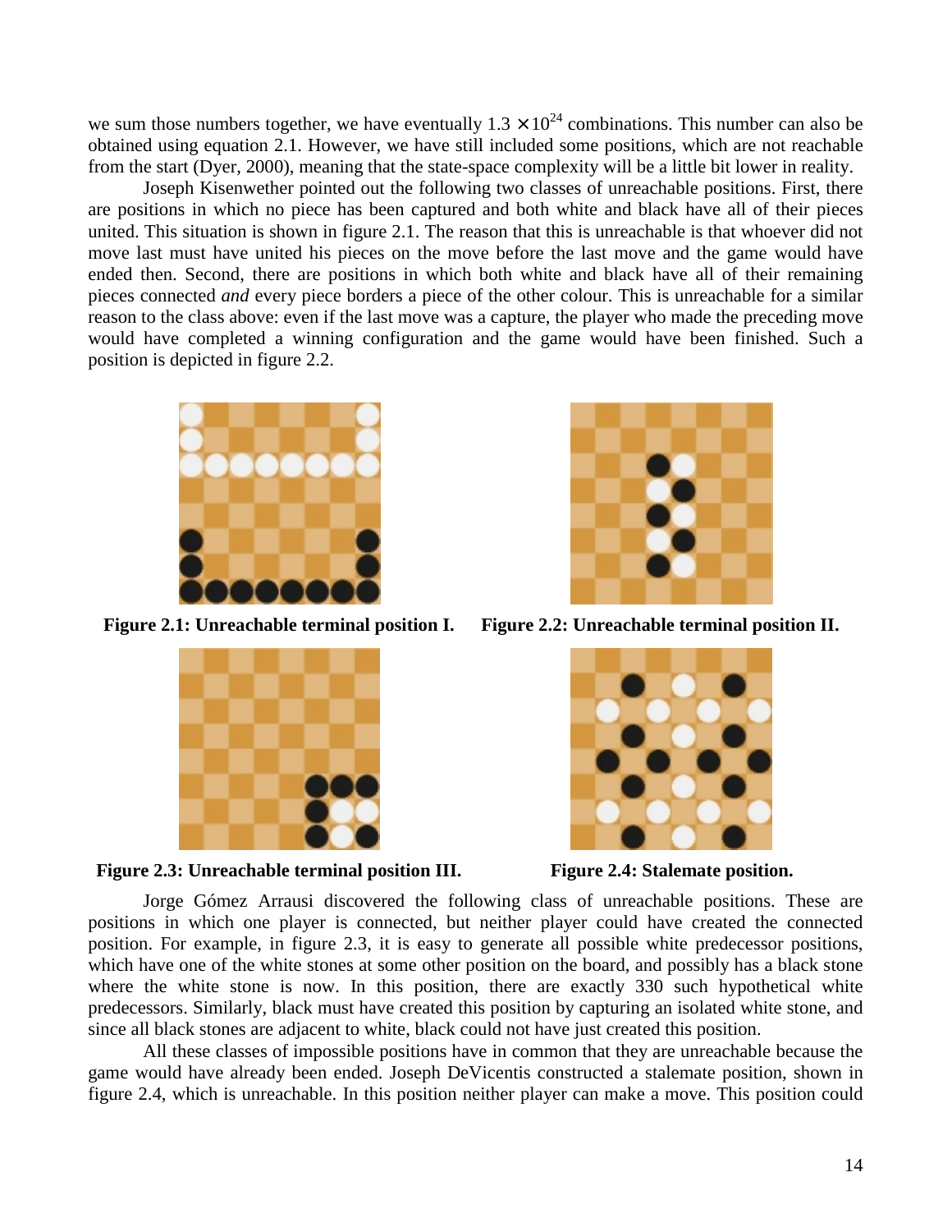we sum those numbers together, we have eventually $1.3 \times 10^{24}$ combinations. This number can also be obtained using equation 2.1. However, we have still included some positions, which are not reachable from the start (Dyer, 2000), meaning that the state-space complexity will be a little bit lower in reality.

Joseph Kisenwether pointed out the following two classes of unreachable positions. First, there are positions in which no piece has been captured and both white and black have all of their pieces united. This situation is shown in figure 2.1. The reason that this is unreachable is that whoever did not move last must have united his pieces on the move before the last move and the game would have ended then. Second, there are positions in which both white and black have all of their remaining pieces connected *and* every piece borders a piece of the other colour. This is unreachable for a similar reason to the class above: even if the last move was a capture, the player who made the preceding move would have completed a winning configuration and the game would have been finished. Such a position is depicted in figure 2.2.

**Figure 2.1: Unreachable terminal position I.**

**Figure 2.2: Unreachable terminal position II.**

**Figure 2.3: Unreachable terminal position III.**

**Figure 2.4: Stalemate position.**

Jorge Gómez Arrausi discovered the following class of unreachable positions. These are positions in which one player is connected, but neither player could have created the connected position. For example, in figure 2.3, it is easy to generate all possible white predecessor positions, which have one of the white stones at some other position on the board, and possibly has a black stone where the white stone is now. In this position, there are exactly 330 such hypothetical white predecessors. Similarly, black must have created this position by capturing an isolated white stone, and since all black stones are adjacent to white, black could not have just created this position.

All these classes of impossible positions have in common that they are unreachable because the game would have already been ended. Joseph DeVicentis constructed a stalemate position, shown in figure 2.4, which is unreachable. In this position neither player can make a move. This position could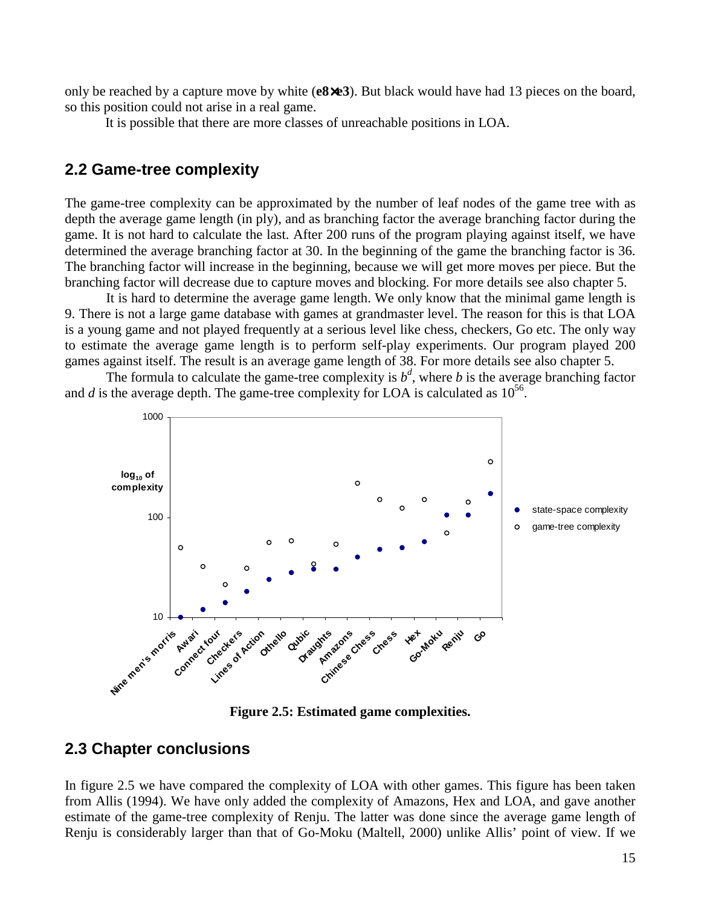only be reached by a capture move by white (**e8×e3**). But black would have had 13 pieces on the board, so this position could not arise in a real game.

It is possible that there are more classes of unreachable positions in LOA.

## 2.2 Game-tree complexity

The game-tree complexity can be approximated by the number of leaf nodes of the game tree with as depth the average game length (in ply), and as branching factor the average branching factor during the game. It is not hard to calculate the last. After 200 runs of the program playing against itself, we have determined the average branching factor at 30. In the beginning of the game the branching factor is 36. The branching factor will increase in the beginning, because we will get more moves per piece. But the branching factor will decrease due to capture moves and blocking. For more details see also chapter 5.

It is hard to determine the average game length. We only know that the minimal game length is 9. There is not a large game database with games at grandmaster level. The reason for this is that LOA is a young game and not played frequently at a serious level like chess, checkers, Go etc. The only way to estimate the average game length is to perform self-play experiments. Our program played 200 games against itself. The result is an average game length of 38. For more details see also chapter 5.

The formula to calculate the game-tree complexity is $b^d$, where $b$ is the average branching factor and $d$ is the average depth. The game-tree complexity for LOA is calculated as $10^{56}$.

**Figure 2.5: Estimated game complexities.**

## 2.3 Chapter conclusions

In figure 2.5 we have compared the complexity of LOA with other games. This figure has been taken from Allis (1994). We have only added the complexity of Amazons, Hex and LOA, and gave another estimate of the game-tree complexity of Renju. The latter was done since the average game length of Renju is considerably larger than that of Go-Moku (Maltell, 2000) unlike Allis' point of view. If we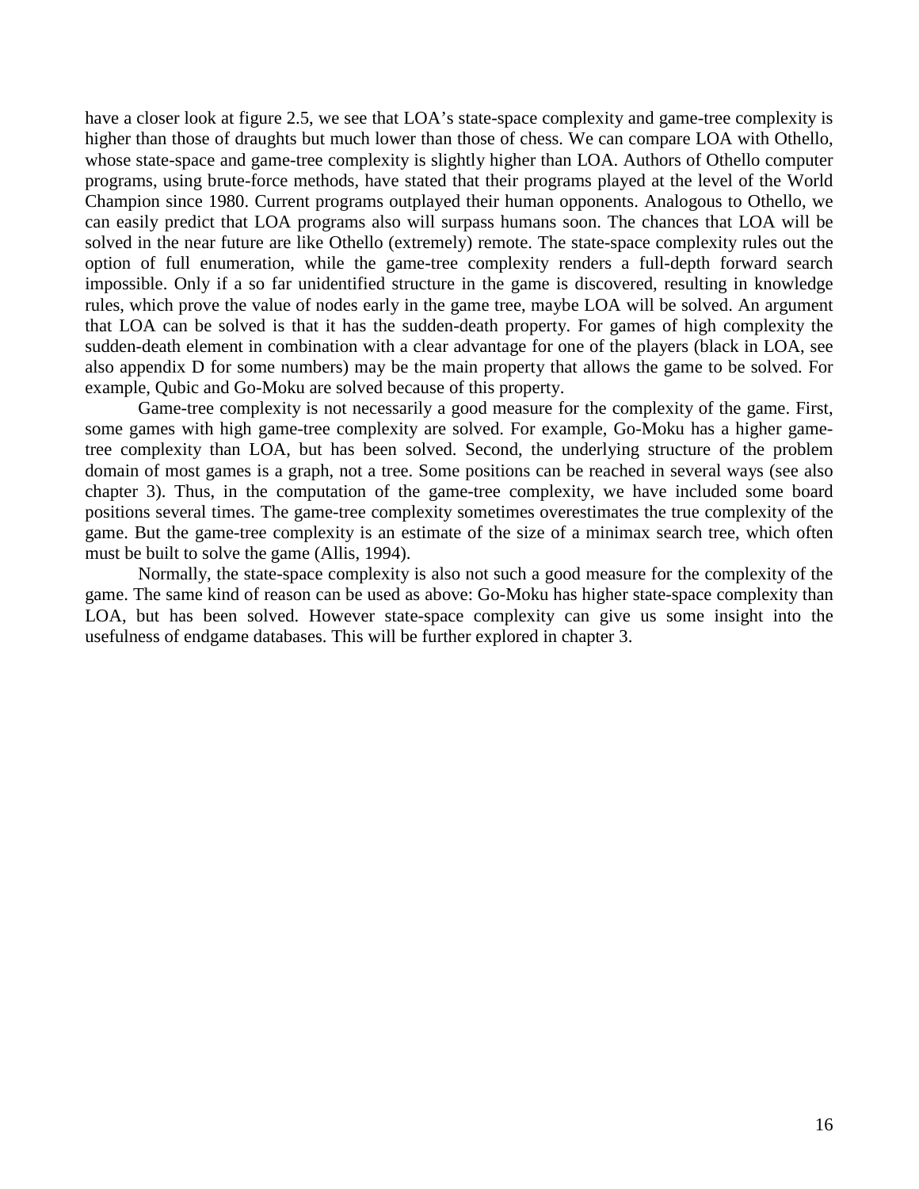have a closer look at figure 2.5, we see that LOA's state-space complexity and game-tree complexity is higher than those of draughts but much lower than those of chess. We can compare LOA with Othello, whose state-space and game-tree complexity is slightly higher than LOA. Authors of Othello computer programs, using brute-force methods, have stated that their programs played at the level of the World Champion since 1980. Current programs outplayed their human opponents. Analogous to Othello, we can easily predict that LOA programs also will surpass humans soon. The chances that LOA will be solved in the near future are like Othello (extremely) remote. The state-space complexity rules out the option of full enumeration, while the game-tree complexity renders a full-depth forward search impossible. Only if a so far unidentified structure in the game is discovered, resulting in knowledge rules, which prove the value of nodes early in the game tree, maybe LOA will be solved. An argument that LOA can be solved is that it has the sudden-death property. For games of high complexity the sudden-death element in combination with a clear advantage for one of the players (black in LOA, see also appendix D for some numbers) may be the main property that allows the game to be solved. For example, Qubic and Go-Moku are solved because of this property.

Game-tree complexity is not necessarily a good measure for the complexity of the game. First, some games with high game-tree complexity are solved. For example, Go-Moku has a higher game-tree complexity than LOA, but has been solved. Second, the underlying structure of the problem domain of most games is a graph, not a tree. Some positions can be reached in several ways (see also chapter 3). Thus, in the computation of the game-tree complexity, we have included some board positions several times. The game-tree complexity sometimes overestimates the true complexity of the game. But the game-tree complexity is an estimate of the size of a minimax search tree, which often must be built to solve the game (Allis, 1994).

Normally, the state-space complexity is also not such a good measure for the complexity of the game. The same kind of reason can be used as above: Go-Moku has higher state-space complexity than LOA, but has been solved. However state-space complexity can give us some insight into the usefulness of endgame databases. This will be further explored in chapter 3.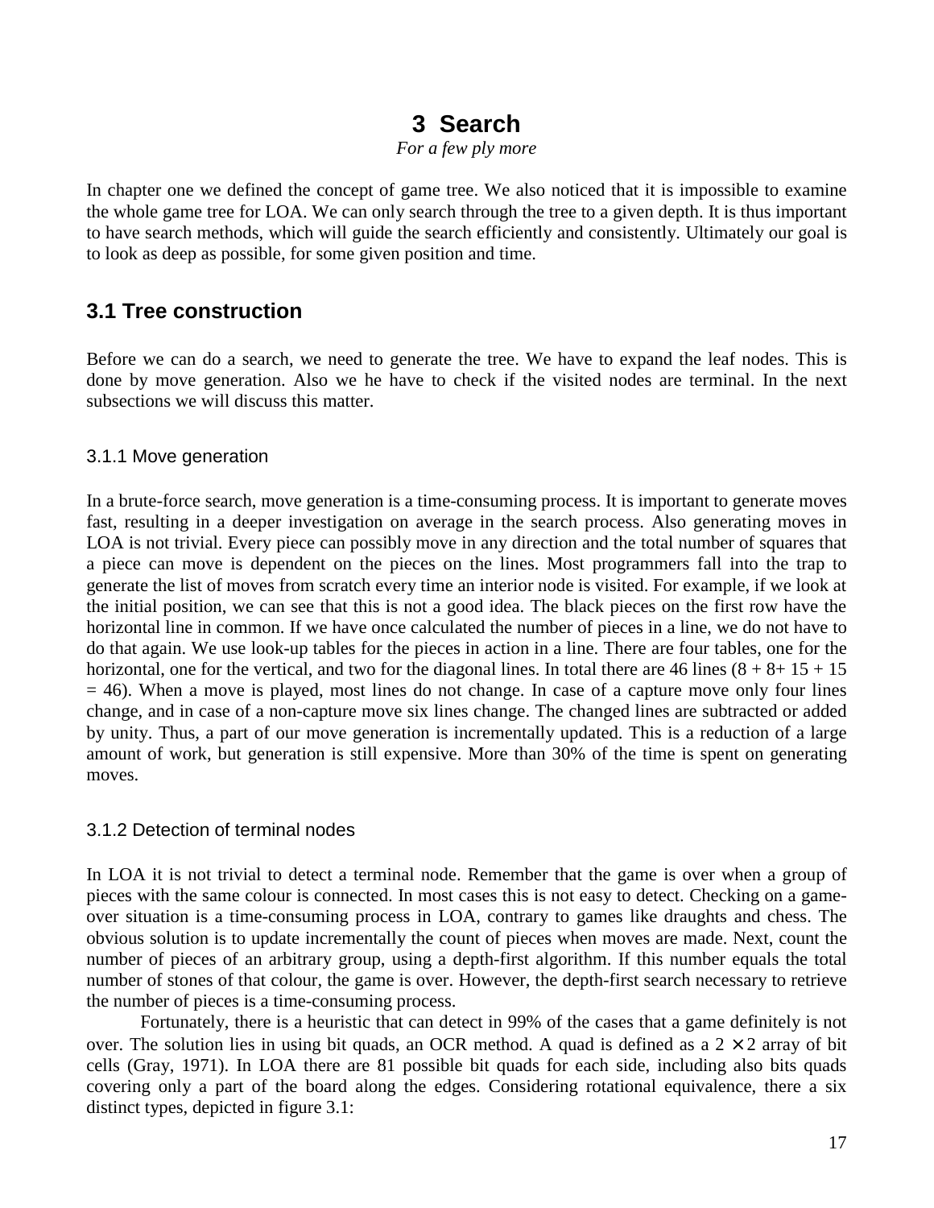# 3 Search

*For a few ply more*

In chapter one we defined the concept of game tree. We also noticed that it is impossible to examine the whole game tree for LOA. We can only search through the tree to a given depth. It is thus important to have search methods, which will guide the search efficiently and consistently. Ultimately our goal is to look as deep as possible, for some given position and time.

## 3.1 Tree construction

Before we can do a search, we need to generate the tree. We have to expand the leaf nodes. This is done by move generation. Also we he have to check if the visited nodes are terminal. In the next subsections we will discuss this matter.

### 3.1.1 Move generation

In a brute-force search, move generation is a time-consuming process. It is important to generate moves fast, resulting in a deeper investigation on average in the search process. Also generating moves in LOA is not trivial. Every piece can possibly move in any direction and the total number of squares that a piece can move is dependent on the pieces on the lines. Most programmers fall into the trap to generate the list of moves from scratch every time an interior node is visited. For example, if we look at the initial position, we can see that this is not a good idea. The black pieces on the first row have the horizontal line in common. If we have once calculated the number of pieces in a line, we do not have to do that again. We use look-up tables for the pieces in action in a line. There are four tables, one for the horizontal, one for the vertical, and two for the diagonal lines. In total there are 46 lines ($8 + 8 + 15 + 15 = 46$). When a move is played, most lines do not change. In case of a capture move only four lines change, and in case of a non-capture move six lines change. The changed lines are subtracted or added by unity. Thus, a part of our move generation is incrementally updated. This is a reduction of a large amount of work, but generation is still expensive. More than 30% of the time is spent on generating moves.

### 3.1.2 Detection of terminal nodes

In LOA it is not trivial to detect a terminal node. Remember that the game is over when a group of pieces with the same colour is connected. In most cases this is not easy to detect. Checking on a game-over situation is a time-consuming process in LOA, contrary to games like draughts and chess. The obvious solution is to update incrementally the count of pieces when moves are made. Next, count the number of pieces of an arbitrary group, using a depth-first algorithm. If this number equals the total number of stones of that colour, the game is over. However, the depth-first search necessary to retrieve the number of pieces is a time-consuming process.

Fortunately, there is a heuristic that can detect in 99% of the cases that a game definitely is not over. The solution lies in using bit quads, an OCR method. A quad is defined as a $2 \times 2$ array of bit cells (Gray, 1971). In LOA there are 81 possible bit quads for each side, including also bits quads covering only a part of the board along the edges. Considering rotational equivalence, there a six distinct types, depicted in figure 3.1: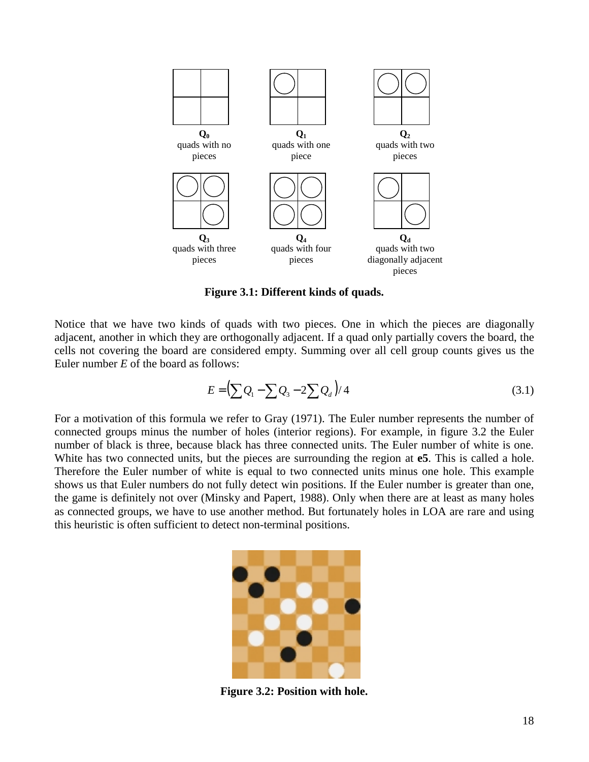**$Q_0$**
quads with no pieces

**$Q_1$**
quads with one piece

**$Q_2$**
quads with two pieces

**$Q_3$**
quads with three pieces

**$Q_4$**
quads with four pieces

**$Q_d$**
quads with two diagonally adjacent pieces

**Figure 3.1: Different kinds of quads.**

Notice that we have two kinds of quads with two pieces. One in which the pieces are diagonally adjacent, another in which they are orthogonally adjacent. If a quad only partially covers the board, the cells not covering the board are considered empty. Summing over all cell group counts gives us the Euler number *E* of the board as follows:

$$E = \left(\sum Q_1 - \sum Q_3 - 2\sum Q_d\right)/\,4 \tag{3.1}$$

For a motivation of this formula we refer to Gray (1971). The Euler number represents the number of connected groups minus the number of holes (interior regions). For example, in figure 3.2 the Euler number of black is three, because black has three connected units. The Euler number of white is one. White has two connected units, but the pieces are surrounding the region at **e5**. This is called a hole. Therefore the Euler number of white is equal to two connected units minus one hole. This example shows us that Euler numbers do not fully detect win positions. If the Euler number is greater than one, the game is definitely not over (Minsky and Papert, 1988). Only when there are at least as many holes as connected groups, we have to use another method. But fortunately holes in LOA are rare and using this heuristic is often sufficient to detect non-terminal positions.

**Figure 3.2: Position with hole.**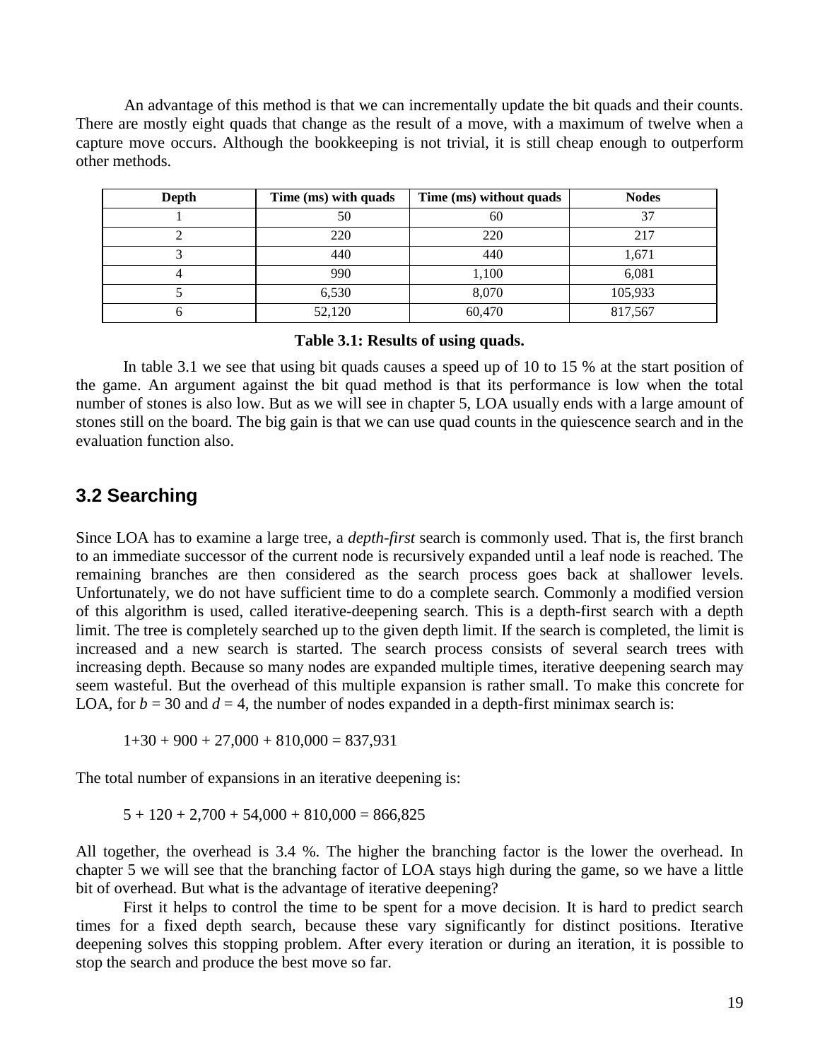An advantage of this method is that we can incrementally update the bit quads and their counts. There are mostly eight quads that change as the result of a move, with a maximum of twelve when a capture move occurs. Although the bookkeeping is not trivial, it is still cheap enough to outperform other methods.

| Depth | Time (ms) with quads | Time (ms) without quads | Nodes |
|---|---|---|---|
| 1 | 50 | 60 | 37 |
| 2 | 220 | 220 | 217 |
| 3 | 440 | 440 | 1,671 |
| 4 | 990 | 1,100 | 6,081 |
| 5 | 6,530 | 8,070 | 105,933 |
| 6 | 52,120 | 60,470 | 817,567 |

**Table 3.1: Results of using quads.**

In table 3.1 we see that using bit quads causes a speed up of 10 to 15 % at the start position of the game. An argument against the bit quad method is that its performance is low when the total number of stones is also low. But as we will see in chapter 5, LOA usually ends with a large amount of stones still on the board. The big gain is that we can use quad counts in the quiescence search and in the evaluation function also.

## 3.2 Searching

Since LOA has to examine a large tree, a *depth-first* search is commonly used. That is, the first branch to an immediate successor of the current node is recursively expanded until a leaf node is reached. The remaining branches are then considered as the search process goes back at shallower levels. Unfortunately, we do not have sufficient time to do a complete search. Commonly a modified version of this algorithm is used, called iterative-deepening search. This is a depth-first search with a depth limit. The tree is completely searched up to the given depth limit. If the search is completed, the limit is increased and a new search is started. The search process consists of several search trees with increasing depth. Because so many nodes are expanded multiple times, iterative deepening search may seem wasteful. But the overhead of this multiple expansion is rather small. To make this concrete for LOA, for $b = 30$ and $d = 4$, the number of nodes expanded in a depth-first minimax search is:

$$1+30 + 900 + 27{,}000 + 810{,}000 = 837{,}931$$

The total number of expansions in an iterative deepening is:

$$5 + 120 + 2{,}700 + 54{,}000 + 810{,}000 = 866{,}825$$

All together, the overhead is 3.4 %. The higher the branching factor is the lower the overhead. In chapter 5 we will see that the branching factor of LOA stays high during the game, so we have a little bit of overhead. But what is the advantage of iterative deepening?

First it helps to control the time to be spent for a move decision. It is hard to predict search times for a fixed depth search, because these vary significantly for distinct positions. Iterative deepening solves this stopping problem. After every iteration or during an iteration, it is possible to stop the search and produce the best move so far.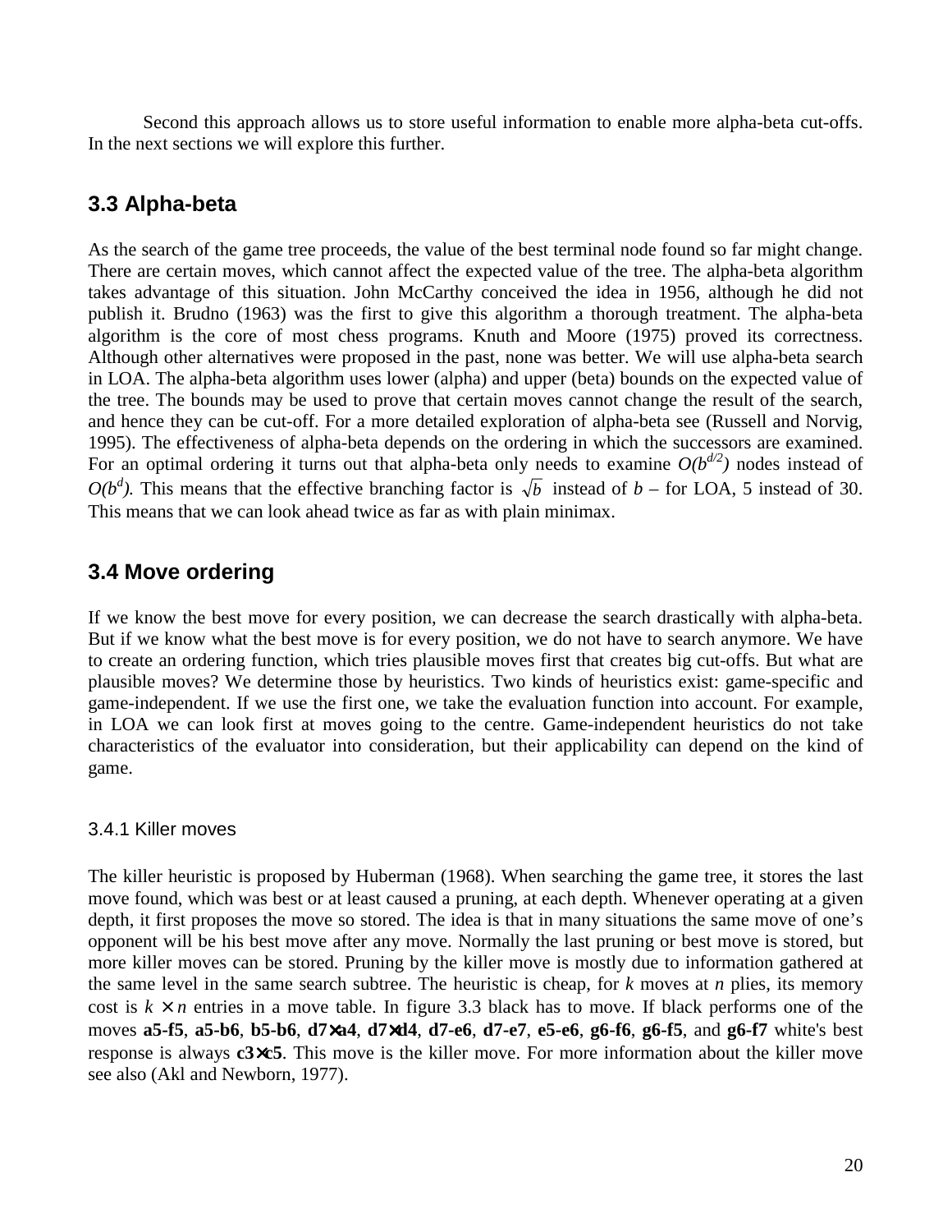Second this approach allows us to store useful information to enable more alpha-beta cut-offs. In the next sections we will explore this further.

## 3.3 Alpha-beta

As the search of the game tree proceeds, the value of the best terminal node found so far might change. There are certain moves, which cannot affect the expected value of the tree. The alpha-beta algorithm takes advantage of this situation. John McCarthy conceived the idea in 1956, although he did not publish it. Brudno (1963) was the first to give this algorithm a thorough treatment. The alpha-beta algorithm is the core of most chess programs. Knuth and Moore (1975) proved its correctness. Although other alternatives were proposed in the past, none was better. We will use alpha-beta search in LOA. The alpha-beta algorithm uses lower (alpha) and upper (beta) bounds on the expected value of the tree. The bounds may be used to prove that certain moves cannot change the result of the search, and hence they can be cut-off. For a more detailed exploration of alpha-beta see (Russell and Norvig, 1995). The effectiveness of alpha-beta depends on the ordering in which the successors are examined. For an optimal ordering it turns out that alpha-beta only needs to examine $O(b^{d/2})$ nodes instead of $O(b^d)$. This means that the effective branching factor is $\sqrt{b}$ instead of $b$ – for LOA, 5 instead of 30. This means that we can look ahead twice as far as with plain minimax.

## 3.4 Move ordering

If we know the best move for every position, we can decrease the search drastically with alpha-beta. But if we know what the best move is for every position, we do not have to search anymore. We have to create an ordering function, which tries plausible moves first that creates big cut-offs. But what are plausible moves? We determine those by heuristics. Two kinds of heuristics exist: game-specific and game-independent. If we use the first one, we take the evaluation function into account. For example, in LOA we can look first at moves going to the centre. Game-independent heuristics do not take characteristics of the evaluator into consideration, but their applicability can depend on the kind of game.

### 3.4.1 Killer moves

The killer heuristic is proposed by Huberman (1968). When searching the game tree, it stores the last move found, which was best or at least caused a pruning, at each depth. Whenever operating at a given depth, it first proposes the move so stored. The idea is that in many situations the same move of one's opponent will be his best move after any move. Normally the last pruning or best move is stored, but more killer moves can be stored. Pruning by the killer move is mostly due to information gathered at the same level in the same search subtree. The heuristic is cheap, for $k$ moves at $n$ plies, its memory cost is $k \times n$ entries in a move table. In figure 3.3 black has to move. If black performs one of the moves **a5-f5**, **a5-b6**, **b5-b6**, **d7×a4**, **d7×d4**, **d7-e6**, **d7-e7**, **e5-e6**, **g6-f6**, **g6-f5**, and **g6-f7** white's best response is always **c3×c5**. This move is the killer move. For more information about the killer move see also (Akl and Newborn, 1977).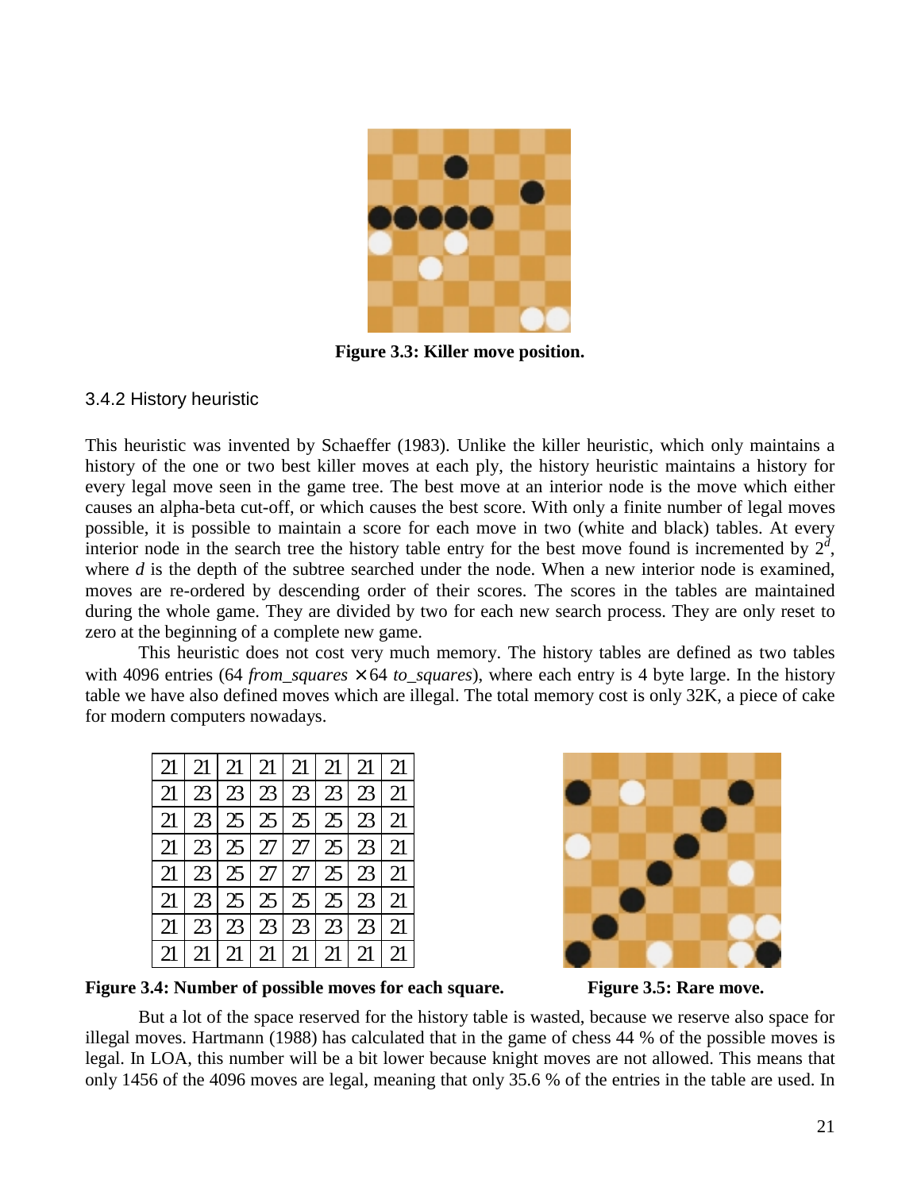**Figure 3.3: Killer move position.**

### 3.4.2 History heuristic

This heuristic was invented by Schaeffer (1983). Unlike the killer heuristic, which only maintains a history of the one or two best killer moves at each ply, the history heuristic maintains a history for every legal move seen in the game tree. The best move at an interior node is the move which either causes an alpha-beta cut-off, or which causes the best score. With only a finite number of legal moves possible, it is possible to maintain a score for each move in two (white and black) tables. At every interior node in the search tree the history table entry for the best move found is incremented by $2^d$, where *d* is the depth of the subtree searched under the node. When a new interior node is examined, moves are re-ordered by descending order of their scores. The scores in the tables are maintained during the whole game. They are divided by two for each new search process. They are only reset to zero at the beginning of a complete new game.

This heuristic does not cost very much memory. The history tables are defined as two tables with 4096 entries (64 *from_squares* × 64 *to_squares*), where each entry is 4 byte large. In the history table we have also defined moves which are illegal. The total memory cost is only 32K, a piece of cake for modern computers nowadays.

| | | | | | | | |
|---|---|---|---|---|---|---|---|
| 21 | 21 | 21 | 21 | 21 | 21 | 21 | 21 |
| 21 | 23 | 23 | 23 | 23 | 23 | 23 | 21 |
| 21 | 23 | 25 | 25 | 25 | 25 | 23 | 21 |
| 21 | 23 | 25 | 27 | 27 | 25 | 23 | 21 |
| 21 | 23 | 25 | 27 | 27 | 25 | 23 | 21 |
| 21 | 23 | 25 | 25 | 25 | 25 | 23 | 21 |
| 21 | 23 | 23 | 23 | 23 | 23 | 23 | 21 |
| 21 | 21 | 21 | 21 | 21 | 21 | 21 | 21 |

**Figure 3.4: Number of possible moves for each square.**

**Figure 3.5: Rare move.**

But a lot of the space reserved for the history table is wasted, because we reserve also space for illegal moves. Hartmann (1988) has calculated that in the game of chess 44 % of the possible moves is legal. In LOA, this number will be a bit lower because knight moves are not allowed. This means that only 1456 of the 4096 moves are legal, meaning that only 35.6 % of the entries in the table are used. In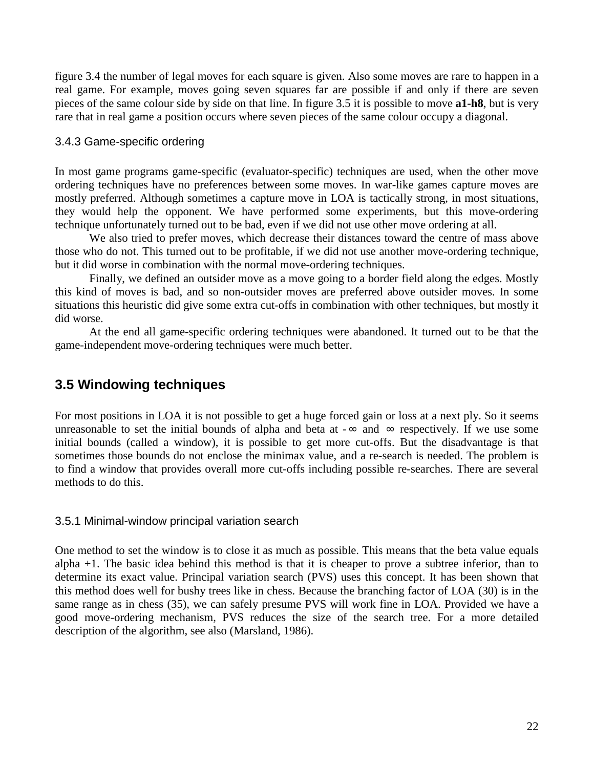figure 3.4 the number of legal moves for each square is given. Also some moves are rare to happen in a real game. For example, moves going seven squares far are possible if and only if there are seven pieces of the same colour side by side on that line. In figure 3.5 it is possible to move **a1-h8**, but is very rare that in real game a position occurs where seven pieces of the same colour occupy a diagonal.

### 3.4.3 Game-specific ordering

In most game programs game-specific (evaluator-specific) techniques are used, when the other move ordering techniques have no preferences between some moves. In war-like games capture moves are mostly preferred. Although sometimes a capture move in LOA is tactically strong, in most situations, they would help the opponent. We have performed some experiments, but this move-ordering technique unfortunately turned out to be bad, even if we did not use other move ordering at all.

We also tried to prefer moves, which decrease their distances toward the centre of mass above those who do not. This turned out to be profitable, if we did not use another move-ordering technique, but it did worse in combination with the normal move-ordering techniques.

Finally, we defined an outsider move as a move going to a border field along the edges. Mostly this kind of moves is bad, and so non-outsider moves are preferred above outsider moves. In some situations this heuristic did give some extra cut-offs in combination with other techniques, but mostly it did worse.

At the end all game-specific ordering techniques were abandoned. It turned out to be that the game-independent move-ordering techniques were much better.

## 3.5 Windowing techniques

For most positions in LOA it is not possible to get a huge forced gain or loss at a next ply. So it seems unreasonable to set the initial bounds of alpha and beta at $-\infty$ and $\infty$ respectively. If we use some initial bounds (called a window), it is possible to get more cut-offs. But the disadvantage is that sometimes those bounds do not enclose the minimax value, and a re-search is needed. The problem is to find a window that provides overall more cut-offs including possible re-searches. There are several methods to do this.

### 3.5.1 Minimal-window principal variation search

One method to set the window is to close it as much as possible. This means that the beta value equals alpha +1. The basic idea behind this method is that it is cheaper to prove a subtree inferior, than to determine its exact value. Principal variation search (PVS) uses this concept. It has been shown that this method does well for bushy trees like in chess. Because the branching factor of LOA (30) is in the same range as in chess (35), we can safely presume PVS will work fine in LOA. Provided we have a good move-ordering mechanism, PVS reduces the size of the search tree. For a more detailed description of the algorithm, see also (Marsland, 1986).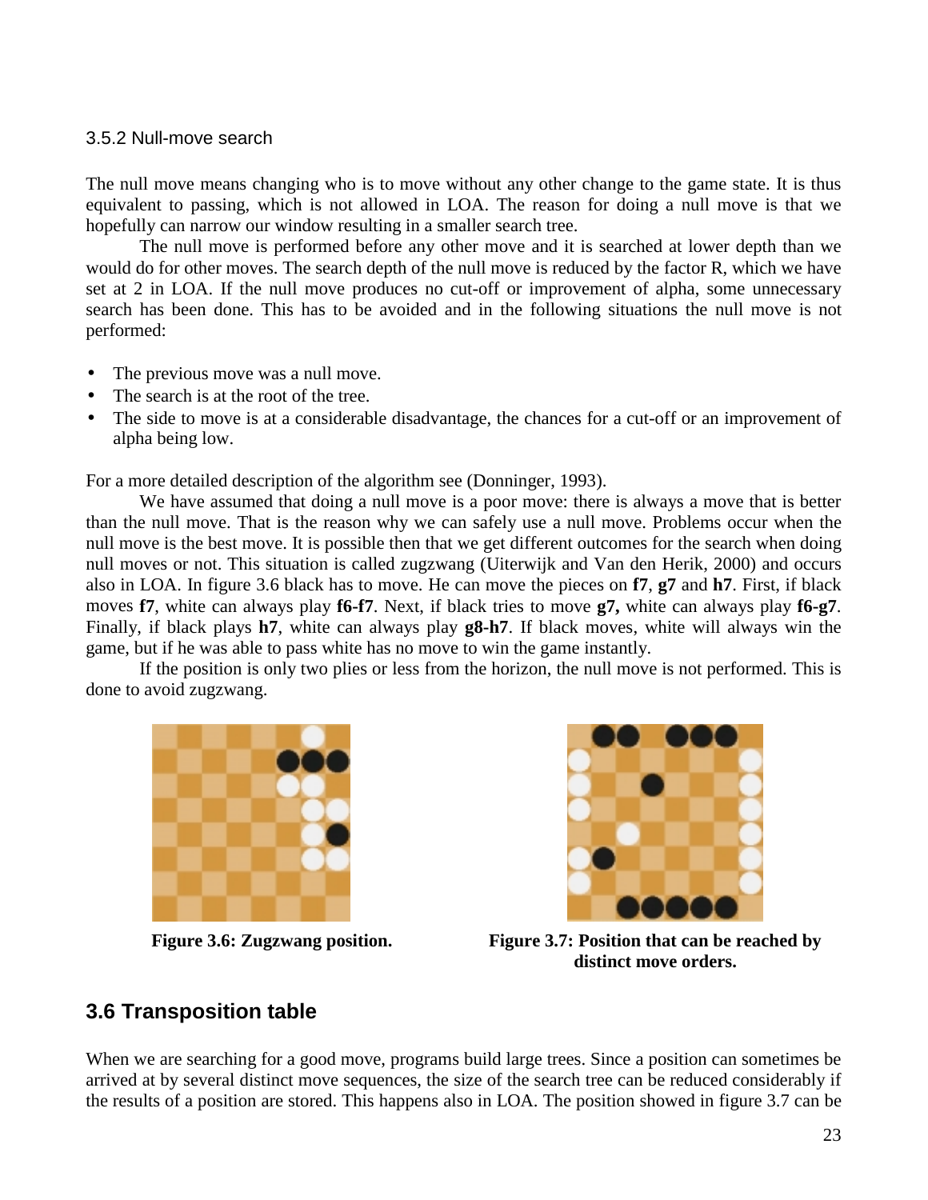### 3.5.2 Null-move search

The null move means changing who is to move without any other change to the game state. It is thus equivalent to passing, which is not allowed in LOA. The reason for doing a null move is that we hopefully can narrow our window resulting in a smaller search tree.

The null move is performed before any other move and it is searched at lower depth than we would do for other moves. The search depth of the null move is reduced by the factor R, which we have set at 2 in LOA. If the null move produces no cut-off or improvement of alpha, some unnecessary search has been done. This has to be avoided and in the following situations the null move is not performed:

- The previous move was a null move.
- The search is at the root of the tree.
- The side to move is at a considerable disadvantage, the chances for a cut-off or an improvement of alpha being low.

For a more detailed description of the algorithm see (Donninger, 1993).

We have assumed that doing a null move is a poor move: there is always a move that is better than the null move. That is the reason why we can safely use a null move. Problems occur when the null move is the best move. It is possible then that we get different outcomes for the search when doing null moves or not. This situation is called zugzwang (Uiterwijk and Van den Herik, 2000) and occurs also in LOA. In figure 3.6 black has to move. He can move the pieces on **f7**, **g7** and **h7**. First, if black moves **f7**, white can always play **f6-f7**. Next, if black tries to move **g7,** white can always play **f6-g7**. Finally, if black plays **h7**, white can always play **g8-h7**. If black moves, white will always win the game, but if he was able to pass white has no move to win the game instantly.

If the position is only two plies or less from the horizon, the null move is not performed. This is done to avoid zugzwang.

**Figure 3.6: Zugzwang position.**

**Figure 3.7: Position that can be reached by distinct move orders.**

## 3.6 Transposition table

When we are searching for a good move, programs build large trees. Since a position can sometimes be arrived at by several distinct move sequences, the size of the search tree can be reduced considerably if the results of a position are stored. This happens also in LOA. The position showed in figure 3.7 can be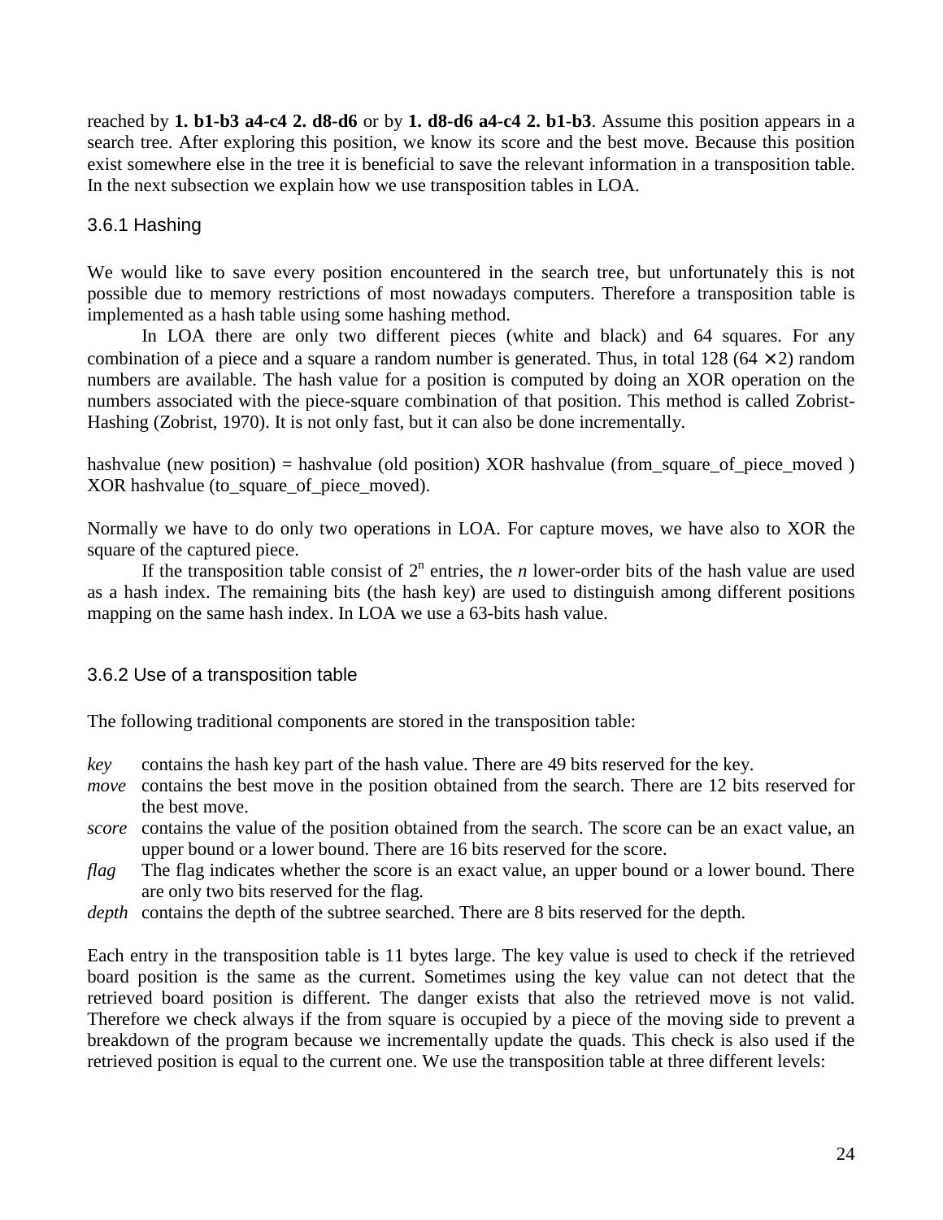reached by **1. b1-b3 a4-c4 2. d8-d6** or by **1. d8-d6 a4-c4 2. b1-b3**. Assume this position appears in a search tree. After exploring this position, we know its score and the best move. Because this position exist somewhere else in the tree it is beneficial to save the relevant information in a transposition table. In the next subsection we explain how we use transposition tables in LOA.

### 3.6.1 Hashing

We would like to save every position encountered in the search tree, but unfortunately this is not possible due to memory restrictions of most nowadays computers. Therefore a transposition table is implemented as a hash table using some hashing method.

In LOA there are only two different pieces (white and black) and 64 squares. For any combination of a piece and a square a random number is generated. Thus, in total 128 ($64 \times 2$) random numbers are available. The hash value for a position is computed by doing an XOR operation on the numbers associated with the piece-square combination of that position. This method is called Zobrist-Hashing (Zobrist, 1970). It is not only fast, but it can also be done incrementally.

hashvalue (new position) = hashvalue (old position) XOR hashvalue (from_square_of_piece_moved ) XOR hashvalue (to_square_of_piece_moved).

Normally we have to do only two operations in LOA. For capture moves, we have also to XOR the square of the captured piece.

If the transposition table consist of $2^n$ entries, the $n$ lower-order bits of the hash value are used as a hash index. The remaining bits (the hash key) are used to distinguish among different positions mapping on the same hash index. In LOA we use a 63-bits hash value.

### 3.6.2 Use of a transposition table

The following traditional components are stored in the transposition table:

- *key* contains the hash key part of the hash value. There are 49 bits reserved for the key.
- *move* contains the best move in the position obtained from the search. There are 12 bits reserved for the best move.
- *score* contains the value of the position obtained from the search. The score can be an exact value, an upper bound or a lower bound. There are 16 bits reserved for the score.
- *flag* The flag indicates whether the score is an exact value, an upper bound or a lower bound. There are only two bits reserved for the flag.
- *depth* contains the depth of the subtree searched. There are 8 bits reserved for the depth.

Each entry in the transposition table is 11 bytes large. The key value is used to check if the retrieved board position is the same as the current. Sometimes using the key value can not detect that the retrieved board position is different. The danger exists that also the retrieved move is not valid. Therefore we check always if the from square is occupied by a piece of the moving side to prevent a breakdown of the program because we incrementally update the quads. This check is also used if the retrieved position is equal to the current one. We use the transposition table at three different levels: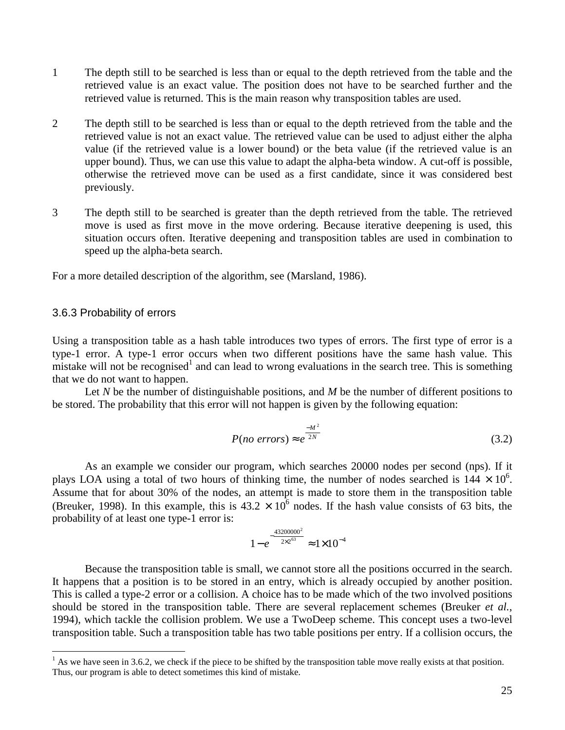1 The depth still to be searched is less than or equal to the depth retrieved from the table and the retrieved value is an exact value. The position does not have to be searched further and the retrieved value is returned. This is the main reason why transposition tables are used.

2 The depth still to be searched is less than or equal to the depth retrieved from the table and the retrieved value is not an exact value. The retrieved value can be used to adjust either the alpha value (if the retrieved value is a lower bound) or the beta value (if the retrieved value is an upper bound). Thus, we can use this value to adapt the alpha-beta window. A cut-off is possible, otherwise the retrieved move can be used as a first candidate, since it was considered best previously.

3 The depth still to be searched is greater than the depth retrieved from the table. The retrieved move is used as first move in the move ordering. Because iterative deepening is used, this situation occurs often. Iterative deepening and transposition tables are used in combination to speed up the alpha-beta search.

For a more detailed description of the algorithm, see (Marsland, 1986).

### 3.6.3 Probability of errors

Using a transposition table as a hash table introduces two types of errors. The first type of error is a type-1 error. A type-1 error occurs when two different positions have the same hash value. This mistake will not be recognised[1] and can lead to wrong evaluations in the search tree. This is something that we do not want to happen.

Let $N$ be the number of distinguishable positions, and $M$ be the number of different positions to be stored. The probability that this error will not happen is given by the following equation:

$$P(no\ errors) \approx e^{\frac{-M^2}{2N}} \tag{3.2}$$

As an example we consider our program, which searches 20000 nodes per second (nps). If it plays LOA using a total of two hours of thinking time, the number of nodes searched is $144 \times 10^6$. Assume that for about 30% of the nodes, an attempt is made to store them in the transposition table (Breuker, 1998). In this example, this is $43.2 \times 10^6$ nodes. If the hash value consists of 63 bits, the probability of at least one type-1 error is:

$$1 - e^{-\frac{43200000^2}{2 \times 2^{63}}} \approx 1 \times 10^{-4}$$

Because the transposition table is small, we cannot store all the positions occurred in the search. It happens that a position is to be stored in an entry, which is already occupied by another position. This is called a type-2 error or a collision. A choice has to be made which of the two involved positions should be stored in the transposition table. There are several replacement schemes (Breuker *et al.*, 1994), which tackle the collision problem. We use a TwoDeep scheme. This concept uses a two-level transposition table. Such a transposition table has two table positions per entry. If a collision occurs, the

[1] As we have seen in 3.6.2, we check if the piece to be shifted by the transposition table move really exists at that position. Thus, our program is able to detect sometimes this kind of mistake.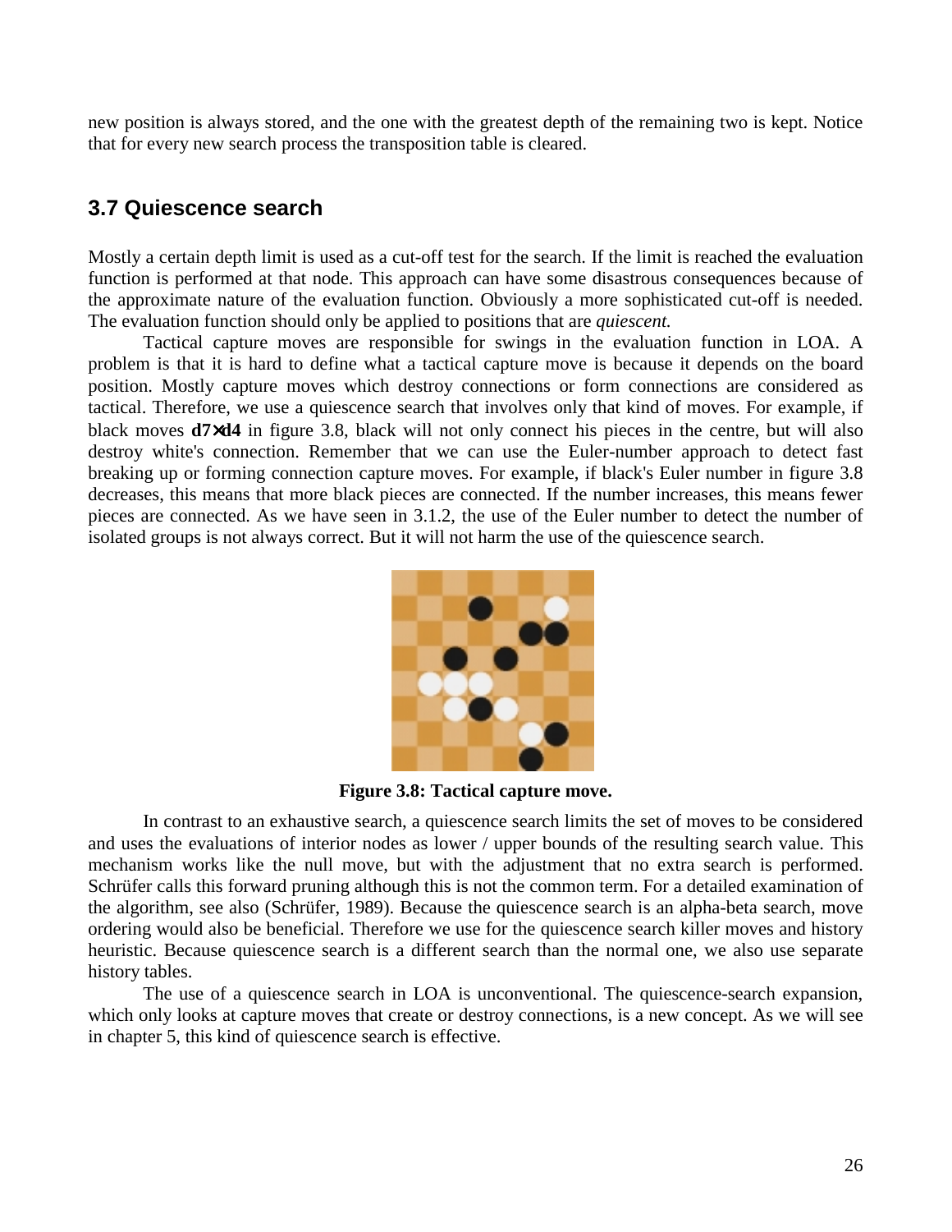new position is always stored, and the one with the greatest depth of the remaining two is kept. Notice that for every new search process the transposition table is cleared.

## 3.7 Quiescence search

Mostly a certain depth limit is used as a cut-off test for the search. If the limit is reached the evaluation function is performed at that node. This approach can have some disastrous consequences because of the approximate nature of the evaluation function. Obviously a more sophisticated cut-off is needed. The evaluation function should only be applied to positions that are *quiescent.*

Tactical capture moves are responsible for swings in the evaluation function in LOA. A problem is that it is hard to define what a tactical capture move is because it depends on the board position. Mostly capture moves which destroy connections or form connections are considered as tactical. Therefore, we use a quiescence search that involves only that kind of moves. For example, if black moves **d7×d4** in figure 3.8, black will not only connect his pieces in the centre, but will also destroy white's connection. Remember that we can use the Euler-number approach to detect fast breaking up or forming connection capture moves. For example, if black's Euler number in figure 3.8 decreases, this means that more black pieces are connected. If the number increases, this means fewer pieces are connected. As we have seen in 3.1.2, the use of the Euler number to detect the number of isolated groups is not always correct. But it will not harm the use of the quiescence search.

**Figure 3.8: Tactical capture move.**

In contrast to an exhaustive search, a quiescence search limits the set of moves to be considered and uses the evaluations of interior nodes as lower / upper bounds of the resulting search value. This mechanism works like the null move, but with the adjustment that no extra search is performed. Schrüfer calls this forward pruning although this is not the common term. For a detailed examination of the algorithm, see also (Schrüfer, 1989). Because the quiescence search is an alpha-beta search, move ordering would also be beneficial. Therefore we use for the quiescence search killer moves and history heuristic. Because quiescence search is a different search than the normal one, we also use separate history tables.

The use of a quiescence search in LOA is unconventional. The quiescence-search expansion, which only looks at capture moves that create or destroy connections, is a new concept. As we will see in chapter 5, this kind of quiescence search is effective.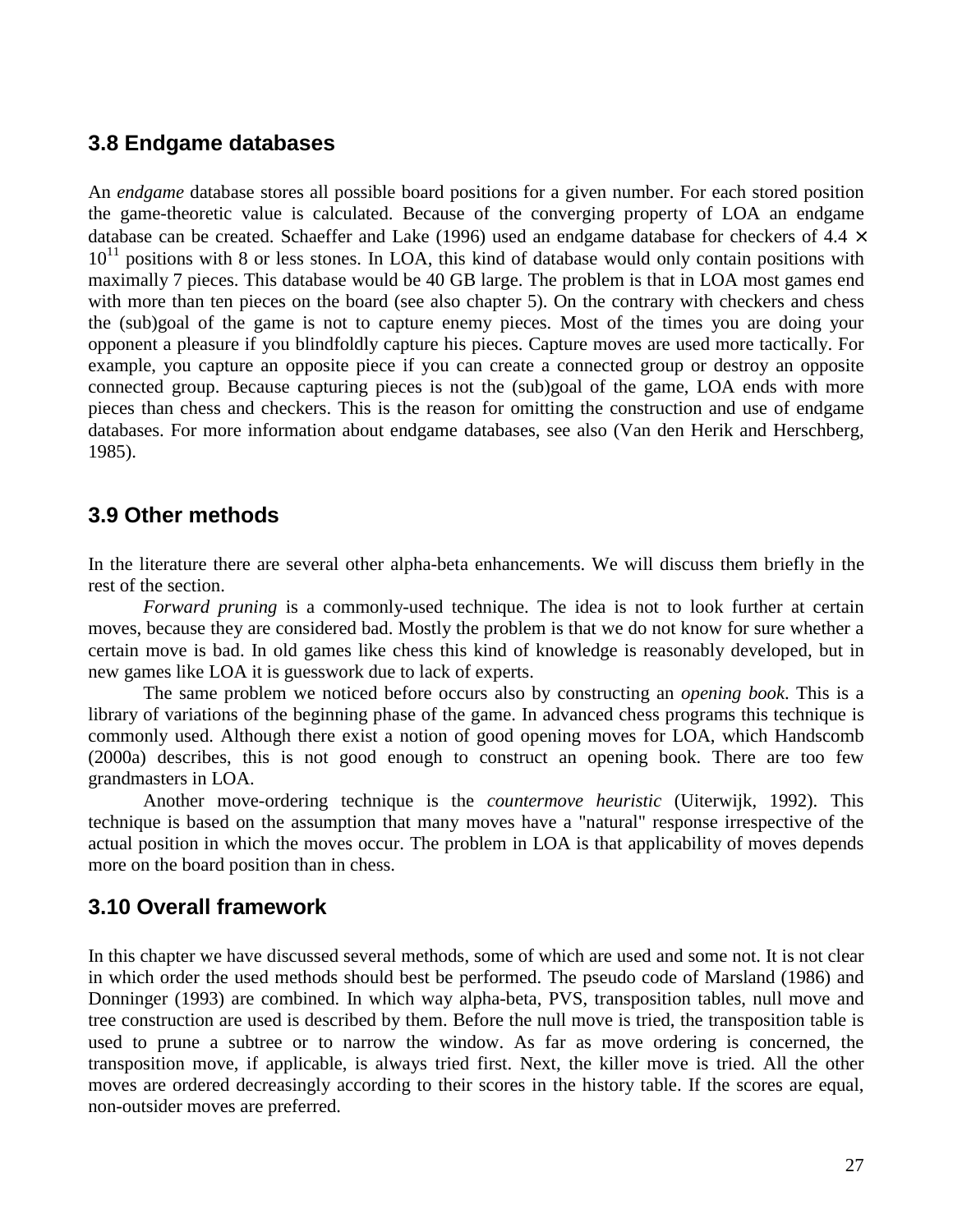### 3.8 Endgame databases

An *endgame* database stores all possible board positions for a given number. For each stored position the game-theoretic value is calculated. Because of the converging property of LOA an endgame database can be created. Schaeffer and Lake (1996) used an endgame database for checkers of $4.4 \times 10^{11}$ positions with 8 or less stones. In LOA, this kind of database would only contain positions with maximally 7 pieces. This database would be 40 GB large. The problem is that in LOA most games end with more than ten pieces on the board (see also chapter 5). On the contrary with checkers and chess the (sub)goal of the game is not to capture enemy pieces. Most of the times you are doing your opponent a pleasure if you blindfoldly capture his pieces. Capture moves are used more tactically. For example, you capture an opposite piece if you can create a connected group or destroy an opposite connected group. Because capturing pieces is not the (sub)goal of the game, LOA ends with more pieces than chess and checkers. This is the reason for omitting the construction and use of endgame databases. For more information about endgame databases, see also (Van den Herik and Herschberg, 1985).

### 3.9 Other methods

In the literature there are several other alpha-beta enhancements. We will discuss them briefly in the rest of the section.

*Forward pruning* is a commonly-used technique. The idea is not to look further at certain moves, because they are considered bad. Mostly the problem is that we do not know for sure whether a certain move is bad. In old games like chess this kind of knowledge is reasonably developed, but in new games like LOA it is guesswork due to lack of experts.

The same problem we noticed before occurs also by constructing an *opening book*. This is a library of variations of the beginning phase of the game. In advanced chess programs this technique is commonly used. Although there exist a notion of good opening moves for LOA, which Handscomb (2000a) describes, this is not good enough to construct an opening book. There are too few grandmasters in LOA.

Another move-ordering technique is the *countermove heuristic* (Uiterwijk, 1992). This technique is based on the assumption that many moves have a "natural" response irrespective of the actual position in which the moves occur. The problem in LOA is that applicability of moves depends more on the board position than in chess.

### 3.10 Overall framework

In this chapter we have discussed several methods, some of which are used and some not. It is not clear in which order the used methods should best be performed. The pseudo code of Marsland (1986) and Donninger (1993) are combined. In which way alpha-beta, PVS, transposition tables, null move and tree construction are used is described by them. Before the null move is tried, the transposition table is used to prune a subtree or to narrow the window. As far as move ordering is concerned, the transposition move, if applicable, is always tried first. Next, the killer move is tried. All the other moves are ordered decreasingly according to their scores in the history table. If the scores are equal, non-outsider moves are preferred.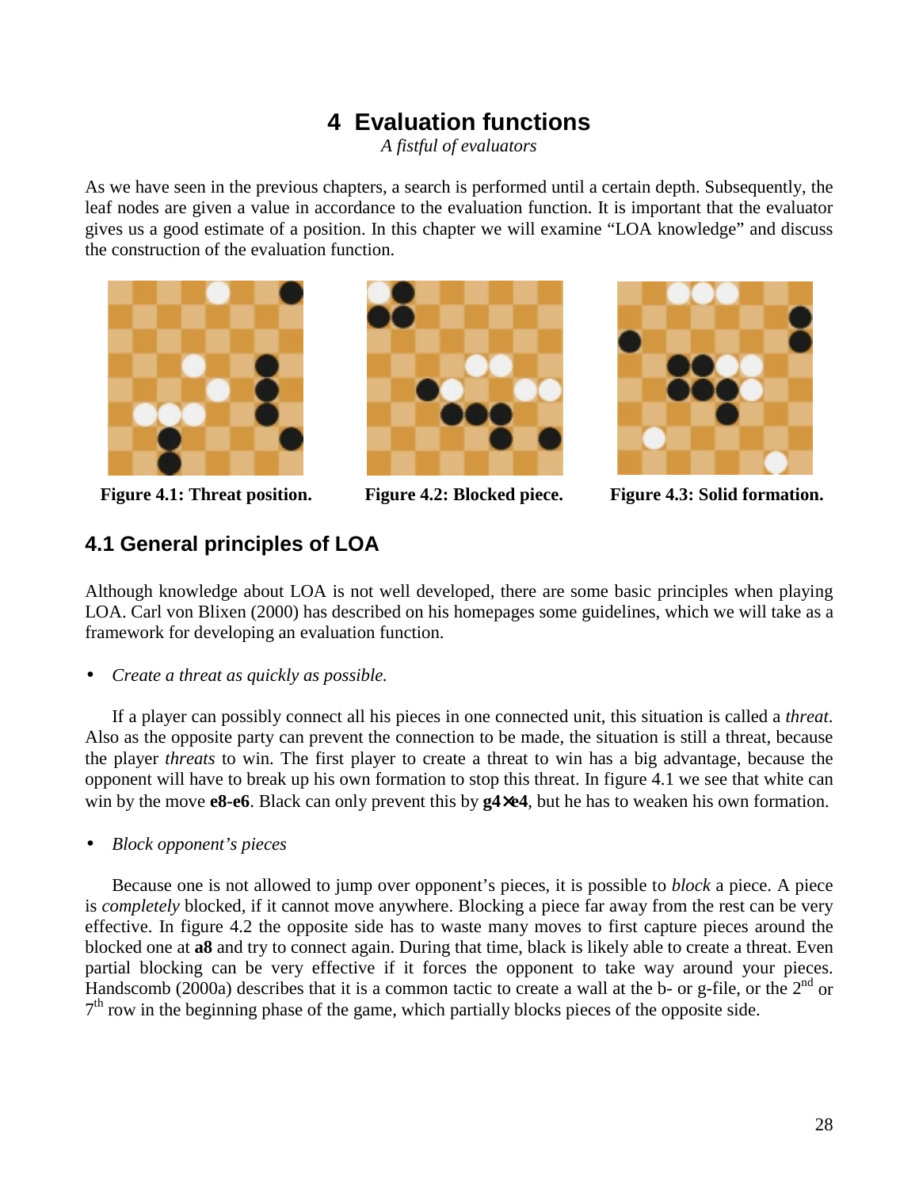# 4 Evaluation functions

*A fistful of evaluators*

As we have seen in the previous chapters, a search is performed until a certain depth. Subsequently, the leaf nodes are given a value in accordance to the evaluation function. It is important that the evaluator gives us a good estimate of a position. In this chapter we will examine "LOA knowledge" and discuss the construction of the evaluation function.

**Figure 4.1: Threat position.** **Figure 4.2: Blocked piece.** **Figure 4.3: Solid formation.**

## 4.1 General principles of LOA

Although knowledge about LOA is not well developed, there are some basic principles when playing LOA. Carl von Blixen (2000) has described on his homepages some guidelines, which we will take as a framework for developing an evaluation function.

- *Create a threat as quickly as possible.*

If a player can possibly connect all his pieces in one connected unit, this situation is called a *threat*. Also as the opposite party can prevent the connection to be made, the situation is still a threat, because the player *threats* to win. The first player to create a threat to win has a big advantage, because the opponent will have to break up his own formation to stop this threat. In figure 4.1 we see that white can win by the move **e8-e6**. Black can only prevent this by **g4×e4**, but he has to weaken his own formation.

- *Block opponent's pieces*

Because one is not allowed to jump over opponent's pieces, it is possible to *block* a piece. A piece is *completely* blocked, if it cannot move anywhere. Blocking a piece far away from the rest can be very effective. In figure 4.2 the opposite side has to waste many moves to first capture pieces around the blocked one at **a8** and try to connect again. During that time, black is likely able to create a threat. Even partial blocking can be very effective if it forces the opponent to take way around your pieces. Handscomb (2000a) describes that it is a common tactic to create a wall at the b- or g-file, or the 2nd or 7th row in the beginning phase of the game, which partially blocks pieces of the opposite side.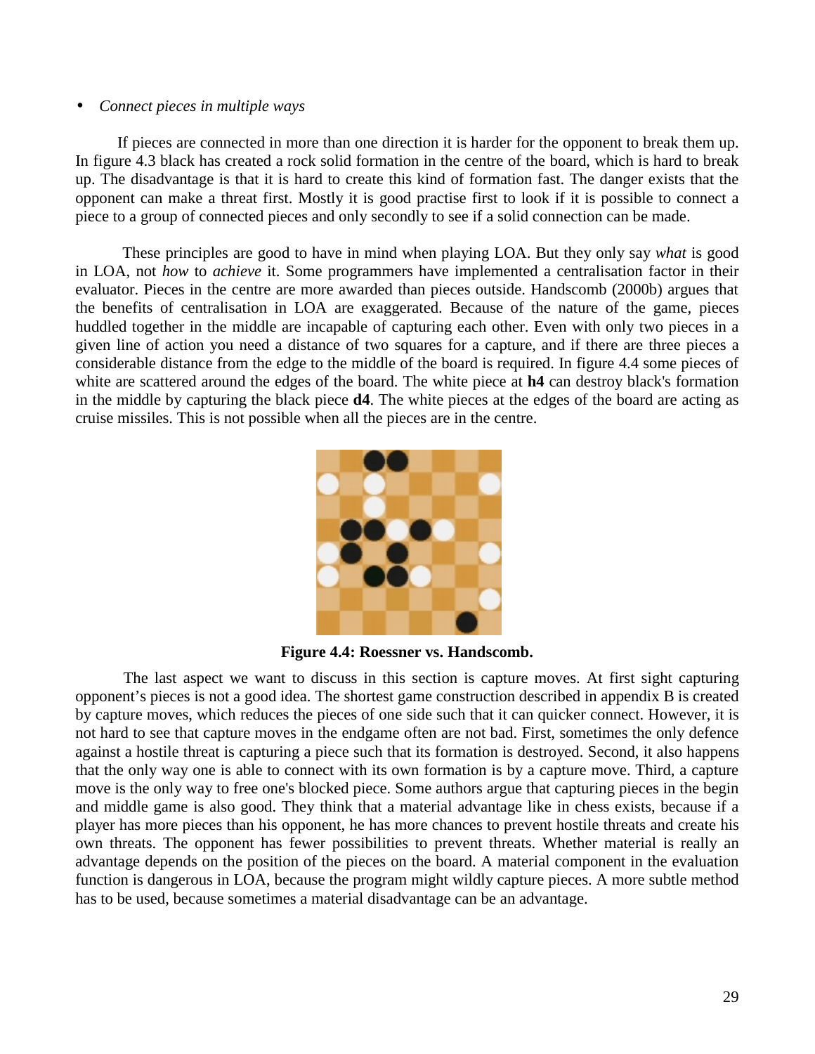- *Connect pieces in multiple ways*

If pieces are connected in more than one direction it is harder for the opponent to break them up. In figure 4.3 black has created a rock solid formation in the centre of the board, which is hard to break up. The disadvantage is that it is hard to create this kind of formation fast. The danger exists that the opponent can make a threat first. Mostly it is good practise first to look if it is possible to connect a piece to a group of connected pieces and only secondly to see if a solid connection can be made.

These principles are good to have in mind when playing LOA. But they only say *what* is good in LOA, not *how* to *achieve* it. Some programmers have implemented a centralisation factor in their evaluator. Pieces in the centre are more awarded than pieces outside. Handscomb (2000b) argues that the benefits of centralisation in LOA are exaggerated. Because of the nature of the game, pieces huddled together in the middle are incapable of capturing each other. Even with only two pieces in a given line of action you need a distance of two squares for a capture, and if there are three pieces a considerable distance from the edge to the middle of the board is required. In figure 4.4 some pieces of white are scattered around the edges of the board. The white piece at **h4** can destroy black's formation in the middle by capturing the black piece **d4**. The white pieces at the edges of the board are acting as cruise missiles. This is not possible when all the pieces are in the centre.

**Figure 4.4: Roessner vs. Handscomb.**

The last aspect we want to discuss in this section is capture moves. At first sight capturing opponent's pieces is not a good idea. The shortest game construction described in appendix B is created by capture moves, which reduces the pieces of one side such that it can quicker connect. However, it is not hard to see that capture moves in the endgame often are not bad. First, sometimes the only defence against a hostile threat is capturing a piece such that its formation is destroyed. Second, it also happens that the only way one is able to connect with its own formation is by a capture move. Third, a capture move is the only way to free one's blocked piece. Some authors argue that capturing pieces in the begin and middle game is also good. They think that a material advantage like in chess exists, because if a player has more pieces than his opponent, he has more chances to prevent hostile threats and create his own threats. The opponent has fewer possibilities to prevent threats. Whether material is really an advantage depends on the position of the pieces on the board. A material component in the evaluation function is dangerous in LOA, because the program might wildly capture pieces. A more subtle method has to be used, because sometimes a material disadvantage can be an advantage.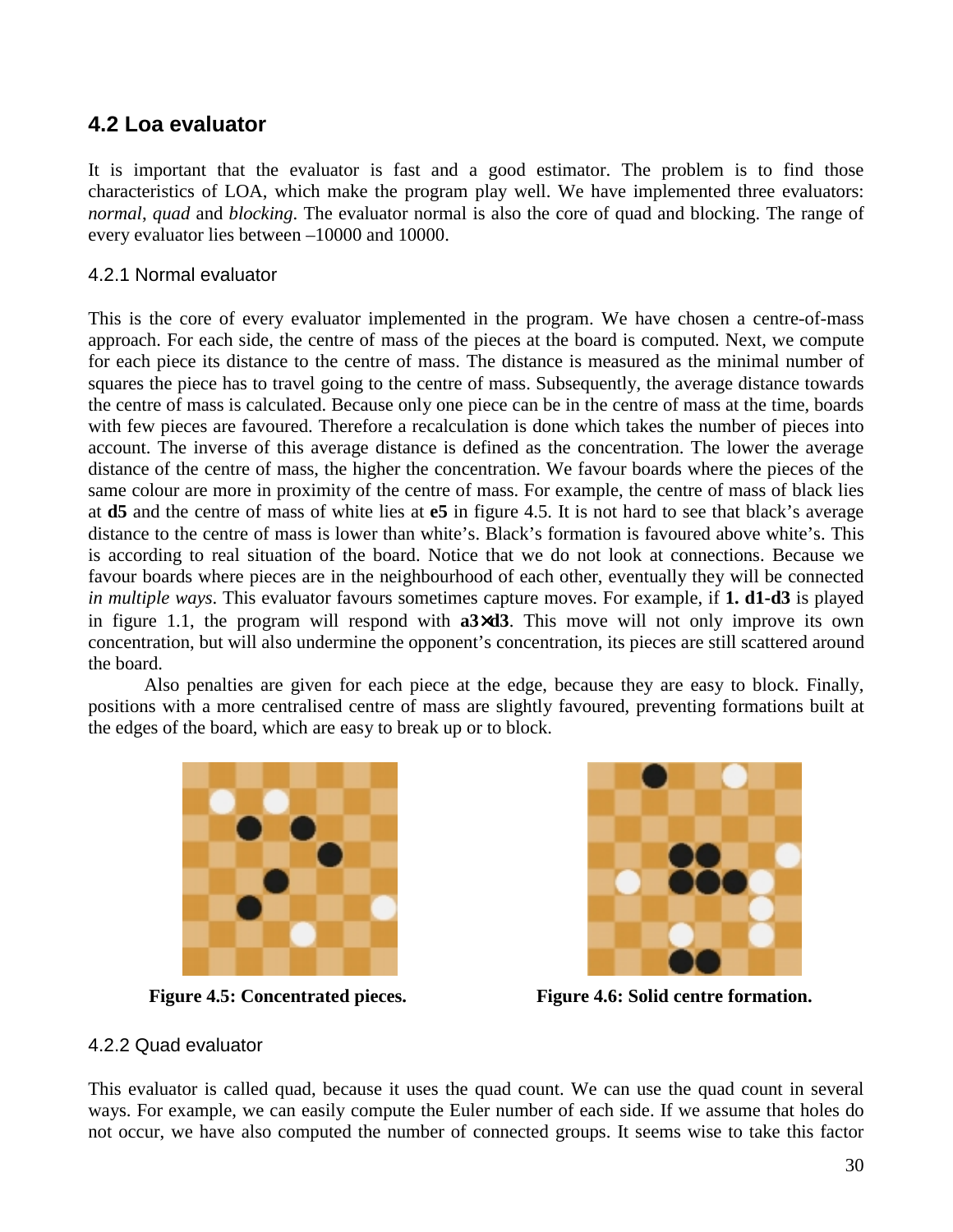## 4.2 Loa evaluator

It is important that the evaluator is fast and a good estimator. The problem is to find those characteristics of LOA, which make the program play well. We have implemented three evaluators: *normal*, *quad* and *blocking*. The evaluator normal is also the core of quad and blocking. The range of every evaluator lies between –10000 and 10000.

### 4.2.1 Normal evaluator

This is the core of every evaluator implemented in the program. We have chosen a centre-of-mass approach. For each side, the centre of mass of the pieces at the board is computed. Next, we compute for each piece its distance to the centre of mass. The distance is measured as the minimal number of squares the piece has to travel going to the centre of mass. Subsequently, the average distance towards the centre of mass is calculated. Because only one piece can be in the centre of mass at the time, boards with few pieces are favoured. Therefore a recalculation is done which takes the number of pieces into account. The inverse of this average distance is defined as the concentration. The lower the average distance of the centre of mass, the higher the concentration. We favour boards where the pieces of the same colour are more in proximity of the centre of mass. For example, the centre of mass of black lies at **d5** and the centre of mass of white lies at **e5** in figure 4.5. It is not hard to see that black's average distance to the centre of mass is lower than white's. Black's formation is favoured above white's. This is according to real situation of the board. Notice that we do not look at connections. Because we favour boards where pieces are in the neighbourhood of each other, eventually they will be connected *in multiple ways*. This evaluator favours sometimes capture moves. For example, if **1. d1-d3** is played in figure 1.1, the program will respond with **a3×d3**. This move will not only improve its own concentration, but will also undermine the opponent's concentration, its pieces are still scattered around the board.

Also penalties are given for each piece at the edge, because they are easy to block. Finally, positions with a more centralised centre of mass are slightly favoured, preventing formations built at the edges of the board, which are easy to break up or to block.

**Figure 4.5: Concentrated pieces.**

**Figure 4.6: Solid centre formation.**

### 4.2.2 Quad evaluator

This evaluator is called quad, because it uses the quad count. We can use the quad count in several ways. For example, we can easily compute the Euler number of each side. If we assume that holes do not occur, we have also computed the number of connected groups. It seems wise to take this factor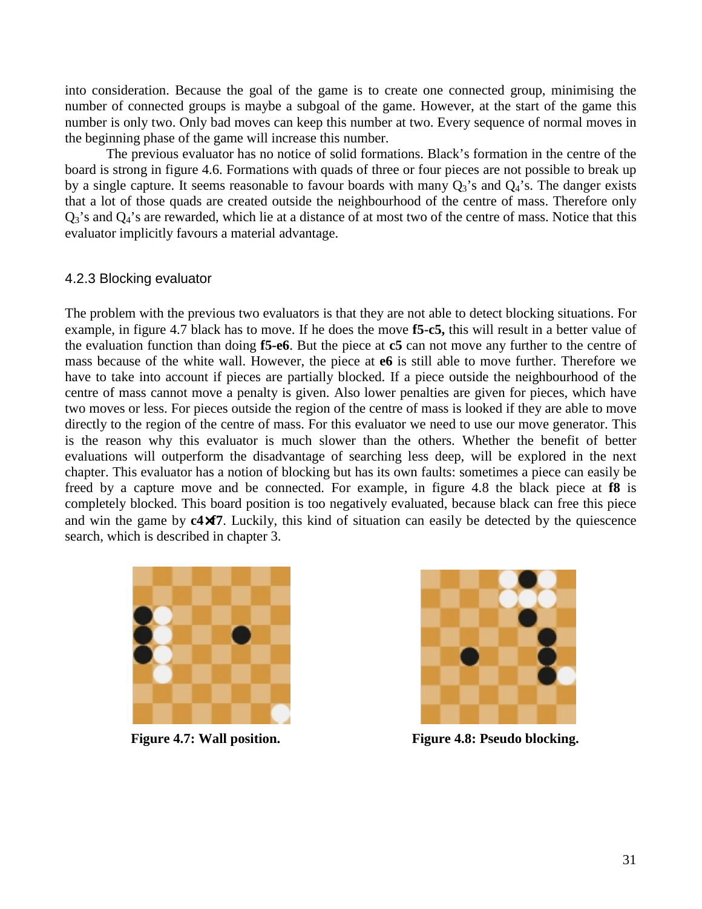into consideration. Because the goal of the game is to create one connected group, minimising the number of connected groups is maybe a subgoal of the game. However, at the start of the game this number is only two. Only bad moves can keep this number at two. Every sequence of normal moves in the beginning phase of the game will increase this number.

The previous evaluator has no notice of solid formations. Black's formation in the centre of the board is strong in figure 4.6. Formations with quads of three or four pieces are not possible to break up by a single capture. It seems reasonable to favour boards with many $Q_3$'s and $Q_4$'s. The danger exists that a lot of those quads are created outside the neighbourhood of the centre of mass. Therefore only $Q_3$'s and $Q_4$'s are rewarded, which lie at a distance of at most two of the centre of mass. Notice that this evaluator implicitly favours a material advantage.

### 4.2.3 Blocking evaluator

The problem with the previous two evaluators is that they are not able to detect blocking situations. For example, in figure 4.7 black has to move. If he does the move **f5-c5,** this will result in a better value of the evaluation function than doing **f5-e6**. But the piece at **c5** can not move any further to the centre of mass because of the white wall. However, the piece at **e6** is still able to move further. Therefore we have to take into account if pieces are partially blocked. If a piece outside the neighbourhood of the centre of mass cannot move a penalty is given. Also lower penalties are given for pieces, which have two moves or less. For pieces outside the region of the centre of mass is looked if they are able to move directly to the region of the centre of mass. For this evaluator we need to use our move generator. This is the reason why this evaluator is much slower than the others. Whether the benefit of better evaluations will outperform the disadvantage of searching less deep, will be explored in the next chapter. This evaluator has a notion of blocking but has its own faults: sometimes a piece can easily be freed by a capture move and be connected. For example, in figure 4.8 the black piece at **f8** is completely blocked. This board position is too negatively evaluated, because black can free this piece and win the game by **c4×f7**. Luckily, this kind of situation can easily be detected by the quiescence search, which is described in chapter 3.

**Figure 4.7: Wall position.**

**Figure 4.8: Pseudo blocking.**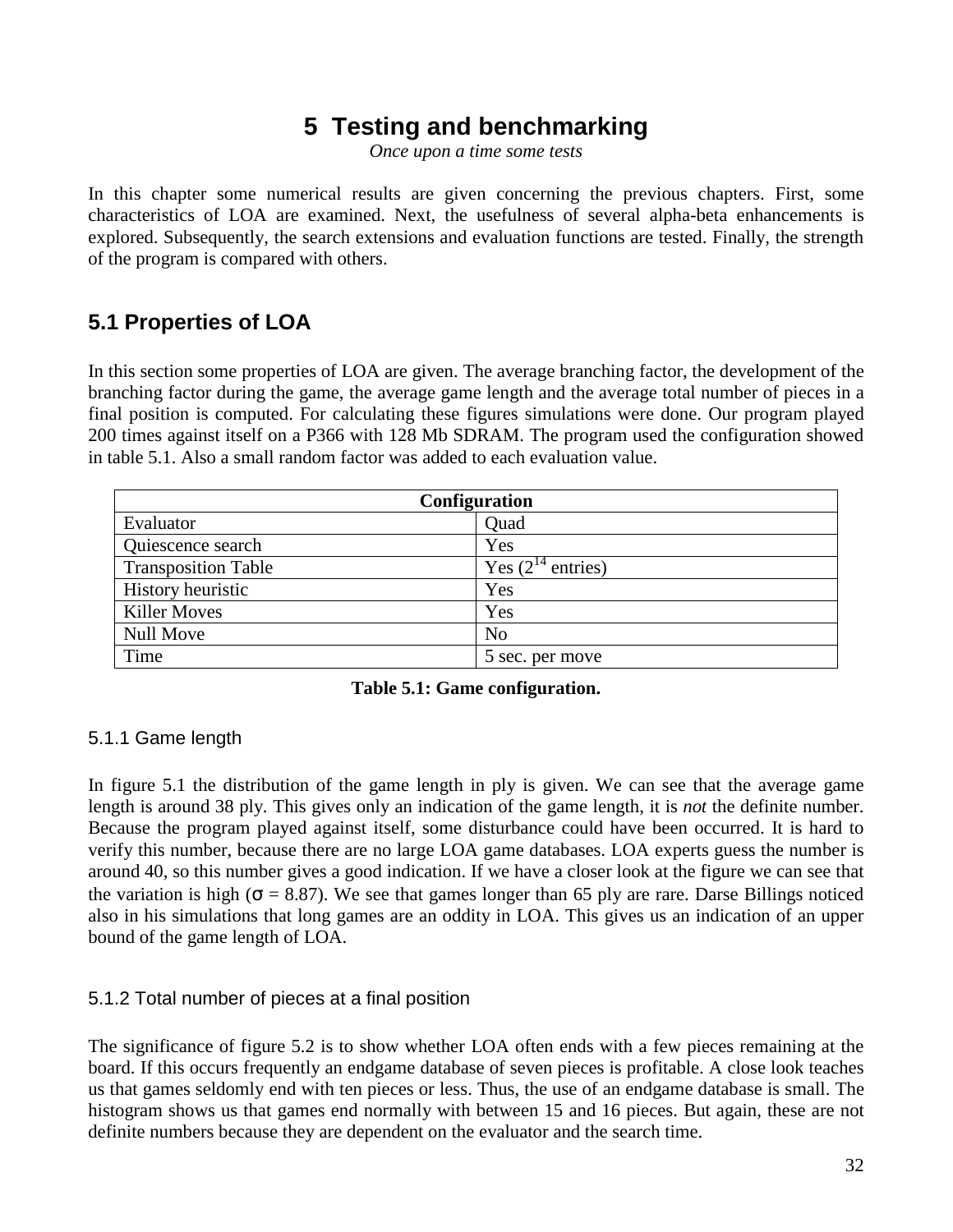# 5 Testing and benchmarking

*Once upon a time some tests*

In this chapter some numerical results are given concerning the previous chapters. First, some characteristics of LOA are examined. Next, the usefulness of several alpha-beta enhancements is explored. Subsequently, the search extensions and evaluation functions are tested. Finally, the strength of the program is compared with others.

## 5.1 Properties of LOA

In this section some properties of LOA are given. The average branching factor, the development of the branching factor during the game, the average game length and the average total number of pieces in a final position is computed. For calculating these figures simulations were done. Our program played 200 times against itself on a P366 with 128 Mb SDRAM. The program used the configuration showed in table 5.1. Also a small random factor was added to each evaluation value.

| Configuration | |
|---|---|
| Evaluator | Quad |
| Quiescence search | Yes |
| Transposition Table | Yes ($2^{14}$ entries) |
| History heuristic | Yes |
| Killer Moves | Yes |
| Null Move | No |
| Time | 5 sec. per move |

**Table 5.1: Game configuration.**

### 5.1.1 Game length

In figure 5.1 the distribution of the game length in ply is given. We can see that the average game length is around 38 ply. This gives only an indication of the game length, it is *not* the definite number. Because the program played against itself, some disturbance could have been occurred. It is hard to verify this number, because there are no large LOA game databases. LOA experts guess the number is around 40, so this number gives a good indication. If we have a closer look at the figure we can see that the variation is high ($\sigma$ = 8.87). We see that games longer than 65 ply are rare. Darse Billings noticed also in his simulations that long games are an oddity in LOA. This gives us an indication of an upper bound of the game length of LOA.

### 5.1.2 Total number of pieces at a final position

The significance of figure 5.2 is to show whether LOA often ends with a few pieces remaining at the board. If this occurs frequently an endgame database of seven pieces is profitable. A close look teaches us that games seldomly end with ten pieces or less. Thus, the use of an endgame database is small. The histogram shows us that games end normally with between 15 and 16 pieces. But again, these are not definite numbers because they are dependent on the evaluator and the search time.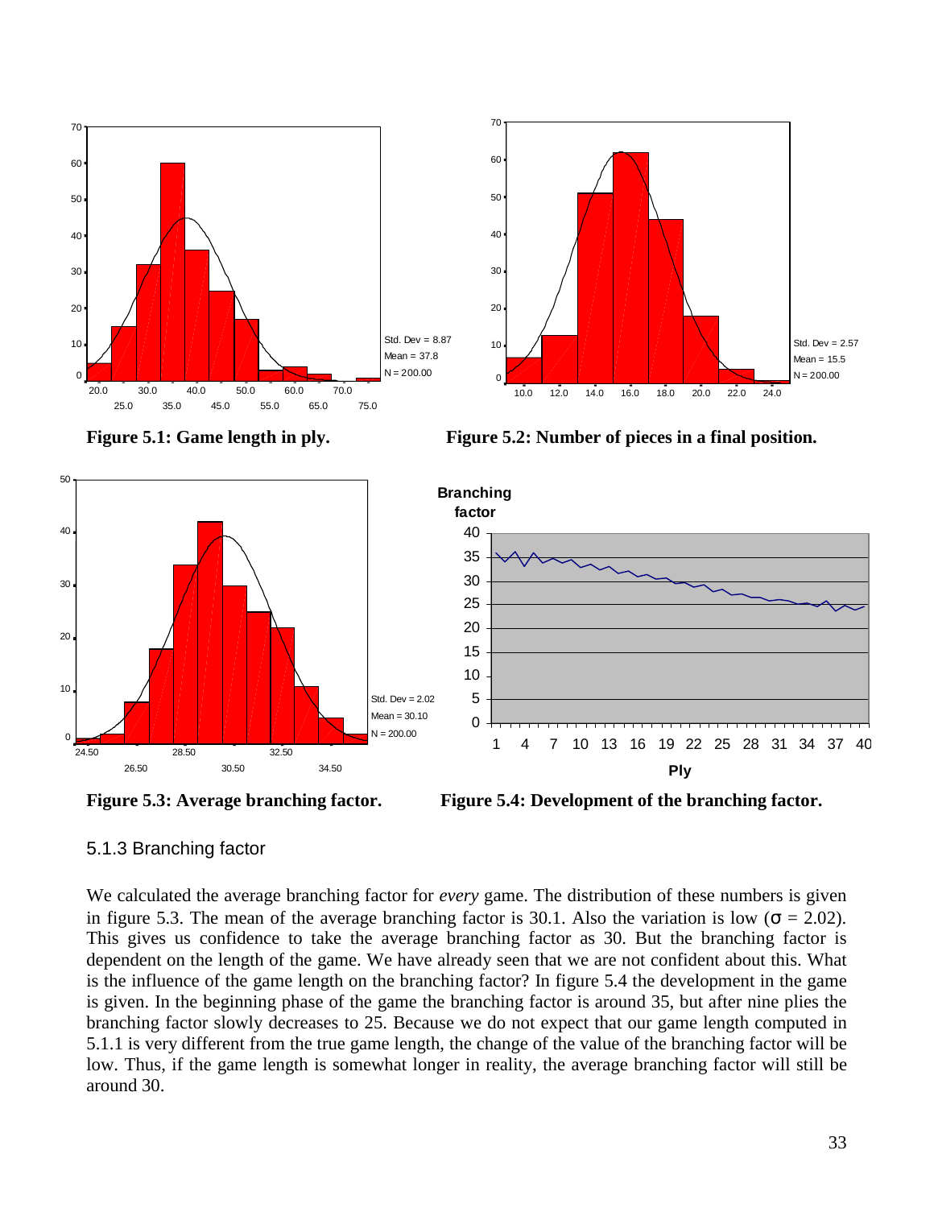Figure 5.1: Game length in ply.

Figure 5.2: Number of pieces in a final position.

Figure 5.3: Average branching factor.

Figure 5.4: Development of the branching factor.

### 5.1.3 Branching factor

We calculated the average branching factor for *every* game. The distribution of these numbers is given in figure 5.3. The mean of the average branching factor is 30.1. Also the variation is low ($\sigma = 2.02$). This gives us confidence to take the average branching factor as 30. But the branching factor is dependent on the length of the game. We have already seen that we are not confident about this. What is the influence of the game length on the branching factor? In figure 5.4 the development in the game is given. In the beginning phase of the game the branching factor is around 35, but after nine plies the branching factor slowly decreases to 25. Because we do not expect that our game length computed in 5.1.1 is very different from the true game length, the change of the value of the branching factor will be low. Thus, if the game length is somewhat longer in reality, the average branching factor will still be around 30.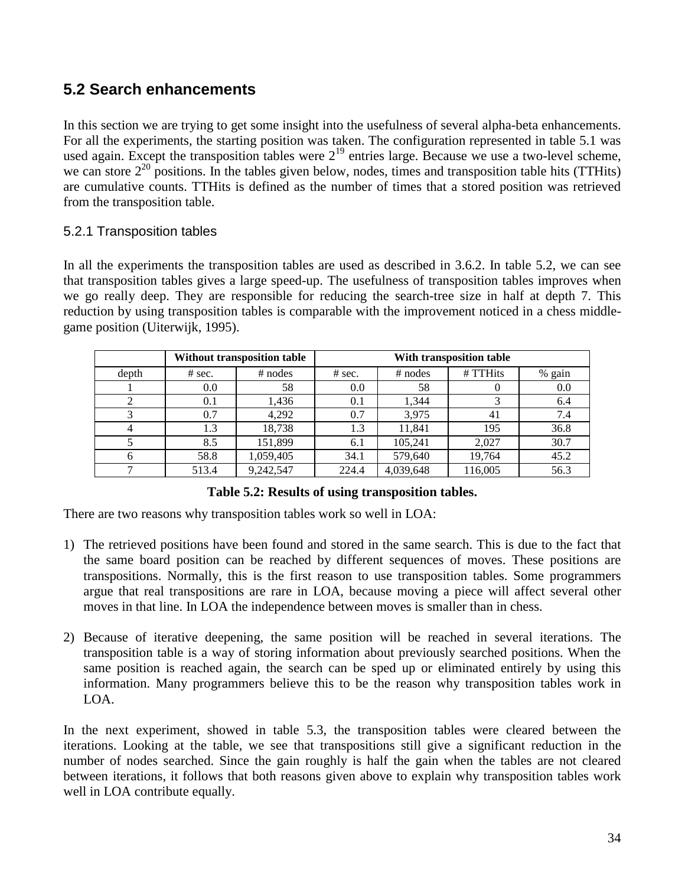## 5.2 Search enhancements

In this section we are trying to get some insight into the usefulness of several alpha-beta enhancements. For all the experiments, the starting position was taken. The configuration represented in table 5.1 was used again. Except the transposition tables were $2^{19}$ entries large. Because we use a two-level scheme, we can store $2^{20}$ positions. In the tables given below, nodes, times and transposition table hits (TTHits) are cumulative counts. TTHits is defined as the number of times that a stored position was retrieved from the transposition table.

### 5.2.1 Transposition tables

In all the experiments the transposition tables are used as described in 3.6.2. In table 5.2, we can see that transposition tables gives a large speed-up. The usefulness of transposition tables improves when we go really deep. They are responsible for reducing the search-tree size in half at depth 7. This reduction by using transposition tables is comparable with the improvement noticed in a chess middle-game position (Uiterwijk, 1995).

| | **Without transposition table** | | **With transposition table** | | | |
|---|---|---|---|---|---|---|
| depth | # sec. | # nodes | # sec. | # nodes | # TTHits | % gain |
| 1 | 0.0 | 58 | 0.0 | 58 | 0 | 0.0 |
| 2 | 0.1 | 1,436 | 0.1 | 1,344 | 3 | 6.4 |
| 3 | 0.7 | 4,292 | 0.7 | 3,975 | 41 | 7.4 |
| 4 | 1.3 | 18,738 | 1.3 | 11,841 | 195 | 36.8 |
| 5 | 8.5 | 151,899 | 6.1 | 105,241 | 2,027 | 30.7 |
| 6 | 58.8 | 1,059,405 | 34.1 | 579,640 | 19,764 | 45.2 |
| 7 | 513.4 | 9,242,547 | 224.4 | 4,039,648 | 116,005 | 56.3 |

**Table 5.2: Results of using transposition tables.**

There are two reasons why transposition tables work so well in LOA:

1) The retrieved positions have been found and stored in the same search. This is due to the fact that the same board position can be reached by different sequences of moves. These positions are transpositions. Normally, this is the first reason to use transposition tables. Some programmers argue that real transpositions are rare in LOA, because moving a piece will affect several other moves in that line. In LOA the independence between moves is smaller than in chess.

2) Because of iterative deepening, the same position will be reached in several iterations. The transposition table is a way of storing information about previously searched positions. When the same position is reached again, the search can be sped up or eliminated entirely by using this information. Many programmers believe this to be the reason why transposition tables work in LOA.

In the next experiment, showed in table 5.3, the transposition tables were cleared between the iterations. Looking at the table, we see that transpositions still give a significant reduction in the number of nodes searched. Since the gain roughly is half the gain when the tables are not cleared between iterations, it follows that both reasons given above to explain why transposition tables work well in LOA contribute equally.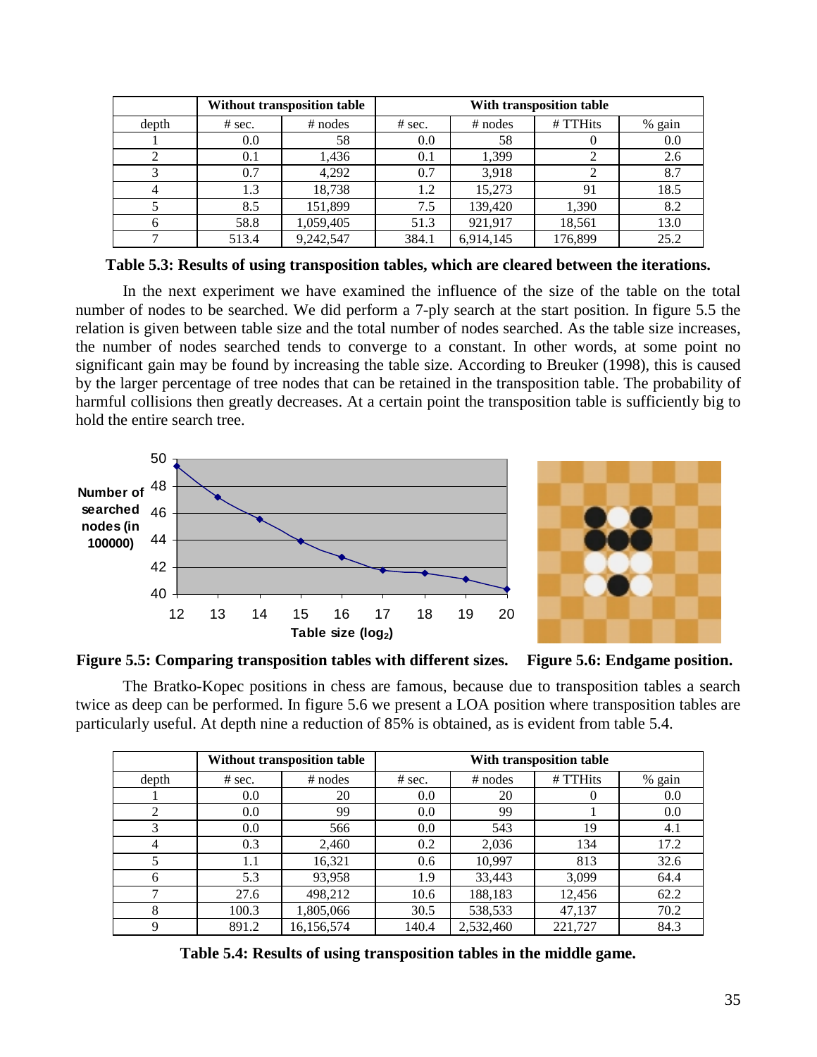| | Without transposition table | | With transposition table | | | |
|---|---|---|---|---|---|---|
| depth | # sec. | # nodes | # sec. | # nodes | # TTHits | % gain |
| 1 | 0.0 | 58 | 0.0 | 58 | 0 | 0.0 |
| 2 | 0.1 | 1,436 | 0.1 | 1,399 | 2 | 2.6 |
| 3 | 0.7 | 4,292 | 0.7 | 3,918 | 2 | 8.7 |
| 4 | 1.3 | 18,738 | 1.2 | 15,273 | 91 | 18.5 |
| 5 | 8.5 | 151,899 | 7.5 | 139,420 | 1,390 | 8.2 |
| 6 | 58.8 | 1,059,405 | 51.3 | 921,917 | 18,561 | 13.0 |
| 7 | 513.4 | 9,242,547 | 384.1 | 6,914,145 | 176,899 | 25.2 |

**Table 5.3: Results of using transposition tables, which are cleared between the iterations.**

In the next experiment we have examined the influence of the size of the table on the total number of nodes to be searched. We did perform a 7-ply search at the start position. In figure 5.5 the relation is given between table size and the total number of nodes searched. As the table size increases, the number of nodes searched tends to converge to a constant. In other words, at some point no significant gain may be found by increasing the table size. According to Breuker (1998), this is caused by the larger percentage of tree nodes that can be retained in the transposition table. The probability of harmful collisions then greatly decreases. At a certain point the transposition table is sufficiently big to hold the entire search tree.

**Figure 5.5: Comparing transposition tables with different sizes.** **Figure 5.6: Endgame position.**

The Bratko-Kopec positions in chess are famous, because due to transposition tables a search twice as deep can be performed. In figure 5.6 we present a LOA position where transposition tables are particularly useful. At depth nine a reduction of 85% is obtained, as is evident from table 5.4.

| | Without transposition table | | With transposition table | | | |
|---|---|---|---|---|---|---|
| depth | # sec. | # nodes | # sec. | # nodes | # TTHits | % gain |
| 1 | 0.0 | 20 | 0.0 | 20 | 0 | 0.0 |
| 2 | 0.0 | 99 | 0.0 | 99 | 1 | 0.0 |
| 3 | 0.0 | 566 | 0.0 | 543 | 19 | 4.1 |
| 4 | 0.3 | 2,460 | 0.2 | 2,036 | 134 | 17.2 |
| 5 | 1.1 | 16,321 | 0.6 | 10,997 | 813 | 32.6 |
| 6 | 5.3 | 93,958 | 1.9 | 33,443 | 3,099 | 64.4 |
| 7 | 27.6 | 498,212 | 10.6 | 188,183 | 12,456 | 62.2 |
| 8 | 100.3 | 1,805,066 | 30.5 | 538,533 | 47,137 | 70.2 |
| 9 | 891.2 | 16,156,574 | 140.4 | 2,532,460 | 221,727 | 84.3 |

**Table 5.4: Results of using transposition tables in the middle game.**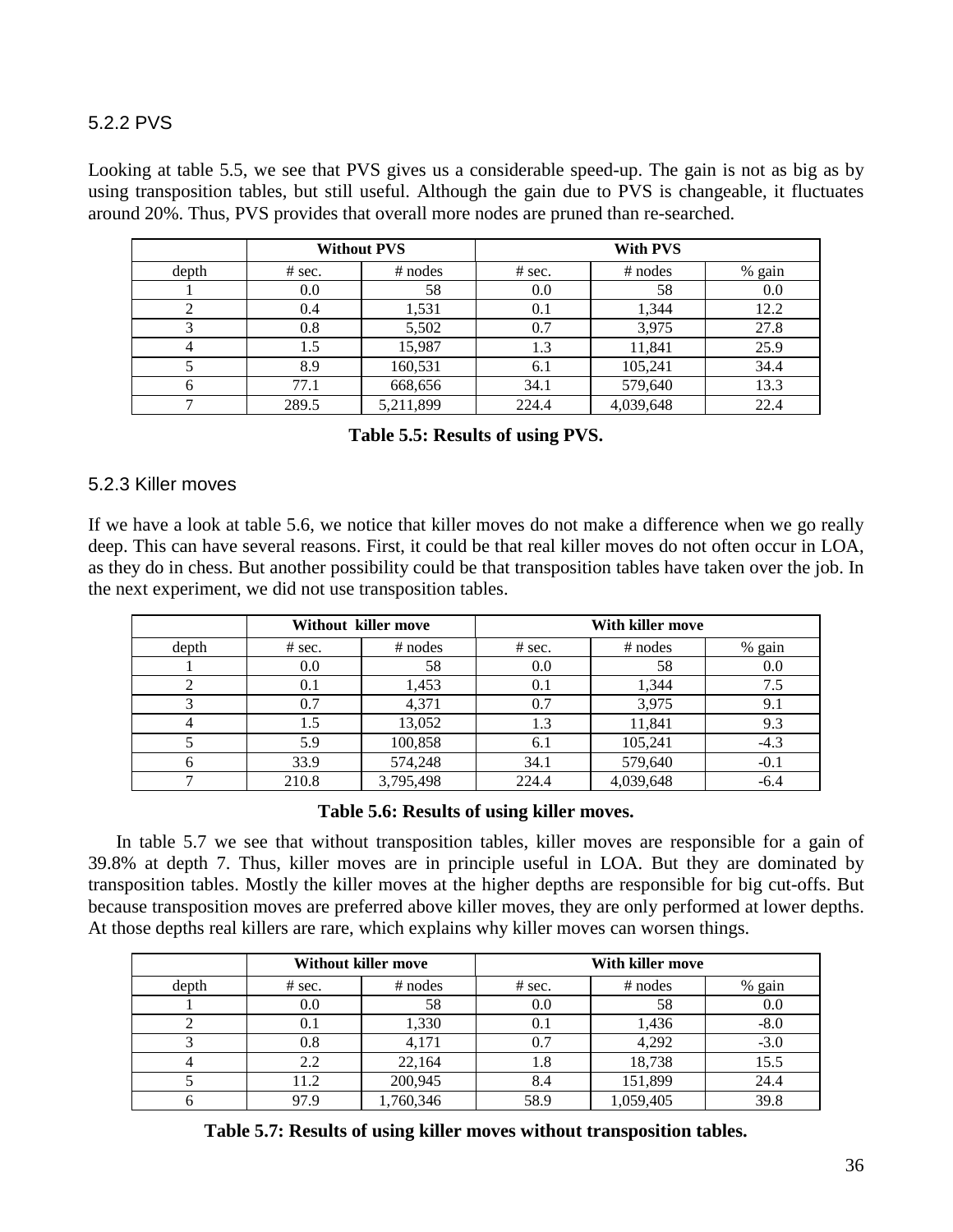### 5.2.2 PVS

Looking at table 5.5, we see that PVS gives us a considerable speed-up. The gain is not as big as by using transposition tables, but still useful. Although the gain due to PVS is changeable, it fluctuates around 20%. Thus, PVS provides that overall more nodes are pruned than re-searched.

| | **Without PVS** | | **With PVS** | | |
|---|---|---|---|---|---|
| depth | # sec. | # nodes | # sec. | # nodes | % gain |
| 1 | 0.0 | 58 | 0.0 | 58 | 0.0 |
| 2 | 0.4 | 1,531 | 0.1 | 1,344 | 12.2 |
| 3 | 0.8 | 5,502 | 0.7 | 3,975 | 27.8 |
| 4 | 1.5 | 15,987 | 1.3 | 11,841 | 25.9 |
| 5 | 8.9 | 160,531 | 6.1 | 105,241 | 34.4 |
| 6 | 77.1 | 668,656 | 34.1 | 579,640 | 13.3 |
| 7 | 289.5 | 5,211,899 | 224.4 | 4,039,648 | 22.4 |

**Table 5.5: Results of using PVS.**

### 5.2.3 Killer moves

If we have a look at table 5.6, we notice that killer moves do not make a difference when we go really deep. This can have several reasons. First, it could be that real killer moves do not often occur in LOA, as they do in chess. But another possibility could be that transposition tables have taken over the job. In the next experiment, we did not use transposition tables.

| | **Without killer move** | | **With killer move** | | |
|---|---|---|---|---|---|
| depth | # sec. | # nodes | # sec. | # nodes | % gain |
| 1 | 0.0 | 58 | 0.0 | 58 | 0.0 |
| 2 | 0.1 | 1,453 | 0.1 | 1,344 | 7.5 |
| 3 | 0.7 | 4,371 | 0.7 | 3,975 | 9.1 |
| 4 | 1.5 | 13,052 | 1.3 | 11,841 | 9.3 |
| 5 | 5.9 | 100,858 | 6.1 | 105,241 | -4.3 |
| 6 | 33.9 | 574,248 | 34.1 | 579,640 | -0.1 |
| 7 | 210.8 | 3,795,498 | 224.4 | 4,039,648 | -6.4 |

**Table 5.6: Results of using killer moves.**

In table 5.7 we see that without transposition tables, killer moves are responsible for a gain of 39.8% at depth 7. Thus, killer moves are in principle useful in LOA. But they are dominated by transposition tables. Mostly the killer moves at the higher depths are responsible for big cut-offs. But because transposition moves are preferred above killer moves, they are only performed at lower depths. At those depths real killers are rare, which explains why killer moves can worsen things.

| | **Without killer move** | | **With killer move** | | |
|---|---|---|---|---|---|
| depth | # sec. | # nodes | # sec. | # nodes | % gain |
| 1 | 0.0 | 58 | 0.0 | 58 | 0.0 |
| 2 | 0.1 | 1,330 | 0.1 | 1,436 | -8.0 |
| 3 | 0.8 | 4,171 | 0.7 | 4,292 | -3.0 |
| 4 | 2.2 | 22,164 | 1.8 | 18,738 | 15.5 |
| 5 | 11.2 | 200,945 | 8.4 | 151,899 | 24.4 |
| 6 | 97.9 | 1,760,346 | 58.9 | 1,059,405 | 39.8 |

**Table 5.7: Results of using killer moves without transposition tables.**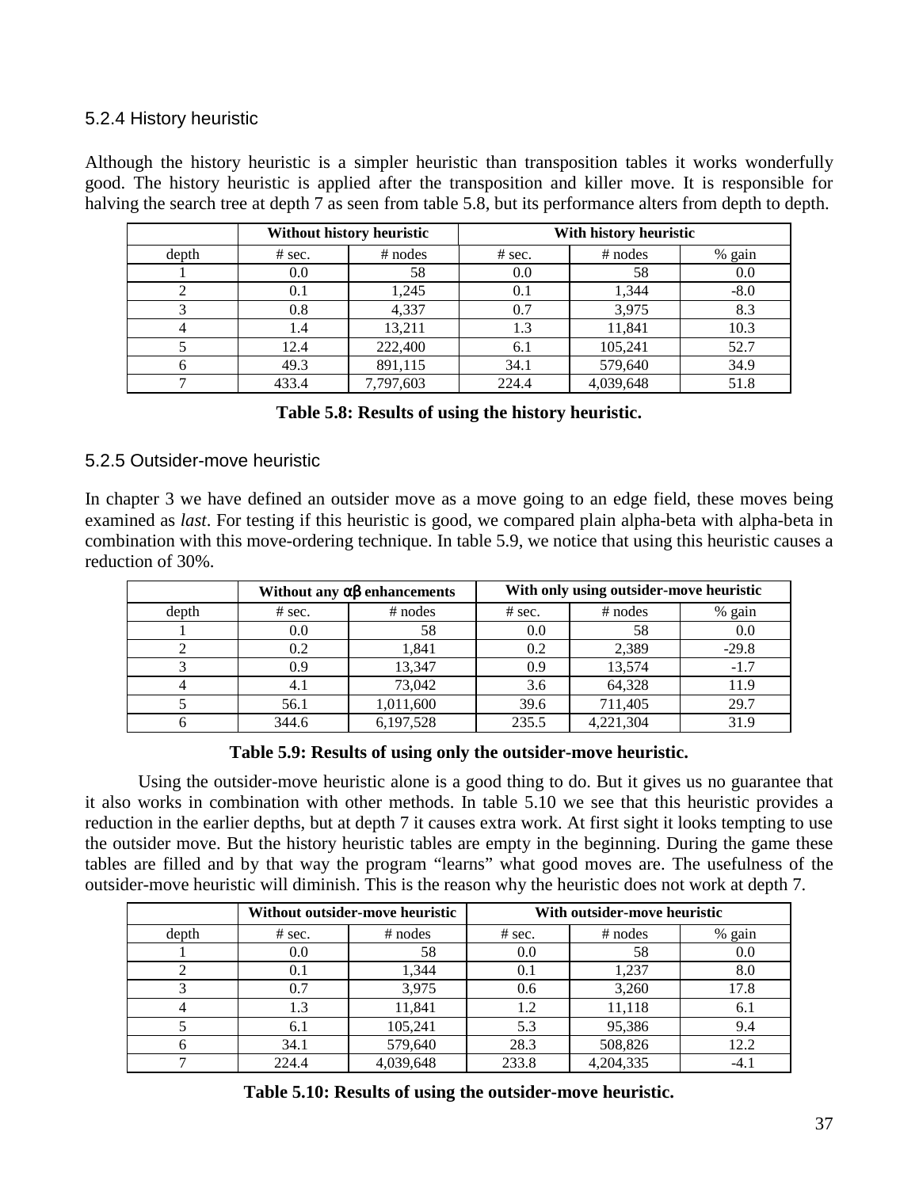### 5.2.4 History heuristic

Although the history heuristic is a simpler heuristic than transposition tables it works wonderfully good. The history heuristic is applied after the transposition and killer move. It is responsible for halving the search tree at depth 7 as seen from table 5.8, but its performance alters from depth to depth.

| | **Without history heuristic** | | **With history heuristic** | | |
|---|---|---|---|---|---|
| depth | # sec. | # nodes | # sec. | # nodes | % gain |
| 1 | 0.0 | 58 | 0.0 | 58 | 0.0 |
| 2 | 0.1 | 1,245 | 0.1 | 1,344 | -8.0 |
| 3 | 0.8 | 4,337 | 0.7 | 3,975 | 8.3 |
| 4 | 1.4 | 13,211 | 1.3 | 11,841 | 10.3 |
| 5 | 12.4 | 222,400 | 6.1 | 105,241 | 52.7 |
| 6 | 49.3 | 891,115 | 34.1 | 579,640 | 34.9 |
| 7 | 433.4 | 7,797,603 | 224.4 | 4,039,648 | 51.8 |

**Table 5.8: Results of using the history heuristic.**

### 5.2.5 Outsider-move heuristic

In chapter 3 we have defined an outsider move as a move going to an edge field, these moves being examined as *last*. For testing if this heuristic is good, we compared plain alpha-beta with alpha-beta in combination with this move-ordering technique. In table 5.9, we notice that using this heuristic causes a reduction of 30%.

| | **Without any αβ enhancements** | | **With only using outsider-move heuristic** | | |
|---|---|---|---|---|---|
| depth | # sec. | # nodes | # sec. | # nodes | % gain |
| 1 | 0.0 | 58 | 0.0 | 58 | 0.0 |
| 2 | 0.2 | 1,841 | 0.2 | 2,389 | -29.8 |
| 3 | 0.9 | 13,347 | 0.9 | 13,574 | -1.7 |
| 4 | 4.1 | 73,042 | 3.6 | 64,328 | 11.9 |
| 5 | 56.1 | 1,011,600 | 39.6 | 711,405 | 29.7 |
| 6 | 344.6 | 6,197,528 | 235.5 | 4,221,304 | 31.9 |

**Table 5.9: Results of using only the outsider-move heuristic.**

Using the outsider-move heuristic alone is a good thing to do. But it gives us no guarantee that it also works in combination with other methods. In table 5.10 we see that this heuristic provides a reduction in the earlier depths, but at depth 7 it causes extra work. At first sight it looks tempting to use the outsider move. But the history heuristic tables are empty in the beginning. During the game these tables are filled and by that way the program "learns" what good moves are. The usefulness of the outsider-move heuristic will diminish. This is the reason why the heuristic does not work at depth 7.

| | **Without outsider-move heuristic** | | **With outsider-move heuristic** | | |
|---|---|---|---|---|---|
| depth | # sec. | # nodes | # sec. | # nodes | % gain |
| 1 | 0.0 | 58 | 0.0 | 58 | 0.0 |
| 2 | 0.1 | 1,344 | 0.1 | 1,237 | 8.0 |
| 3 | 0.7 | 3,975 | 0.6 | 3,260 | 17.8 |
| 4 | 1.3 | 11,841 | 1.2 | 11,118 | 6.1 |
| 5 | 6.1 | 105,241 | 5.3 | 95,386 | 9.4 |
| 6 | 34.1 | 579,640 | 28.3 | 508,826 | 12.2 |
| 7 | 224.4 | 4,039,648 | 233.8 | 4,204,335 | -4.1 |

**Table 5.10: Results of using the outsider-move heuristic.**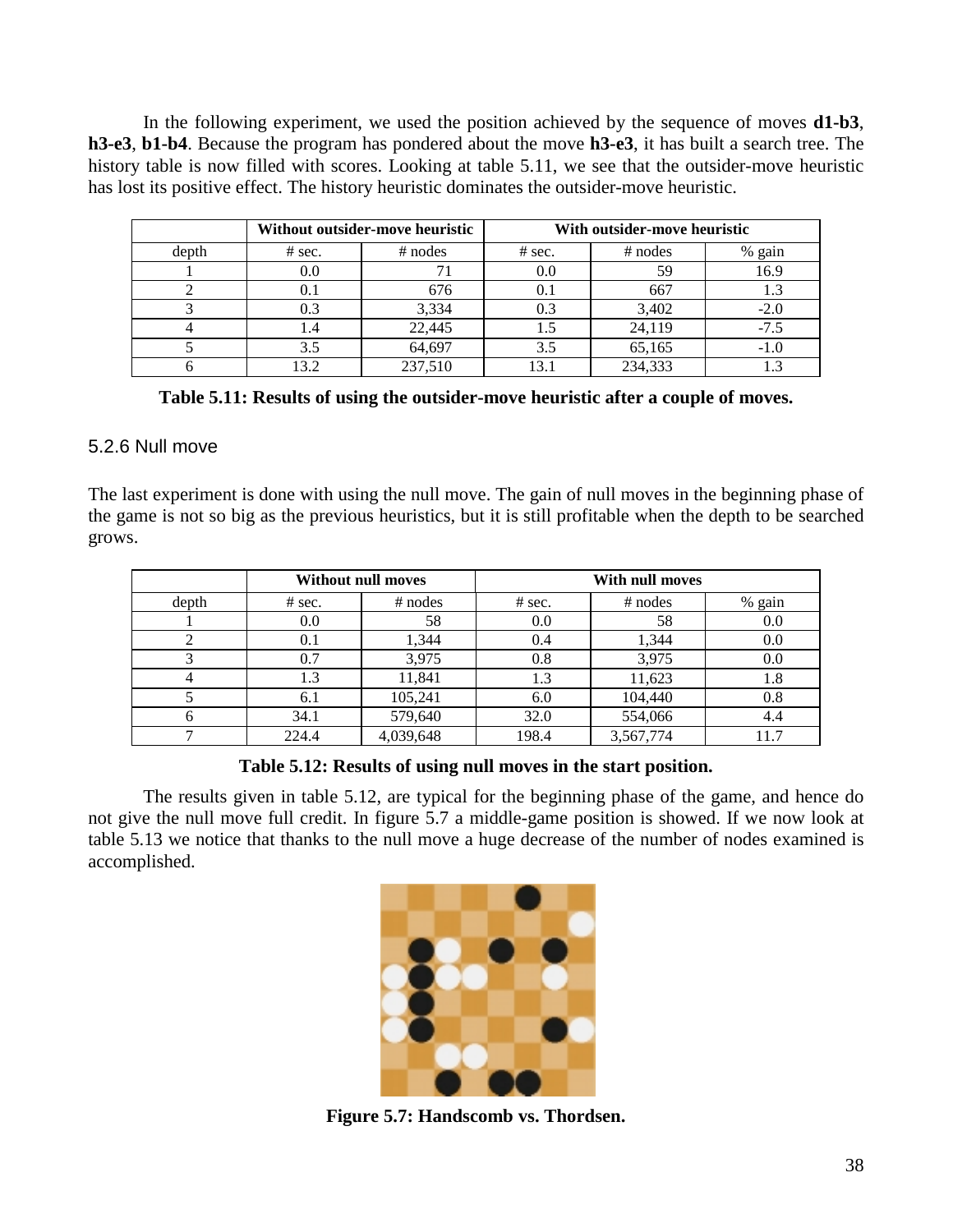In the following experiment, we used the position achieved by the sequence of moves **d1-b3**, **h3-e3**, **b1-b4**. Because the program has pondered about the move **h3-e3**, it has built a search tree. The history table is now filled with scores. Looking at table 5.11, we see that the outsider-move heuristic has lost its positive effect. The history heuristic dominates the outsider-move heuristic.

| | Without outsider-move heuristic | | With outsider-move heuristic | | |
|---|---|---|---|---|---|
| depth | # sec. | # nodes | # sec. | # nodes | % gain |
| 1 | 0.0 | 71 | 0.0 | 59 | 16.9 |
| 2 | 0.1 | 676 | 0.1 | 667 | 1.3 |
| 3 | 0.3 | 3,334 | 0.3 | 3,402 | -2.0 |
| 4 | 1.4 | 22,445 | 1.5 | 24,119 | -7.5 |
| 5 | 3.5 | 64,697 | 3.5 | 65,165 | -1.0 |
| 6 | 13.2 | 237,510 | 13.1 | 234,333 | 1.3 |

**Table 5.11: Results of using the outsider-move heuristic after a couple of moves.**

### 5.2.6 Null move

The last experiment is done with using the null move. The gain of null moves in the beginning phase of the game is not so big as the previous heuristics, but it is still profitable when the depth to be searched grows.

| | Without null moves | | With null moves | | |
|---|---|---|---|---|---|
| depth | # sec. | # nodes | # sec. | # nodes | % gain |
| 1 | 0.0 | 58 | 0.0 | 58 | 0.0 |
| 2 | 0.1 | 1,344 | 0.4 | 1,344 | 0.0 |
| 3 | 0.7 | 3,975 | 0.8 | 3,975 | 0.0 |
| 4 | 1.3 | 11,841 | 1.3 | 11,623 | 1.8 |
| 5 | 6.1 | 105,241 | 6.0 | 104,440 | 0.8 |
| 6 | 34.1 | 579,640 | 32.0 | 554,066 | 4.4 |
| 7 | 224.4 | 4,039,648 | 198.4 | 3,567,774 | 11.7 |

**Table 5.12: Results of using null moves in the start position.**

The results given in table 5.12, are typical for the beginning phase of the game, and hence do not give the null move full credit. In figure 5.7 a middle-game position is showed. If we now look at table 5.13 we notice that thanks to the null move a huge decrease of the number of nodes examined is accomplished.

**Figure 5.7: Handscomb vs. Thordsen.**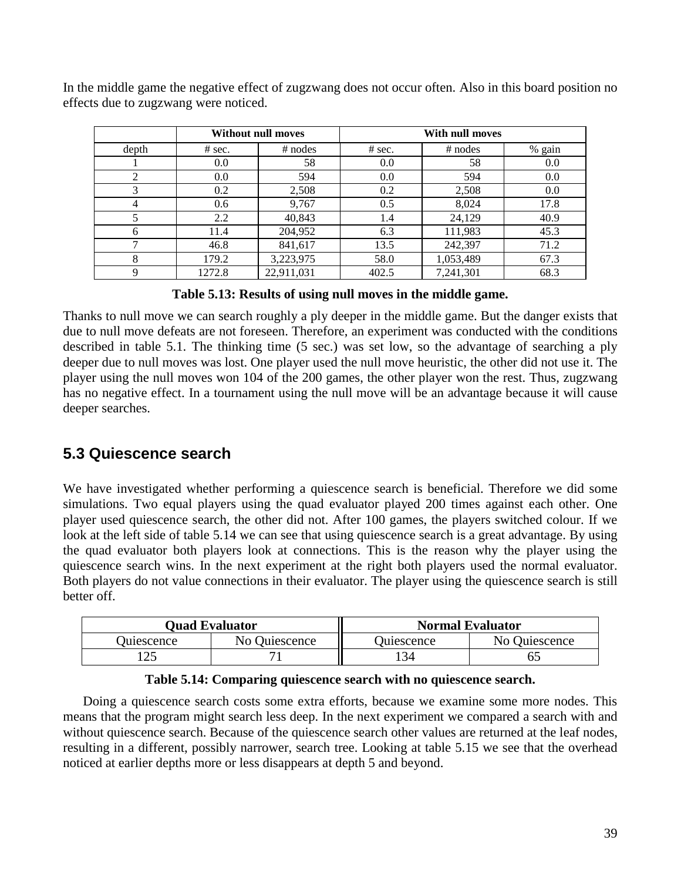In the middle game the negative effect of zugzwang does not occur often. Also in this board position no effects due to zugzwang were noticed.

| | **Without null moves** | | **With null moves** | | |
|---|---|---|---|---|---|
| depth | # sec. | # nodes | # sec. | # nodes | % gain |
| 1 | 0.0 | 58 | 0.0 | 58 | 0.0 |
| 2 | 0.0 | 594 | 0.0 | 594 | 0.0 |
| 3 | 0.2 | 2,508 | 0.2 | 2,508 | 0.0 |
| 4 | 0.6 | 9,767 | 0.5 | 8,024 | 17.8 |
| 5 | 2.2 | 40,843 | 1.4 | 24,129 | 40.9 |
| 6 | 11.4 | 204,952 | 6.3 | 111,983 | 45.3 |
| 7 | 46.8 | 841,617 | 13.5 | 242,397 | 71.2 |
| 8 | 179.2 | 3,223,975 | 58.0 | 1,053,489 | 67.3 |
| 9 | 1272.8 | 22,911,031 | 402.5 | 7,241,301 | 68.3 |

**Table 5.13: Results of using null moves in the middle game.**

Thanks to null move we can search roughly a ply deeper in the middle game. But the danger exists that due to null move defeats are not foreseen. Therefore, an experiment was conducted with the conditions described in table 5.1. The thinking time (5 sec.) was set low, so the advantage of searching a ply deeper due to null moves was lost. One player used the null move heuristic, the other did not use it. The player using the null moves won 104 of the 200 games, the other player won the rest. Thus, zugzwang has no negative effect. In a tournament using the null move will be an advantage because it will cause deeper searches.

## 5.3 Quiescence search

We have investigated whether performing a quiescence search is beneficial. Therefore we did some simulations. Two equal players using the quad evaluator played 200 times against each other. One player used quiescence search, the other did not. After 100 games, the players switched colour. If we look at the left side of table 5.14 we can see that using quiescence search is a great advantage. By using the quad evaluator both players look at connections. This is the reason why the player using the quiescence search wins. In the next experiment at the right both players used the normal evaluator. Both players do not value connections in their evaluator. The player using the quiescence search is still better off.

| **Quad Evaluator** | | **Normal Evaluator** | |
|---|---|---|---|
| Quiescence | No Quiescence | Quiescence | No Quiescence |
| 125 | 71 | 134 | 65 |

**Table 5.14: Comparing quiescence search with no quiescence search.**

Doing a quiescence search costs some extra efforts, because we examine some more nodes. This means that the program might search less deep. In the next experiment we compared a search with and without quiescence search. Because of the quiescence search other values are returned at the leaf nodes, resulting in a different, possibly narrower, search tree. Looking at table 5.15 we see that the overhead noticed at earlier depths more or less disappears at depth 5 and beyond.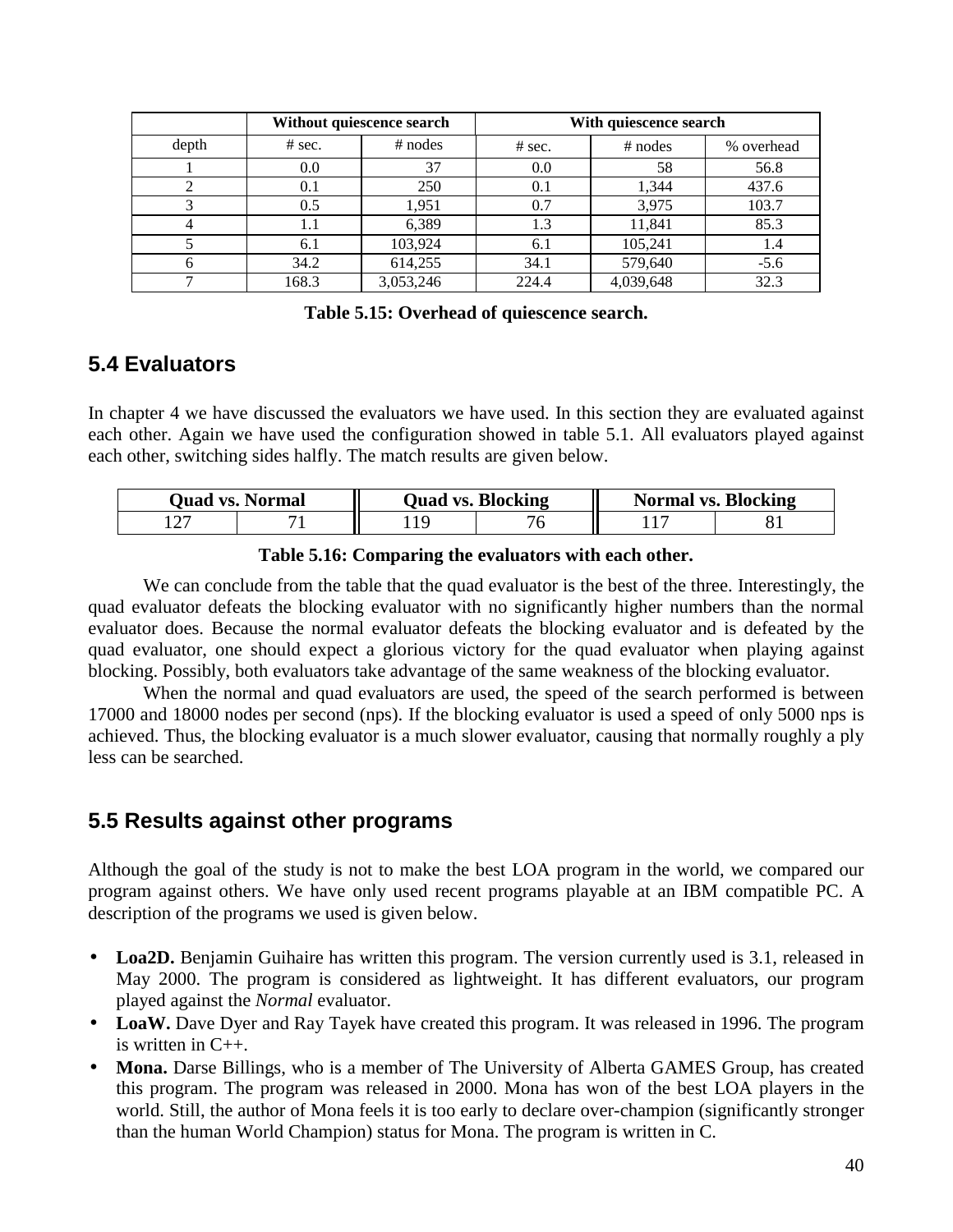| | Without quiescence search | | With quiescence search | | |
|---|---|---|---|---|---|
| depth | # sec. | # nodes | # sec. | # nodes | % overhead |
| 1 | 0.0 | 37 | 0.0 | 58 | 56.8 |
| 2 | 0.1 | 250 | 0.1 | 1,344 | 437.6 |
| 3 | 0.5 | 1,951 | 0.7 | 3,975 | 103.7 |
| 4 | 1.1 | 6,389 | 1.3 | 11,841 | 85.3 |
| 5 | 6.1 | 103,924 | 6.1 | 105,241 | 1.4 |
| 6 | 34.2 | 614,255 | 34.1 | 579,640 | -5.6 |
| 7 | 168.3 | 3,053,246 | 224.4 | 4,039,648 | 32.3 |

**Table 5.15: Overhead of quiescence search.**

## 5.4 Evaluators

In chapter 4 we have discussed the evaluators we have used. In this section they are evaluated against each other. Again we have used the configuration showed in table 5.1. All evaluators played against each other, switching sides halfly. The match results are given below.

| Quad vs. Normal | | Quad vs. Blocking | | Normal vs. Blocking | |
|---|---|---|---|---|---|
| 127 | 71 | 119 | 76 | 117 | 81 |

**Table 5.16: Comparing the evaluators with each other.**

We can conclude from the table that the quad evaluator is the best of the three. Interestingly, the quad evaluator defeats the blocking evaluator with no significantly higher numbers than the normal evaluator does. Because the normal evaluator defeats the blocking evaluator and is defeated by the quad evaluator, one should expect a glorious victory for the quad evaluator when playing against blocking. Possibly, both evaluators take advantage of the same weakness of the blocking evaluator.

When the normal and quad evaluators are used, the speed of the search performed is between 17000 and 18000 nodes per second (nps). If the blocking evaluator is used a speed of only 5000 nps is achieved. Thus, the blocking evaluator is a much slower evaluator, causing that normally roughly a ply less can be searched.

## 5.5 Results against other programs

Although the goal of the study is not to make the best LOA program in the world, we compared our program against others. We have only used recent programs playable at an IBM compatible PC. A description of the programs we used is given below.

- **Loa2D.** Benjamin Guihaire has written this program. The version currently used is 3.1, released in May 2000. The program is considered as lightweight. It has different evaluators, our program played against the *Normal* evaluator.
- **LoaW.** Dave Dyer and Ray Tayek have created this program. It was released in 1996. The program is written in C++.
- **Mona.** Darse Billings, who is a member of The University of Alberta GAMES Group, has created this program. The program was released in 2000. Mona has won of the best LOA players in the world. Still, the author of Mona feels it is too early to declare over-champion (significantly stronger than the human World Champion) status for Mona. The program is written in C.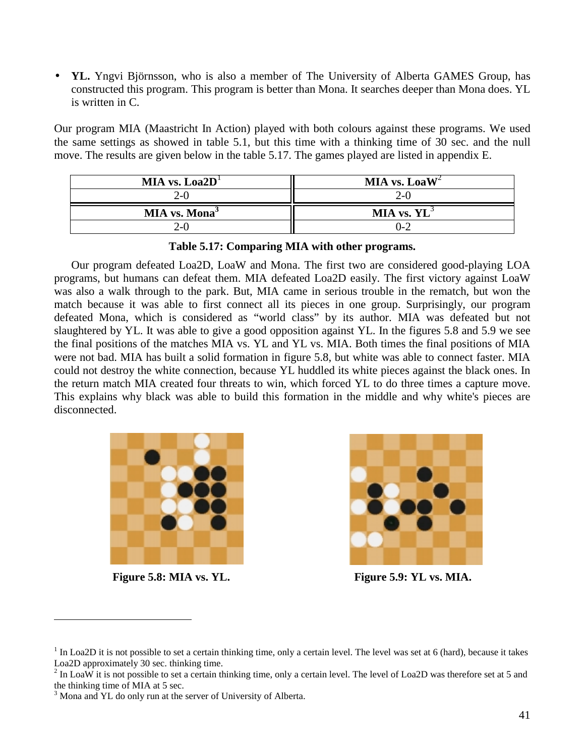- **YL.** Yngvi Björnsson, who is also a member of The University of Alberta GAMES Group, has constructed this program. This program is better than Mona. It searches deeper than Mona does. YL is written in C.

Our program MIA (Maastricht In Action) played with both colours against these programs. We used the same settings as showed in table 5.1, but this time with a thinking time of 30 sec. and the null move. The results are given below in the table 5.17. The games played are listed in appendix E.

| MIA vs. Loa2D[1] | MIA vs. LoaW[2] |
|---|---|
| 2-0 | 2-0 |
| **MIA vs. Mona[3]** | **MIA vs. YL[3]** |
| 2-0 | 0-2 |

**Table 5.17: Comparing MIA with other programs.**

Our program defeated Loa2D, LoaW and Mona. The first two are considered good-playing LOA programs, but humans can defeat them. MIA defeated Loa2D easily. The first victory against LoaW was also a walk through to the park. But, MIA came in serious trouble in the rematch, but won the match because it was able to first connect all its pieces in one group. Surprisingly, our program defeated Mona, which is considered as "world class" by its author. MIA was defeated but not slaughtered by YL. It was able to give a good opposition against YL. In the figures 5.8 and 5.9 we see the final positions of the matches MIA vs. YL and YL vs. MIA. Both times the final positions of MIA were not bad. MIA has built a solid formation in figure 5.8, but white was able to connect faster. MIA could not destroy the white connection, because YL huddled its white pieces against the black ones. In the return match MIA created four threats to win, which forced YL to do three times a capture move. This explains why black was able to build this formation in the middle and why white's pieces are disconnected.

**Figure 5.8: MIA vs. YL.**

**Figure 5.9: YL vs. MIA.**

---

[1] In Loa2D it is not possible to set a certain thinking time, only a certain level. The level was set at 6 (hard), because it takes Loa2D approximately 30 sec. thinking time.

[2] In LoaW it is not possible to set a certain thinking time, only a certain level. The level of Loa2D was therefore set at 5 and the thinking time of MIA at 5 sec.

[3] Mona and YL do only run at the server of University of Alberta.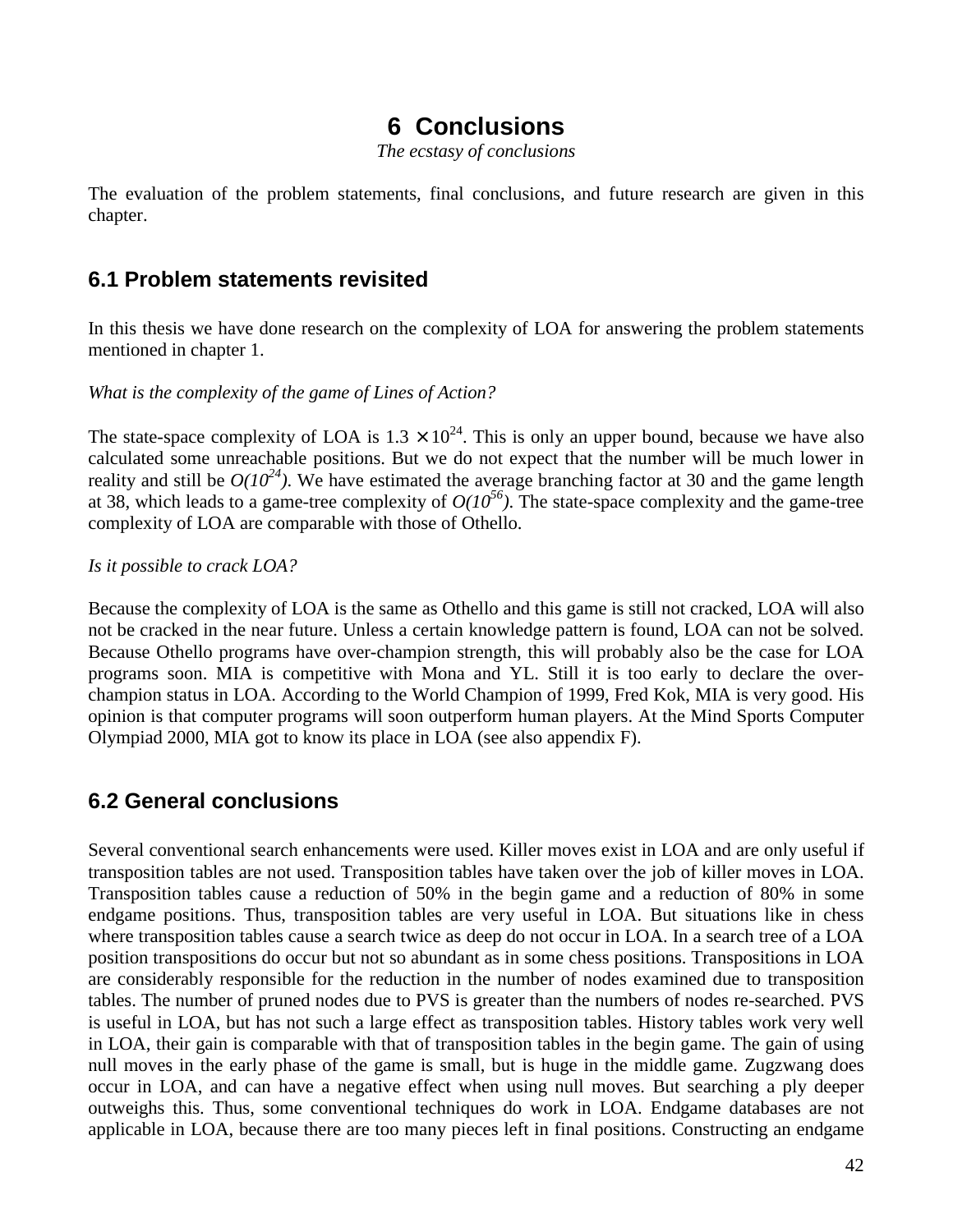# 6 Conclusions

*The ecstasy of conclusions*

The evaluation of the problem statements, final conclusions, and future research are given in this chapter.

## 6.1 Problem statements revisited

In this thesis we have done research on the complexity of LOA for answering the problem statements mentioned in chapter 1.

*What is the complexity of the game of Lines of Action?*

The state-space complexity of LOA is $1.3 \times 10^{24}$. This is only an upper bound, because we have also calculated some unreachable positions. But we do not expect that the number will be much lower in reality and still be $O(10^{24})$. We have estimated the average branching factor at 30 and the game length at 38, which leads to a game-tree complexity of $O(10^{56})$. The state-space complexity and the game-tree complexity of LOA are comparable with those of Othello.

*Is it possible to crack LOA?*

Because the complexity of LOA is the same as Othello and this game is still not cracked, LOA will also not be cracked in the near future. Unless a certain knowledge pattern is found, LOA can not be solved. Because Othello programs have over-champion strength, this will probably also be the case for LOA programs soon. MIA is competitive with Mona and YL. Still it is too early to declare the over-champion status in LOA. According to the World Champion of 1999, Fred Kok, MIA is very good. His opinion is that computer programs will soon outperform human players. At the Mind Sports Computer Olympiad 2000, MIA got to know its place in LOA (see also appendix F).

## 6.2 General conclusions

Several conventional search enhancements were used. Killer moves exist in LOA and are only useful if transposition tables are not used. Transposition tables have taken over the job of killer moves in LOA. Transposition tables cause a reduction of 50% in the begin game and a reduction of 80% in some endgame positions. Thus, transposition tables are very useful in LOA. But situations like in chess where transposition tables cause a search twice as deep do not occur in LOA. In a search tree of a LOA position transpositions do occur but not so abundant as in some chess positions. Transpositions in LOA are considerably responsible for the reduction in the number of nodes examined due to transposition tables. The number of pruned nodes due to PVS is greater than the numbers of nodes re-searched. PVS is useful in LOA, but has not such a large effect as transposition tables. History tables work very well in LOA, their gain is comparable with that of transposition tables in the begin game. The gain of using null moves in the early phase of the game is small, but is huge in the middle game. Zugzwang does occur in LOA, and can have a negative effect when using null moves. But searching a ply deeper outweighs this. Thus, some conventional techniques do work in LOA. Endgame databases are not applicable in LOA, because there are too many pieces left in final positions. Constructing an endgame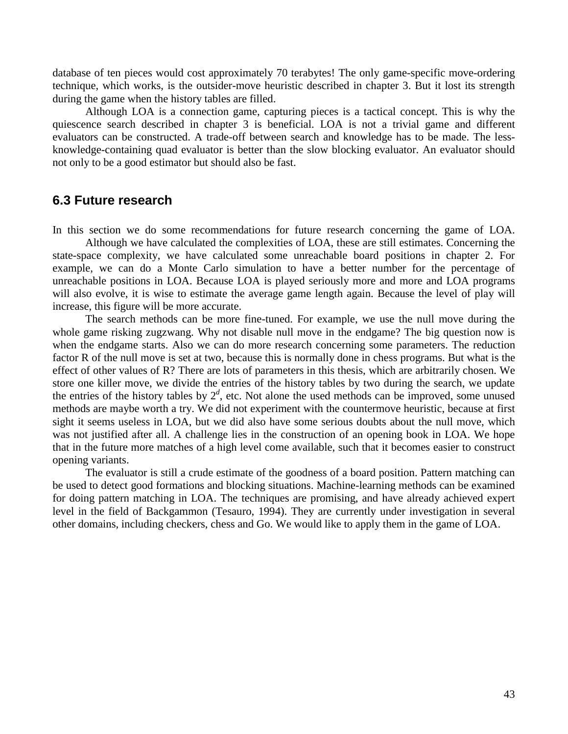database of ten pieces would cost approximately 70 terabytes! The only game-specific move-ordering technique, which works, is the outsider-move heuristic described in chapter 3. But it lost its strength during the game when the history tables are filled.

Although LOA is a connection game, capturing pieces is a tactical concept. This is why the quiescence search described in chapter 3 is beneficial. LOA is not a trivial game and different evaluators can be constructed. A trade-off between search and knowledge has to be made. The less-knowledge-containing quad evaluator is better than the slow blocking evaluator. An evaluator should not only to be a good estimator but should also be fast.

## 6.3 Future research

In this section we do some recommendations for future research concerning the game of LOA.

Although we have calculated the complexities of LOA, these are still estimates. Concerning the state-space complexity, we have calculated some unreachable board positions in chapter 2. For example, we can do a Monte Carlo simulation to have a better number for the percentage of unreachable positions in LOA. Because LOA is played seriously more and more and LOA programs will also evolve, it is wise to estimate the average game length again. Because the level of play will increase, this figure will be more accurate.

The search methods can be more fine-tuned. For example, we use the null move during the whole game risking zugzwang. Why not disable null move in the endgame? The big question now is when the endgame starts. Also we can do more research concerning some parameters. The reduction factor R of the null move is set at two, because this is normally done in chess programs. But what is the effect of other values of R? There are lots of parameters in this thesis, which are arbitrarily chosen. We store one killer move, we divide the entries of the history tables by two during the search, we update the entries of the history tables by $2^d$, etc. Not alone the used methods can be improved, some unused methods are maybe worth a try. We did not experiment with the countermove heuristic, because at first sight it seems useless in LOA, but we did also have some serious doubts about the null move, which was not justified after all. A challenge lies in the construction of an opening book in LOA. We hope that in the future more matches of a high level come available, such that it becomes easier to construct opening variants.

The evaluator is still a crude estimate of the goodness of a board position. Pattern matching can be used to detect good formations and blocking situations. Machine-learning methods can be examined for doing pattern matching in LOA. The techniques are promising, and have already achieved expert level in the field of Backgammon (Tesauro, 1994). They are currently under investigation in several other domains, including checkers, chess and Go. We would like to apply them in the game of LOA.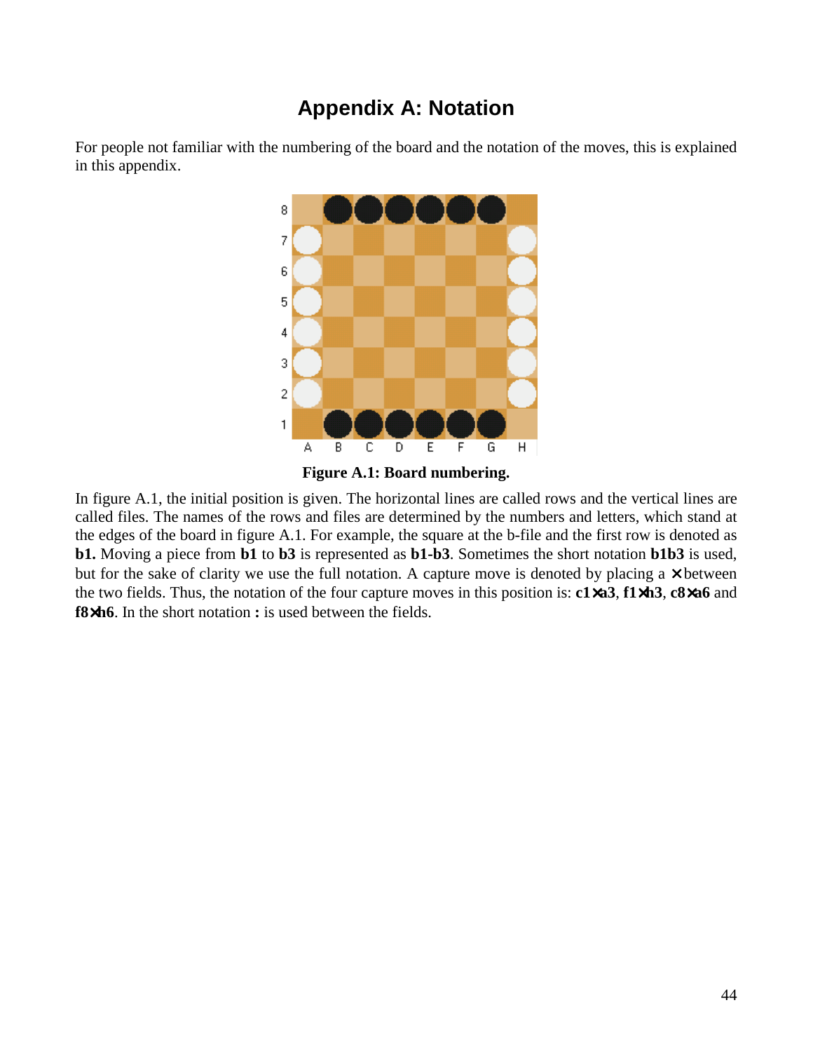# Appendix A: Notation

For people not familiar with the numbering of the board and the notation of the moves, this is explained in this appendix.

**Figure A.1: Board numbering.**

In figure A.1, the initial position is given. The horizontal lines are called rows and the vertical lines are called files. The names of the rows and files are determined by the numbers and letters, which stand at the edges of the board in figure A.1. For example, the square at the b-file and the first row is denoted as **b1.** Moving a piece from **b1** to **b3** is represented as **b1-b3**. Sometimes the short notation **b1b3** is used, but for the sake of clarity we use the full notation. A capture move is denoted by placing a × between the two fields. Thus, the notation of the four capture moves in this position is: **c1×a3**, **f1×h3**, **c8×a6** and **f8×h6**. In the short notation **:** is used between the fields.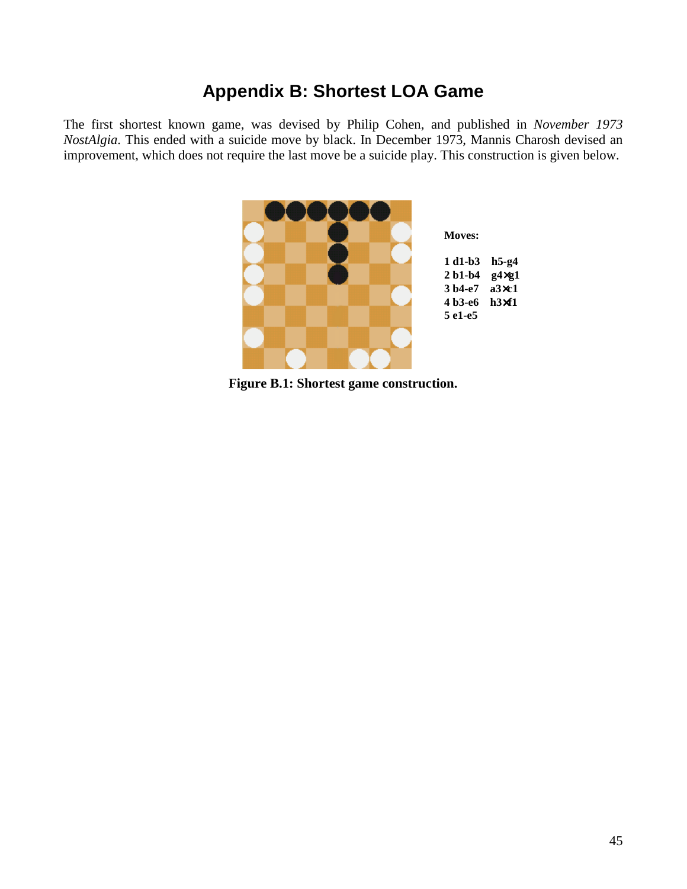# Appendix B: Shortest LOA Game

The first shortest known game, was devised by Philip Cohen, and published in *November 1973 NostAlgia*. This ended with a suicide move by black. In December 1973, Mannis Charosh devised an improvement, which does not require the last move be a suicide play. This construction is given below.

**Moves:**

**1 d1-b3 h5-g4**
**2 b1-b4 g4×g1**
**3 b4-e7 a3×c1**
**4 b3-e6 h3×f1**
**5 e1-e5**

**Figure B.1: Shortest game construction.**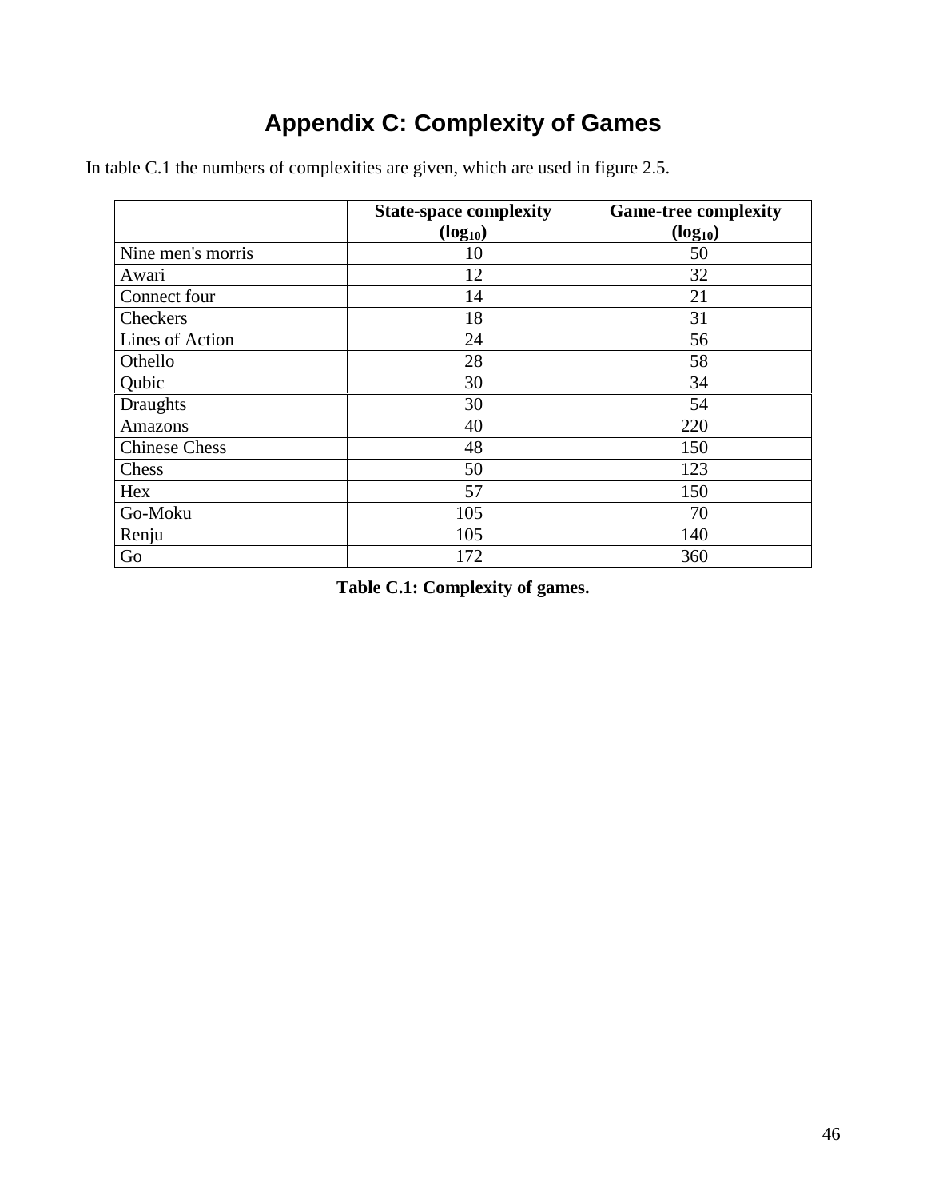# Appendix C: Complexity of Games

In table C.1 the numbers of complexities are given, which are used in figure 2.5.

| | State-space complexity ($\log_{10}$) | Game-tree complexity ($\log_{10}$) |
|---|---|---|
| Nine men's morris | 10 | 50 |
| Awari | 12 | 32 |
| Connect four | 14 | 21 |
| Checkers | 18 | 31 |
| Lines of Action | 24 | 56 |
| Othello | 28 | 58 |
| Qubic | 30 | 34 |
| Draughts | 30 | 54 |
| Amazons | 40 | 220 |
| Chinese Chess | 48 | 150 |
| Chess | 50 | 123 |
| Hex | 57 | 150 |
| Go-Moku | 105 | 70 |
| Renju | 105 | 140 |
| Go | 172 | 360 |

**Table C.1: Complexity of games.**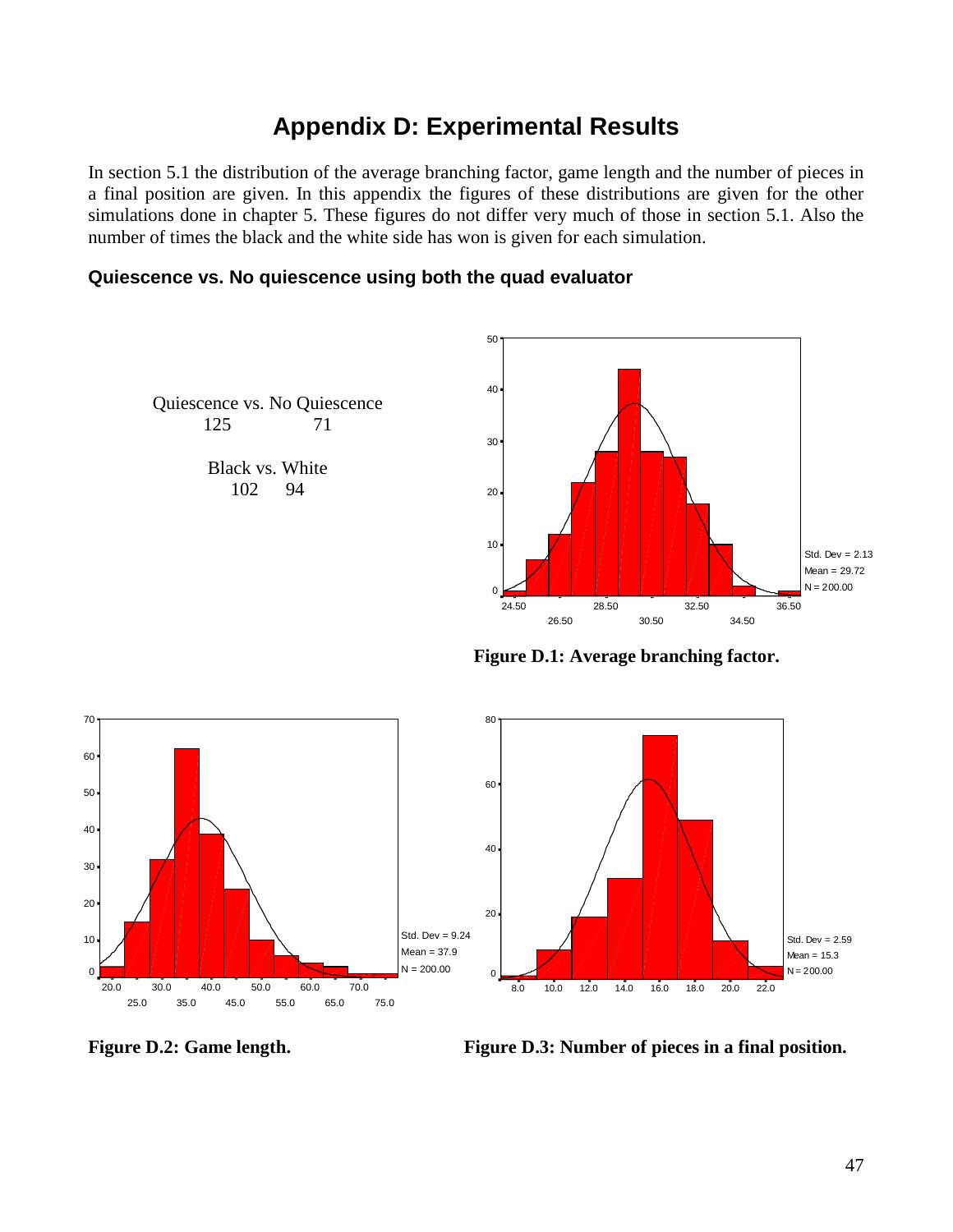# Appendix D: Experimental Results

In section 5.1 the distribution of the average branching factor, game length and the number of pieces in a final position are given. In this appendix the figures of these distributions are given for the other simulations done in chapter 5. These figures do not differ very much of those in section 5.1. Also the number of times the black and the white side has won is given for each simulation.

### Quiescence vs. No quiescence using both the quad evaluator

| Quiescence | No Quiescence |
|---|---|
| 125 | 71 |

| Black | White |
|---|---|
| 102 | 94 |

Std. Dev = 2.13
Mean = 29.72
N = 200.00

**Figure D.1: Average branching factor.**

Std. Dev = 9.24
Mean = 37.9
N = 200.00

**Figure D.2: Game length.**

Std. Dev = 2.59
Mean = 15.3
N = 200.00

**Figure D.3: Number of pieces in a final position.**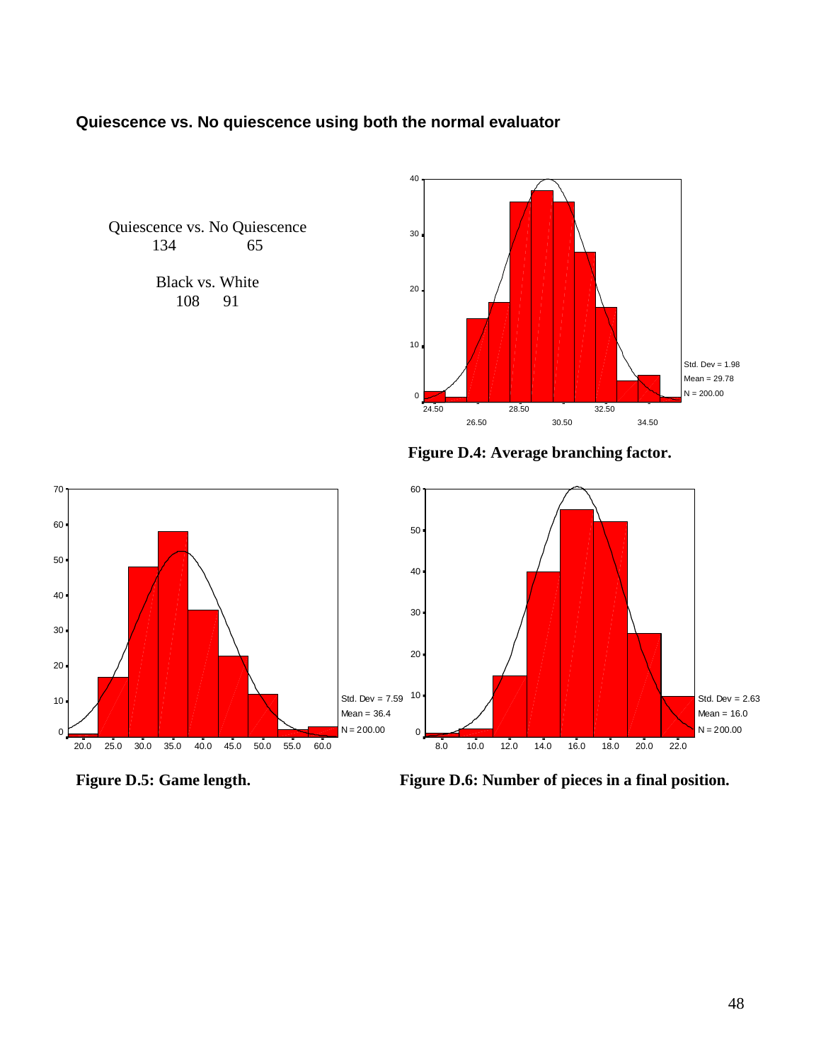**Quiescence vs. No quiescence using both the normal evaluator**

| Quiescence vs. No Quiescence | |
|---|---|
| 134 | 65 |

| Black vs. White | |
|---|---|
| 108 | 91 |

**Figure D.4: Average branching factor.**

**Figure D.5: Game length.**

**Figure D.6: Number of pieces in a final position.**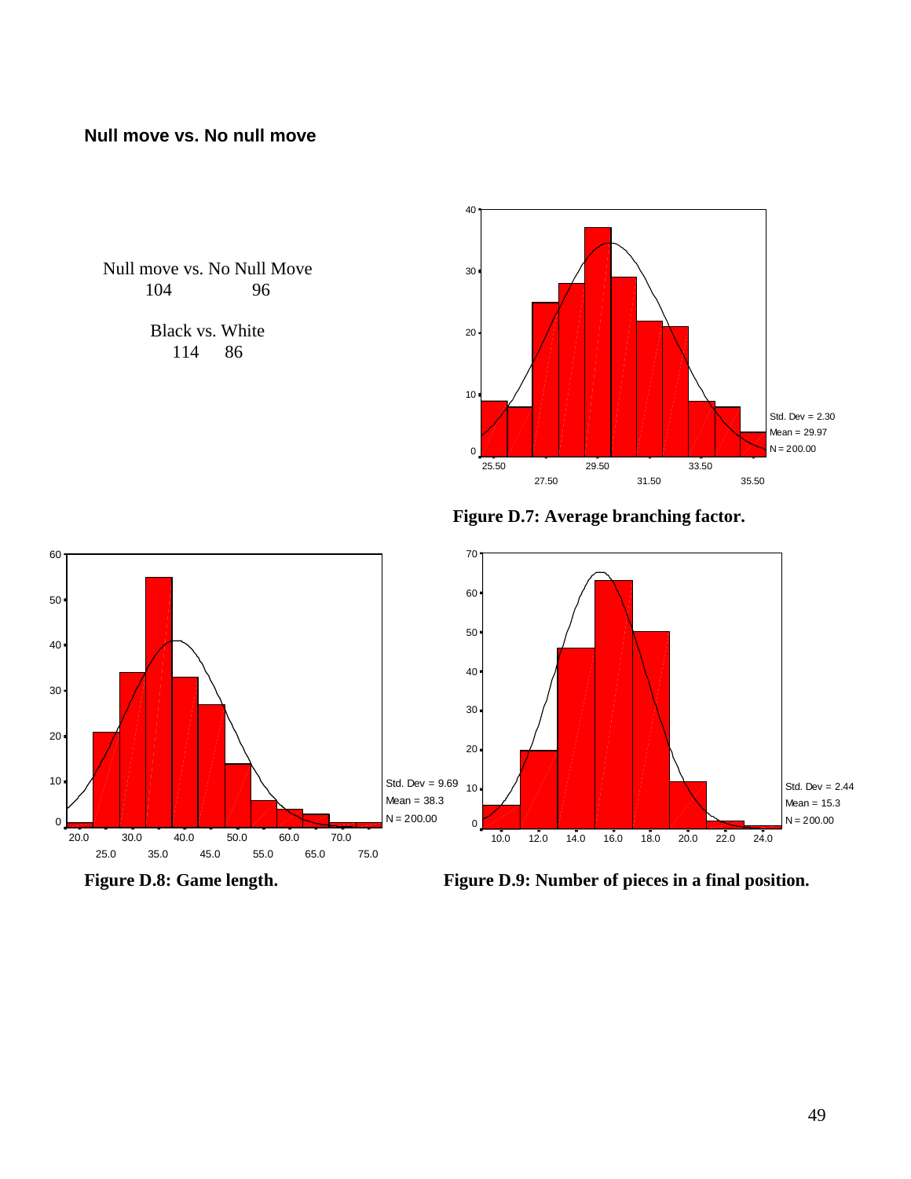### Null move vs. No null move

| Null move vs. No Null Move | |
|---|---|
| 104 | 96 |

| Black vs. White | |
|---|---|
| 114 | 86 |

**Figure D.7: Average branching factor.**

**Figure D.8: Game length.**

**Figure D.9: Number of pieces in a final position.**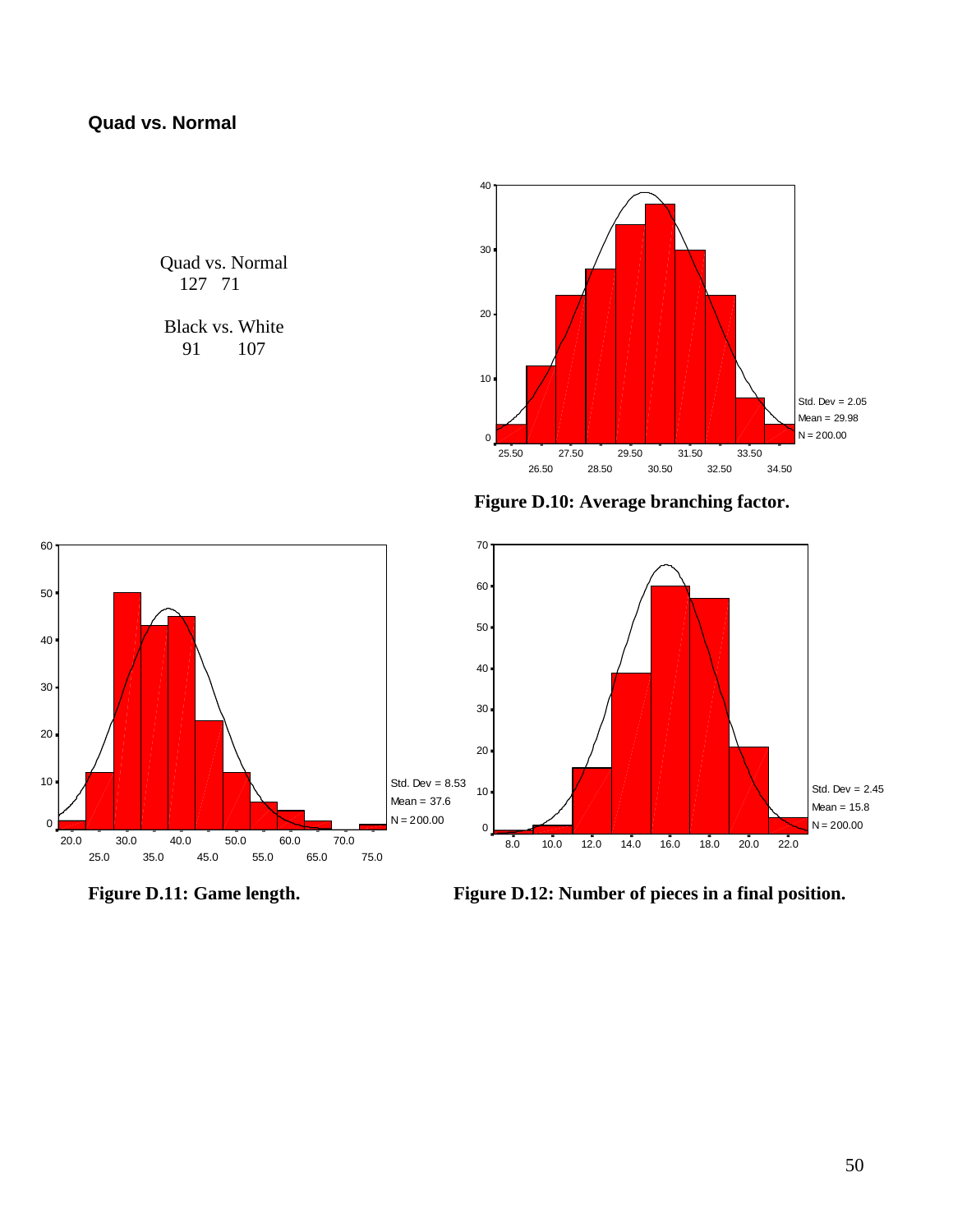**Quad vs. Normal**

| Quad vs. Normal | |
|---|---|
| 127 | 71 |

| Black vs. White | |
|---|---|
| 91 | 107 |

**Figure D.10: Average branching factor.**

**Figure D.11: Game length.**

**Figure D.12: Number of pieces in a final position.**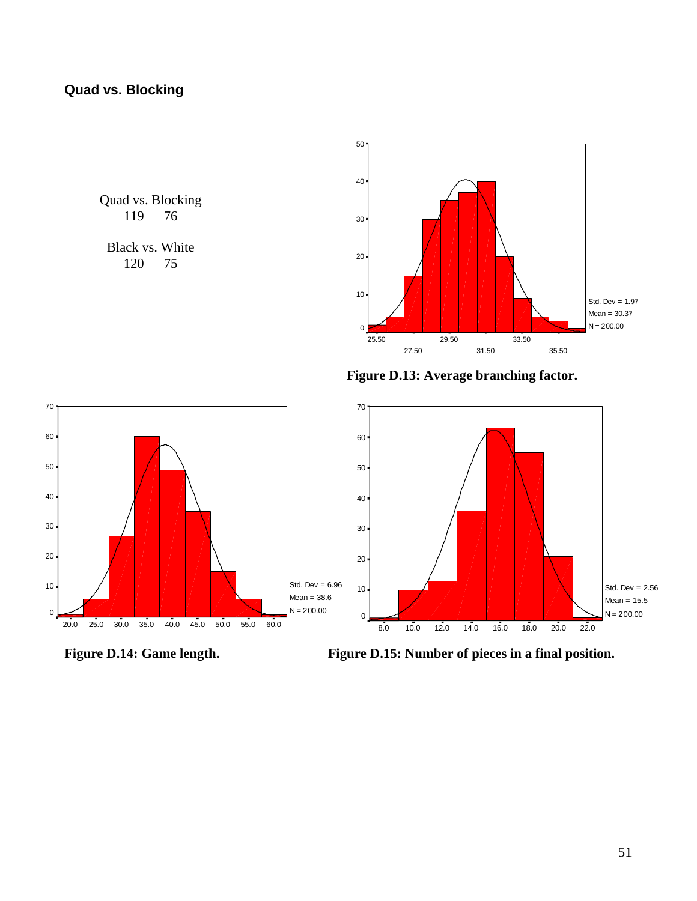### Quad vs. Blocking

| Quad vs. Blocking | |
|---|---|
| 119 | 76 |

| Black vs. White | |
|---|---|
| 120 | 75 |

**Figure D.13: Average branching factor.**

**Figure D.14: Game length.**

**Figure D.15: Number of pieces in a final position.**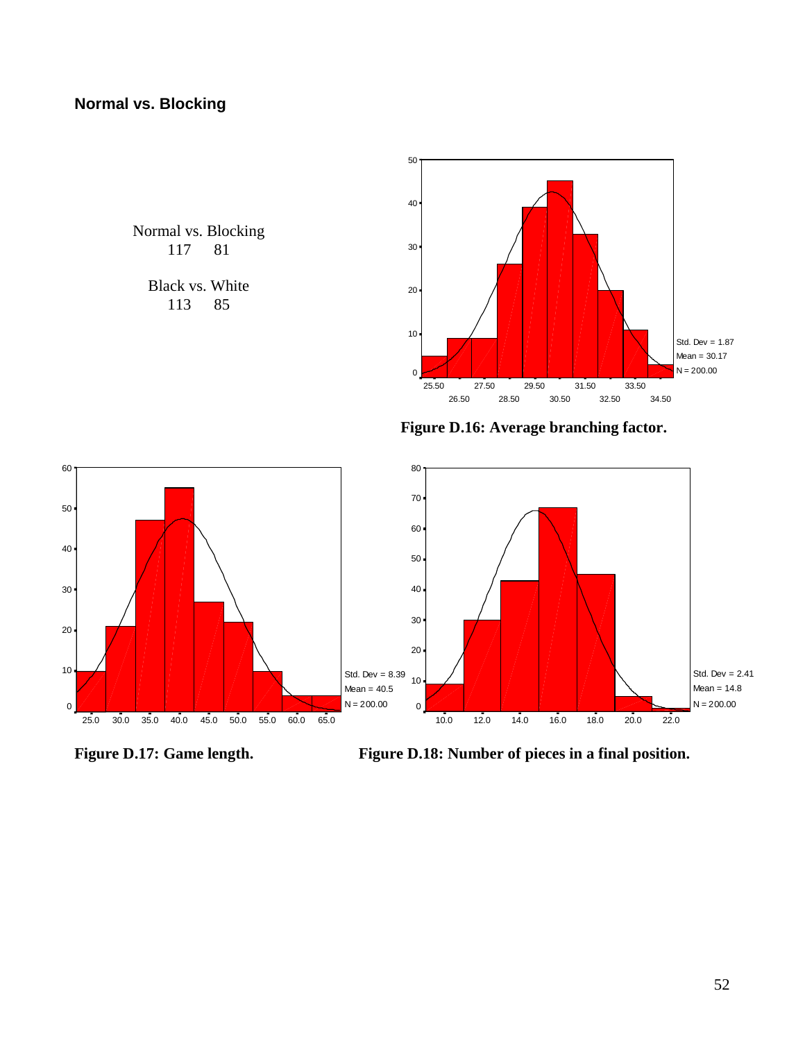### Normal vs. Blocking

| Normal vs. Blocking | |
|---|---|
| 117 | 81 |

| Black vs. White | |
|---|---|
| 113 | 85 |

**Figure D.16: Average branching factor.**

**Figure D.17: Game length.**

**Figure D.18: Number of pieces in a final position.**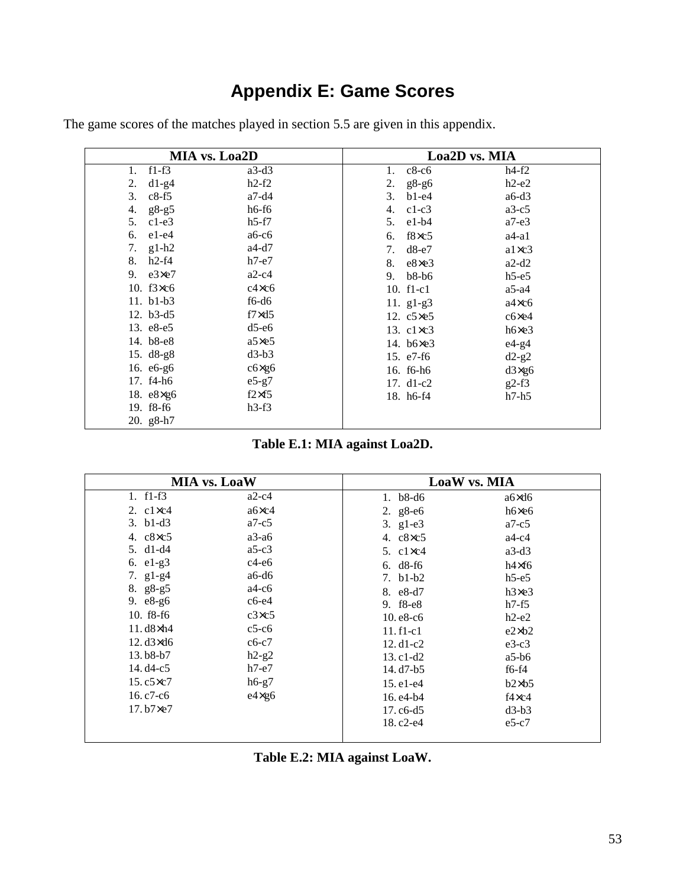# Appendix E: Game Scores

The game scores of the matches played in section 5.5 are given in this appendix.

| MIA vs. Loa2D | | | Loa2D vs. MIA | | |
|---|---|---|---|---|---|
| 1. | f1-f3 | a3-d3 | 1. | c8-c6 | h4-f2 |
| 2. | d1-g4 | h2-f2 | 2. | g8-g6 | h2-e2 |
| 3. | c8-f5 | a7-d4 | 3. | b1-e4 | a6-d3 |
| 4. | g8-g5 | h6-f6 | 4. | c1-c3 | a3-c5 |
| 5. | c1-e3 | h5-f7 | 5. | e1-b4 | a7-e3 |
| 6. | e1-e4 | a6-c6 | 6. | f8×c5 | a4-a1 |
| 7. | g1-h2 | a4-d7 | 7. | d8-e7 | a1×c3 |
| 8. | h2-f4 | h7-e7 | 8. | e8×e3 | a2-d2 |
| 9. | e3×e7 | a2-c4 | 9. | b8-b6 | h5-e5 |
| 10. | f3×c6 | c4×c6 | 10. | f1-c1 | a5-a4 |
| 11. | b1-b3 | f6-d6 | 11. | g1-g3 | a4×c6 |
| 12. | b3-d5 | f7×d5 | 12. | c5×e5 | c6×e4 |
| 13. | e8-e5 | d5-e6 | 13. | c1×c3 | h6×e3 |
| 14. | b8-e8 | a5×e5 | 14. | b6×e3 | e4-g4 |
| 15. | d8-g8 | d3-b3 | 15. | e7-f6 | d2-g2 |
| 16. | e6-g6 | c6×g6 | 16. | f6-h6 | d3×g6 |
| 17. | f4-h6 | e5-g7 | 17. | d1-c2 | g2-f3 |
| 18. | e8×g6 | f2×f5 | 18. | h6-f4 | h7-h5 |
| 19. | f8-f6 | h3-f3 | | | |
| 20. | g8-h7 | | | | |

**Table E.1: MIA against Loa2D.**

| MIA vs. LoaW | | | LoaW vs. MIA | | |
|---|---|---|---|---|---|
| 1. | f1-f3 | a2-c4 | 1. | b8-d6 | a6×d6 |
| 2. | c1×c4 | a6×c4 | 2. | g8-e6 | h6×e6 |
| 3. | b1-d3 | a7-c5 | 3. | g1-e3 | a7-c5 |
| 4. | c8×c5 | a3-a6 | 4. | c8×c5 | a4-c4 |
| 5. | d1-d4 | a5-c3 | 5. | c1×c4 | a3-d3 |
| 6. | e1-g3 | c4-e6 | 6. | d8-f6 | h4×f6 |
| 7. | g1-g4 | a6-d6 | 7. | b1-b2 | h5-e5 |
| 8. | g8-g5 | a4-c6 | 8. | e8-d7 | h3×e3 |
| 9. | e8-g6 | c6-e4 | 9. | f8-e8 | h7-f5 |
| 10. | f8-f6 | c3×c5 | 10. | e8-c6 | h2-e2 |
| 11. | d8×h4 | c5-c6 | 11. | f1-c1 | e2×b2 |
| 12. | d3×d6 | c6-c7 | 12. | d1-c2 | e3-c3 |
| 13. | b8-b7 | h2-g2 | 13. | c1-d2 | a5-b6 |
| 14. | d4-c5 | h7-e7 | 14. | d7-b5 | f6-f4 |
| 15. | c5×c7 | h6-g7 | 15. | e1-e4 | b2×b5 |
| 16. | c7-c6 | e4×g6 | 16. | e4-b4 | f4×c4 |
| 17. | b7×e7 | | 17. | c6-d5 | d3-b3 |
| | | | 18. | c2-e4 | e5-c7 |

**Table E.2: MIA against LoaW.**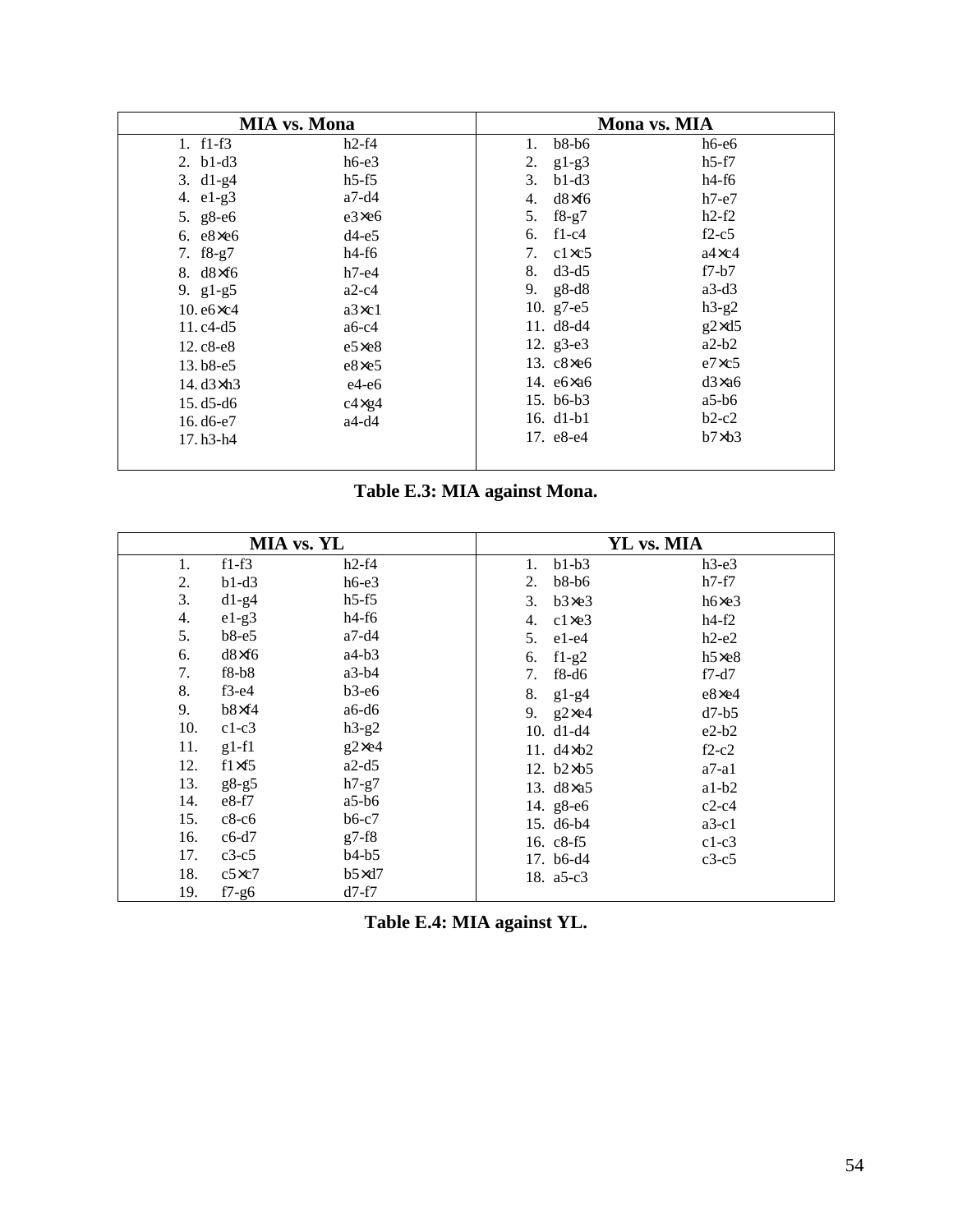| MIA vs. Mona | | | Mona vs. MIA | | |
|---|---|---|---|---|---|
| 1. | f1-f3 | h2-f4 | 1. | b8-b6 | h6-e6 |
| 2. | b1-d3 | h6-e3 | 2. | g1-g3 | h5-f7 |
| 3. | d1-g4 | h5-f5 | 3. | b1-d3 | h4-f6 |
| 4. | e1-g3 | a7-d4 | 4. | d8×f6 | h7-e7 |
| 5. | g8-e6 | e3×e6 | 5. | f8-g7 | h2-f2 |
| 6. | e8×e6 | d4-e5 | 6. | f1-c4 | f2-c5 |
| 7. | f8-g7 | h4-f6 | 7. | c1×c5 | a4×c4 |
| 8. | d8×f6 | h7-e4 | 8. | d3-d5 | f7-b7 |
| 9. | g1-g5 | a2-c4 | 9. | g8-d8 | a3-d3 |
| 10. | e6×c4 | a3×c1 | 10. | g7-e5 | h3-g2 |
| 11. | c4-d5 | a6-c4 | 11. | d8-d4 | g2×d5 |
| 12. | c8-e8 | e5×e8 | 12. | g3-e3 | a2-b2 |
| 13. | b8-e5 | e8×e5 | 13. | c8×e6 | e7×c5 |
| 14. | d3×h3 | e4-e6 | 14. | e6×a6 | d3×a6 |
| 15. | d5-d6 | c4×g4 | 15. | b6-b3 | a5-b6 |
| 16. | d6-e7 | a4-d4 | 16. | d1-b1 | b2-c2 |
| 17. | h3-h4 | | 17. | e8-e4 | b7×b3 |

**Table E.3: MIA against Mona.**

| MIA vs. YL | | | YL vs. MIA | | |
|---|---|---|---|---|---|
| 1. | f1-f3 | h2-f4 | 1. | b1-b3 | h3-e3 |
| 2. | b1-d3 | h6-e3 | 2. | b8-b6 | h7-f7 |
| 3. | d1-g4 | h5-f5 | 3. | b3×e3 | h6×e3 |
| 4. | e1-g3 | h4-f6 | 4. | c1×e3 | h4-f2 |
| 5. | b8-e5 | a7-d4 | 5. | e1-e4 | h2-e2 |
| 6. | d8×f6 | a4-b3 | 6. | f1-g2 | h5×e8 |
| 7. | f8-b8 | a3-b4 | 7. | f8-d6 | f7-d7 |
| 8. | f3-e4 | b3-e6 | 8. | g1-g4 | e8×e4 |
| 9. | b8×f4 | a6-d6 | 9. | g2×e4 | d7-b5 |
| 10. | c1-c3 | h3-g2 | 10. | d1-d4 | e2-b2 |
| 11. | g1-f1 | g2×e4 | 11. | d4×b2 | f2-c2 |
| 12. | f1×f5 | a2-d5 | 12. | b2×b5 | a7-a1 |
| 13. | g8-g5 | h7-g7 | 13. | d8×a5 | a1-b2 |
| 14. | e8-f7 | a5-b6 | 14. | g8-e6 | c2-c4 |
| 15. | c8-c6 | b6-c7 | 15. | d6-b4 | a3-c1 |
| 16. | c6-d7 | g7-f8 | 16. | c8-f5 | c1-c3 |
| 17. | c3-c5 | b4-b5 | 17. | b6-d4 | c3-c5 |
| 18. | c5×c7 | b5×d7 | 18. | a5-c3 | |
| 19. | f7-g6 | d7-f7 | | | |

**Table E.4: MIA against YL.**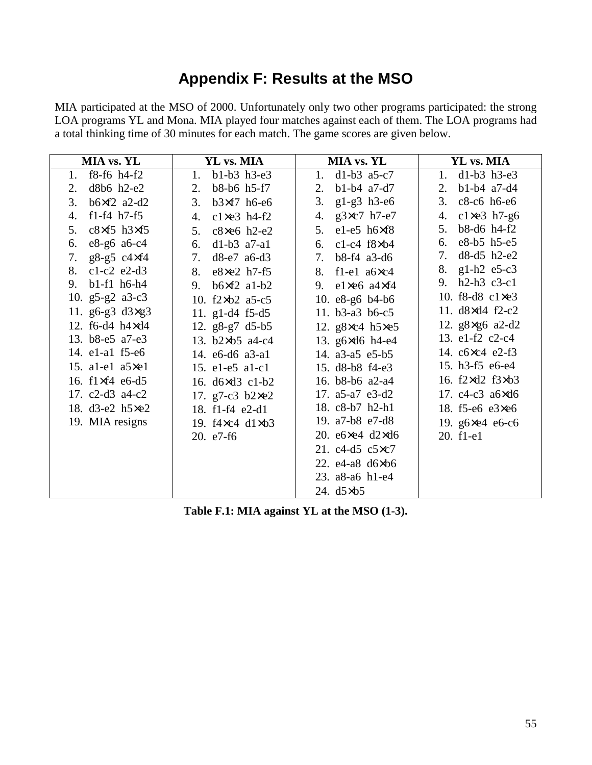# Appendix F: Results at the MSO

MIA participated at the MSO of 2000. Unfortunately only two other programs participated: the strong LOA programs YL and Mona. MIA played four matches against each of them. The LOA programs had a total thinking time of 30 minutes for each match. The game scores are given below.

| MIA vs. YL | YL vs. MIA | MIA vs. YL | YL vs. MIA |
|---|---|---|---|
| 1. f8-f6 h4-f2 | 1. b1-b3 h3-e3 | 1. d1-b3 a5-c7 | 1. d1-b3 h3-e3 |
| 2. d8b6 h2-e2 | 2. b8-b6 h5-f7 | 2. b1-b4 a7-d7 | 2. b1-b4 a7-d4 |
| 3. b6×f2 a2-d2 | 3. b3×f7 h6-e6 | 3. g1-g3 h3-e6 | 3. c8-c6 h6-e6 |
| 4. f1-f4 h7-f5 | 4. c1×e3 h4-f2 | 4. g3×c7 h7-e7 | 4. c1×e3 h7-g6 |
| 5. c8×f5 h3×f5 | 5. c8×e6 h2-e2 | 5. e1-e5 h6×f8 | 5. b8-d6 h4-f2 |
| 6. e8-g6 a6-c4 | 6. d1-b3 a7-a1 | 6. c1-c4 f8×b4 | 6. e8-b5 h5-e5 |
| 7. g8-g5 c4×f4 | 7. d8-e7 a6-d3 | 7. b8-f4 a3-d6 | 7. d8-d5 h2-e2 |
| 8. c1-c2 e2-d3 | 8. e8×e2 h7-f5 | 8. f1-e1 a6×c4 | 8. g1-h2 e5-c3 |
| 9. b1-f1 h6-h4 | 9. b6×f2 a1-b2 | 9. e1×e6 a4×f4 | 9. h2-h3 c3-c1 |
| 10. g5-g2 a3-c3 | 10. f2×b2 a5-c5 | 10. e8-g6 b4-b6 | 10. f8-d8 c1×e3 |
| 11. g6-g3 d3×g3 | 11. g1-d4 f5-d5 | 11. b3-a3 b6-c5 | 11. d8×d4 f2-c2 |
| 12. f6-d4 h4×d4 | 12. g8-g7 d5-b5 | 12. g8×c4 h5×e5 | 12. g8×g6 a2-d2 |
| 13. b8-e5 a7-e3 | 13. b2×b5 a4-c4 | 13. g6×d6 h4-e4 | 13. e1-f2 c2-c4 |
| 14. e1-a1 f5-e6 | 14. e6-d6 a3-a1 | 14. a3-a5 e5-b5 | 14. c6×c4 e2-f3 |
| 15. a1-e1 a5×e1 | 15. e1-e5 a1-c1 | 15. d8-b8 f4-e3 | 15. h3-f5 e6-e4 |
| 16. f1×f4 e6-d5 | 16. d6×d3 c1-b2 | 16. b8-b6 a2-a4 | 16. f2×d2 f3×b3 |
| 17. c2-d3 a4-c2 | 17. g7-c3 b2×e2 | 17. a5-a7 e3-d2 | 17. c4-c3 a6×d6 |
| 18. d3-e2 h5×e2 | 18. f1-f4 e2-d1 | 18. c8-b7 h2-h1 | 18. f5-e6 e3×e6 |
| 19. MIA resigns | 19. f4×c4 d1×b3 | 19. a7-b8 e7-d8 | 19. g6×e4 e6-c6 |
| | 20. e7-f6 | 20. e6×e4 d2×d6 | 20. f1-e1 |
| | | 21. c4-d5 c5×c7 | |
| | | 22. e4-a8 d6×b6 | |
| | | 23. a8-a6 h1-e4 | |
| | | 24. d5×b5 | |

**Table F.1: MIA against YL at the MSO (1-3).**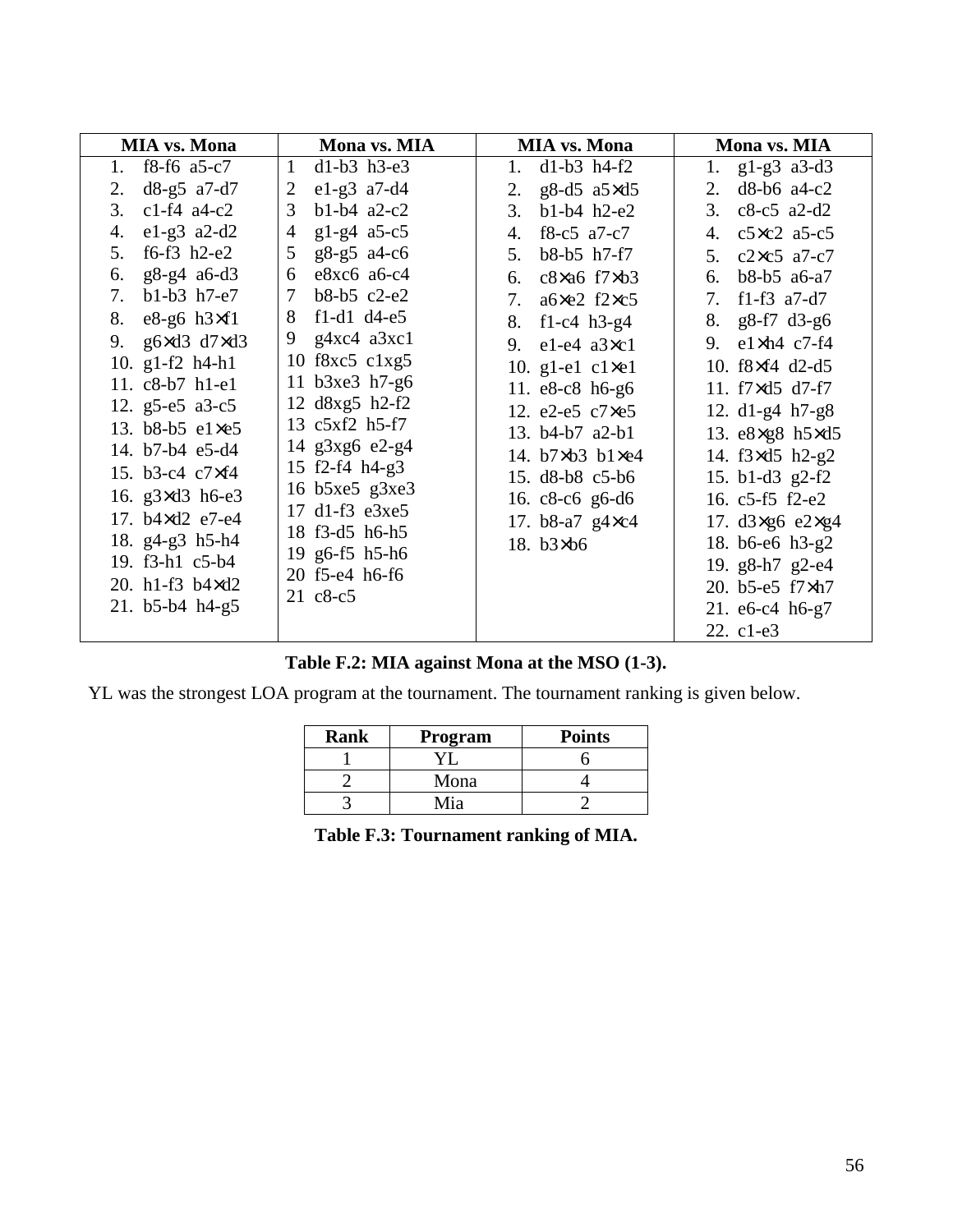| MIA vs. Mona | Mona vs. MIA | MIA vs. Mona | Mona vs. MIA |
|---|---|---|---|
| 1. f8-f6 a5-c7<br>2. d8-g5 a7-d7<br>3. c1-f4 a4-c2<br>4. e1-g3 a2-d2<br>5. f6-f3 h2-e2<br>6. g8-g4 a6-d3<br>7. b1-b3 h7-e7<br>8. e8-g6 h3×f1<br>9. g6×d3 d7×d3<br>10. g1-f2 h4-h1<br>11. c8-b7 h1-e1<br>12. g5-e5 a3-c5<br>13. b8-b5 e1×e5<br>14. b7-b4 e5-d4<br>15. b3-c4 c7×f4<br>16. g3×d3 h6-e3<br>17. b4×d2 e7-e4<br>18. g4-g3 h5-h4<br>19. f3-h1 c5-b4<br>20. h1-f3 b4×d2<br>21. b5-b4 h4-g5 | 1 d1-b3 h3-e3<br>2 e1-g3 a7-d4<br>3 b1-b4 a2-c2<br>4 g1-g4 a5-c5<br>5 g8-g5 a4-c6<br>6 e8xc6 a6-c4<br>7 b8-b5 c2-e2<br>8 f1-d1 d4-e5<br>9 g4xc4 a3xc1<br>10 f8xc5 c1xg5<br>11 b3xe3 h7-g6<br>12 d8xg5 h2-f2<br>13 c5xf2 h5-f7<br>14 g3xg6 e2-g4<br>15 f2-f4 h4-g3<br>16 b5xe5 g3xe3<br>17 d1-f3 e3xe5<br>18 f3-d5 h6-h5<br>19 g6-f5 h5-h6<br>20 f5-e4 h6-f6<br>21 c8-c5 | 1. d1-b3 h4-f2<br>2. g8-d5 a5×d5<br>3. b1-b4 h2-e2<br>4. f8-c5 a7-c7<br>5. b8-b5 h7-f7<br>6. c8×a6 f7×b3<br>7. a6×e2 f2×c5<br>8. f1-c4 h3-g4<br>9. e1-e4 a3×c1<br>10. g1-e1 c1×e1<br>11. e8-c8 h6-g6<br>12. e2-e5 c7×e5<br>13. b4-b7 a2-b1<br>14. b7×b3 b1×e4<br>15. d8-b8 c5-b6<br>16. c8-c6 g6-d6<br>17. b8-a7 g4×c4<br>18. b3×b6 | 1. g1-g3 a3-d3<br>2. d8-b6 a4-c2<br>3. c8-c5 a2-d2<br>4. c5×c2 a5-c5<br>5. c2×c5 a7-c7<br>6. b8-b5 a6-a7<br>7. f1-f3 a7-d7<br>8. g8-f7 d3-g6<br>9. e1×h4 c7-f4<br>10. f8×f4 d2-d5<br>11. f7×d5 d7-f7<br>12. d1-g4 h7-g8<br>13. e8×g8 h5×d5<br>14. f3×d5 h2-g2<br>15. b1-d3 g2-f2<br>16. c5-f5 f2-e2<br>17. d3×g6 e2×g4<br>18. b6-e6 h3-g2<br>19. g8-h7 g2-e4<br>20. b5-e5 f7×h7<br>21. e6-c4 h6-g7<br>22. c1-e3 |

**Table F.2: MIA against Mona at the MSO (1-3).**

YL was the strongest LOA program at the tournament. The tournament ranking is given below.

| Rank | Program | Points |
|---|---|---|
| 1 | YL | 6 |
| 2 | Mona | 4 |
| 3 | Mia | 2 |

**Table F.3: Tournament ranking of MIA.**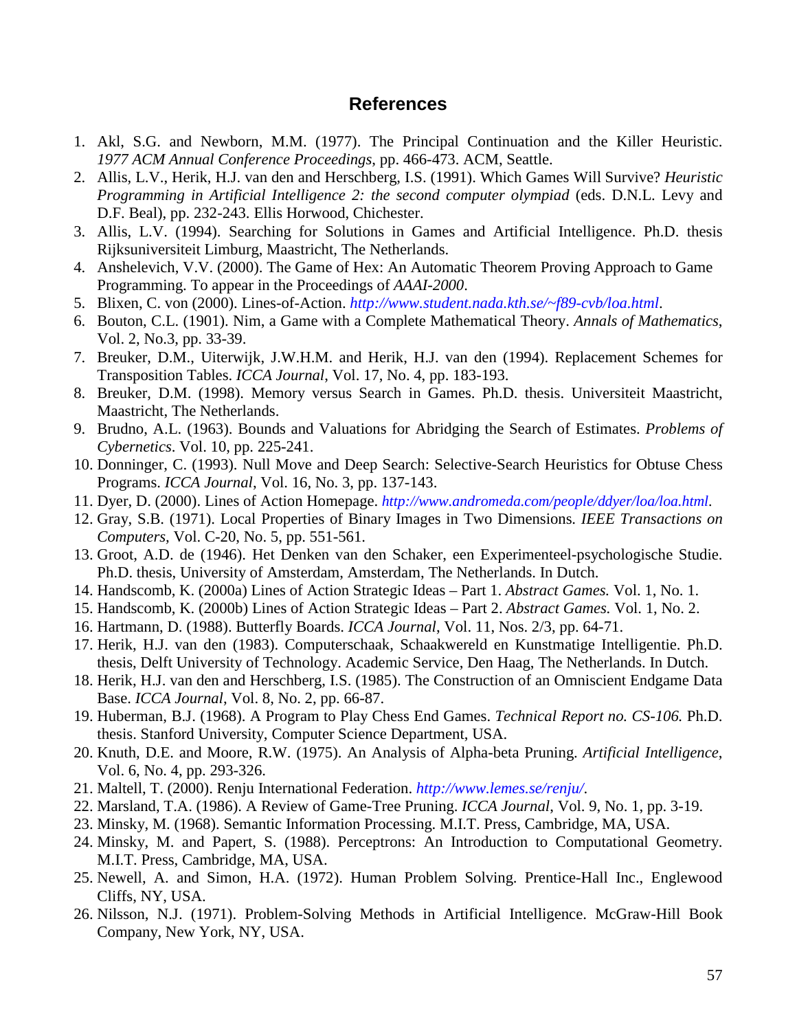## References

1. Akl, S.G. and Newborn, M.M. (1977). The Principal Continuation and the Killer Heuristic. *1977 ACM Annual Conference Proceedings*, pp. 466-473. ACM, Seattle.
2. Allis, L.V., Herik, H.J. van den and Herschberg, I.S. (1991). Which Games Will Survive? *Heuristic Programming in Artificial Intelligence 2: the second computer olympiad* (eds. D.N.L. Levy and D.F. Beal), pp. 232-243. Ellis Horwood, Chichester.
3. Allis, L.V. (1994). Searching for Solutions in Games and Artificial Intelligence. Ph.D. thesis Rijksuniversiteit Limburg, Maastricht, The Netherlands.
4. Anshelevich, V.V. (2000). The Game of Hex: An Automatic Theorem Proving Approach to Game Programming. To appear in the Proceedings of *AAAI-2000*.
5. Blixen, C. von (2000). Lines-of-Action. *http://www.student.nada.kth.se/~f89-cvb/loa.html*.
6. Bouton, C.L. (1901). Nim, a Game with a Complete Mathematical Theory. *Annals of Mathematics*, Vol. 2, No.3, pp. 33-39.
7. Breuker, D.M., Uiterwijk, J.W.H.M. and Herik, H.J. van den (1994). Replacement Schemes for Transposition Tables. *ICCA Journal*, Vol. 17, No. 4, pp. 183-193.
8. Breuker, D.M. (1998). Memory versus Search in Games. Ph.D. thesis. Universiteit Maastricht, Maastricht, The Netherlands.
9. Brudno, A.L. (1963). Bounds and Valuations for Abridging the Search of Estimates. *Problems of Cybernetics*. Vol. 10, pp. 225-241.
10. Donninger, C. (1993). Null Move and Deep Search: Selective-Search Heuristics for Obtuse Chess Programs. *ICCA Journal*, Vol. 16, No. 3, pp. 137-143.
11. Dyer, D. (2000). Lines of Action Homepage. *http://www.andromeda.com/people/ddyer/loa/loa.html*.
12. Gray, S.B. (1971). Local Properties of Binary Images in Two Dimensions. *IEEE Transactions on Computers*, Vol. C-20, No. 5, pp. 551-561.
13. Groot, A.D. de (1946). Het Denken van den Schaker, een Experimenteel-psychologische Studie. Ph.D. thesis, University of Amsterdam, Amsterdam, The Netherlands. In Dutch.
14. Handscomb, K. (2000a) Lines of Action Strategic Ideas – Part 1. *Abstract Games.* Vol. 1, No. 1.
15. Handscomb, K. (2000b) Lines of Action Strategic Ideas – Part 2. *Abstract Games.* Vol. 1, No. 2.
16. Hartmann, D. (1988). Butterfly Boards. *ICCA Journal*, Vol. 11, Nos. 2/3, pp. 64-71.
17. Herik, H.J. van den (1983). Computerschaak, Schaakwereld en Kunstmatige Intelligentie. Ph.D. thesis, Delft University of Technology. Academic Service, Den Haag, The Netherlands. In Dutch.
18. Herik, H.J. van den and Herschberg, I.S. (1985). The Construction of an Omniscient Endgame Data Base. *ICCA Journal*, Vol. 8, No. 2, pp. 66-87.
19. Huberman, B.J. (1968). A Program to Play Chess End Games. *Technical Report no. CS-106.* Ph.D. thesis. Stanford University, Computer Science Department, USA.
20. Knuth, D.E. and Moore, R.W. (1975). An Analysis of Alpha-beta Pruning. *Artificial Intelligence*, Vol. 6, No. 4, pp. 293-326.
21. Maltell, T. (2000). Renju International Federation. *http://www.lemes.se/renju/*.
22. Marsland, T.A. (1986). A Review of Game-Tree Pruning. *ICCA Journal*, Vol. 9, No. 1, pp. 3-19.
23. Minsky, M. (1968). Semantic Information Processing. M.I.T. Press, Cambridge, MA, USA.
24. Minsky, M. and Papert, S. (1988). Perceptrons: An Introduction to Computational Geometry. M.I.T. Press, Cambridge, MA, USA.
25. Newell, A. and Simon, H.A. (1972). Human Problem Solving. Prentice-Hall Inc., Englewood Cliffs, NY, USA.
26. Nilsson, N.J. (1971). Problem-Solving Methods in Artificial Intelligence. McGraw-Hill Book Company, New York, NY, USA.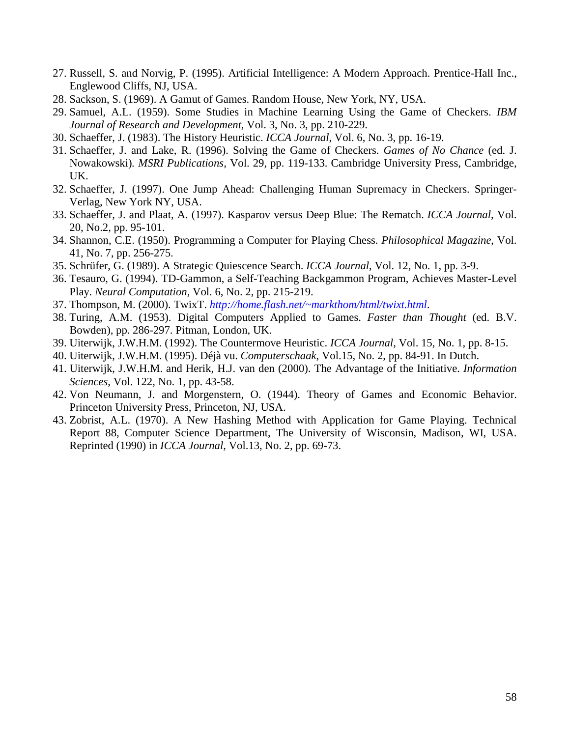27. Russell, S. and Norvig, P. (1995). Artificial Intelligence: A Modern Approach. Prentice-Hall Inc., Englewood Cliffs, NJ, USA.
28. Sackson, S. (1969). A Gamut of Games. Random House, New York, NY, USA.
29. Samuel, A.L. (1959). Some Studies in Machine Learning Using the Game of Checkers. *IBM Journal of Research and Development*, Vol. 3, No. 3, pp. 210-229.
30. Schaeffer, J. (1983). The History Heuristic. *ICCA Journal*, Vol. 6, No. 3, pp. 16-19.
31. Schaeffer, J. and Lake, R. (1996). Solving the Game of Checkers. *Games of No Chance* (ed. J. Nowakowski). *MSRI Publications*, Vol. 29, pp. 119-133. Cambridge University Press, Cambridge, UK.
32. Schaeffer, J. (1997). One Jump Ahead: Challenging Human Supremacy in Checkers. Springer-Verlag, New York NY, USA.
33. Schaeffer, J. and Plaat, A. (1997). Kasparov versus Deep Blue: The Rematch. *ICCA Journal*, Vol. 20, No.2, pp. 95-101.
34. Shannon, C.E. (1950). Programming a Computer for Playing Chess. *Philosophical Magazine*, Vol. 41, No. 7, pp. 256-275.
35. Schrüfer, G. (1989). A Strategic Quiescence Search. *ICCA Journal*, Vol. 12, No. 1, pp. 3-9.
36. Tesauro, G. (1994). TD-Gammon, a Self-Teaching Backgammon Program, Achieves Master-Level Play. *Neural Computation*, Vol. 6, No. 2, pp. 215-219.
37. Thompson, M. (2000). TwixT. *http://home.flash.net/~markthom/html/twixt.html*.
38. Turing, A.M. (1953). Digital Computers Applied to Games. *Faster than Thought* (ed. B.V. Bowden), pp. 286-297. Pitman, London, UK.
39. Uiterwijk, J.W.H.M. (1992). The Countermove Heuristic. *ICCA Journal*, Vol. 15, No. 1, pp. 8-15.
40. Uiterwijk, J.W.H.M. (1995). Déjà vu. *Computerschaak*, Vol.15, No. 2, pp. 84-91. In Dutch.
41. Uiterwijk, J.W.H.M. and Herik, H.J. van den (2000). The Advantage of the Initiative. *Information Sciences*, Vol. 122, No. 1, pp. 43-58.
42. Von Neumann, J. and Morgenstern, O. (1944). Theory of Games and Economic Behavior. Princeton University Press, Princeton, NJ, USA.
43. Zobrist, A.L. (1970). A New Hashing Method with Application for Game Playing. Technical Report 88, Computer Science Department, The University of Wisconsin, Madison, WI, USA. Reprinted (1990) in *ICCA Journal*, Vol.13, No. 2, pp. 69-73.